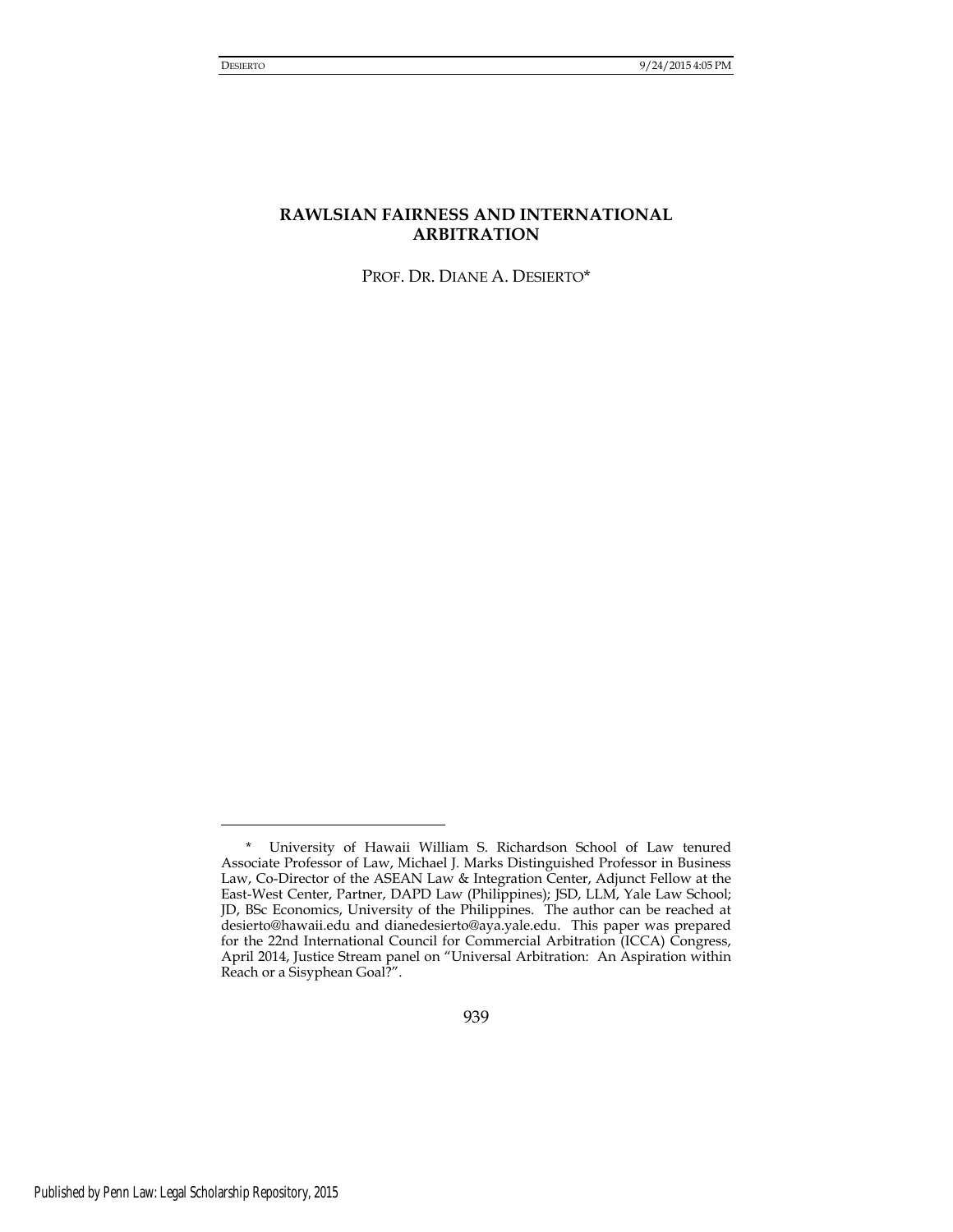# RAWLSIAN FAIRNESS AND INTERNATIONAL ARBITRATION

PROF. DR. DIANE A. DESIERTO*

---

\* University of Hawaii William S. Richardson School of Law tenured Associate Professor of Law, Michael J. Marks Distinguished Professor in Business Law, Co-Director of the ASEAN Law & Integration Center, Adjunct Fellow at the East-West Center, Partner, DAPD Law (Philippines); JSD, LLM, Yale Law School; JD, BSc Economics, University of the Philippines. The author can be reached at desierto@hawaii.edu and dianedesierto@aya.yale.edu. This paper was prepared for the 22nd International Council for Commercial Arbitration (ICCA) Congress, April 2014, Justice Stream panel on "Universal Arbitration: An Aspiration within Reach or a Sisyphean Goal?".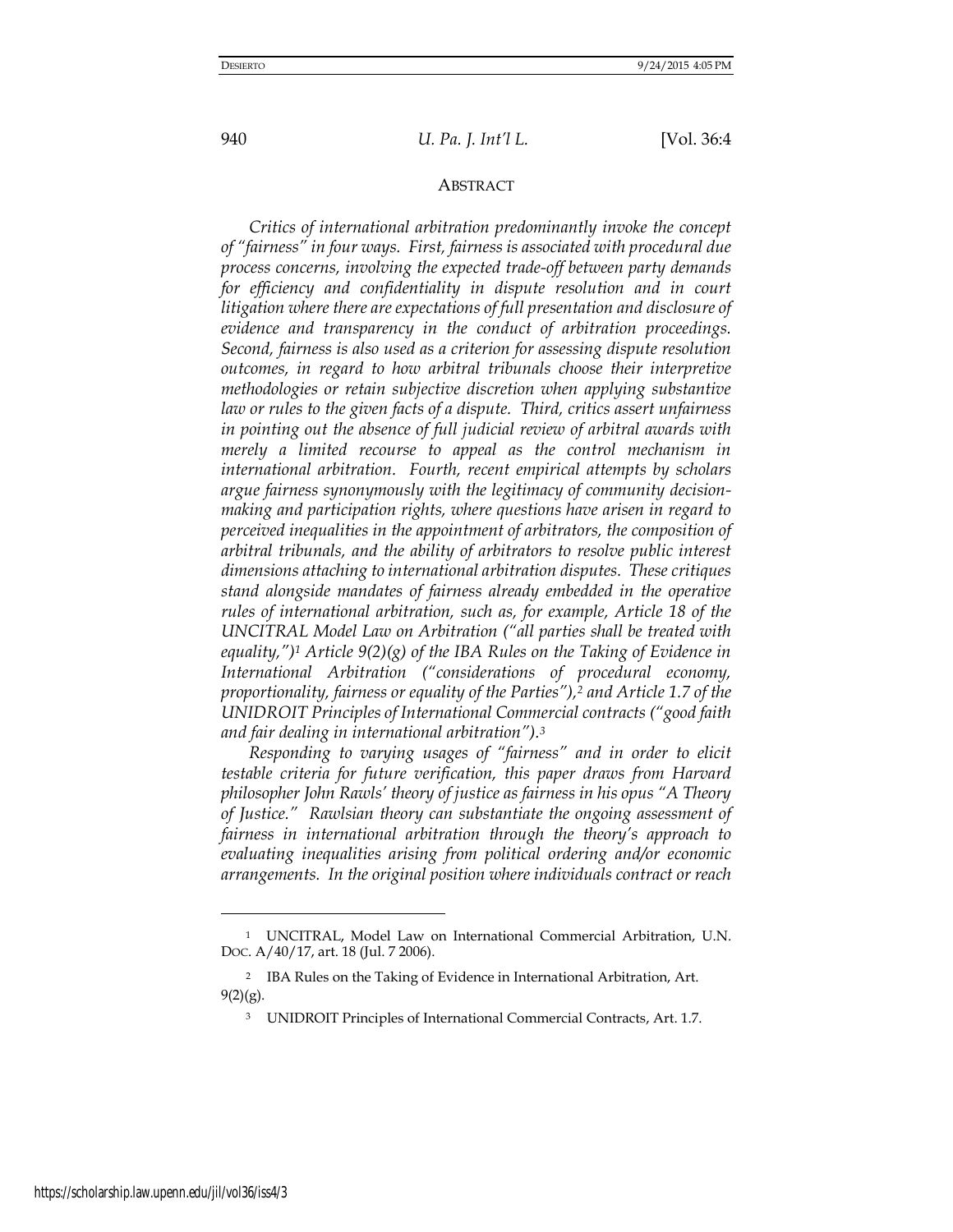## ABSTRACT

*Critics of international arbitration predominantly invoke the concept of "fairness" in four ways. First, fairness is associated with procedural due process concerns, involving the expected trade-off between party demands for efficiency and confidentiality in dispute resolution and in court litigation where there are expectations of full presentation and disclosure of evidence and transparency in the conduct of arbitration proceedings. Second, fairness is also used as a criterion for assessing dispute resolution outcomes, in regard to how arbitral tribunals choose their interpretive methodologies or retain subjective discretion when applying substantive law or rules to the given facts of a dispute. Third, critics assert unfairness in pointing out the absence of full judicial review of arbitral awards with merely a limited recourse to appeal as the control mechanism in international arbitration. Fourth, recent empirical attempts by scholars argue fairness synonymously with the legitimacy of community decision-making and participation rights, where questions have arisen in regard to perceived inequalities in the appointment of arbitrators, the composition of arbitral tribunals, and the ability of arbitrators to resolve public interest dimensions attaching to international arbitration disputes. These critiques stand alongside mandates of fairness already embedded in the operative rules of international arbitration, such as, for example, Article 18 of the UNCITRAL Model Law on Arbitration ("all parties shall be treated with equality,")[1] Article 9(2)(g) of the IBA Rules on the Taking of Evidence in International Arbitration ("considerations of procedural economy, proportionality, fairness or equality of the Parties"),[2] and Article 1.7 of the UNIDROIT Principles of International Commercial contracts ("good faith and fair dealing in international arbitration").[3]*

*Responding to varying usages of "fairness" and in order to elicit testable criteria for future verification, this paper draws from Harvard philosopher John Rawls' theory of justice as fairness in his opus "A Theory of Justice." Rawlsian theory can substantiate the ongoing assessment of fairness in international arbitration through the theory's approach to evaluating inequalities arising from political ordering and/or economic arrangements. In the original position where individuals contract or reach*

---

[1] UNCITRAL, Model Law on International Commercial Arbitration, U.N. DOC. A/40/17, art. 18 (Jul. 7 2006).

[2] IBA Rules on the Taking of Evidence in International Arbitration, Art. 9(2)(g).

[3] UNIDROIT Principles of International Commercial Contracts, Art. 1.7.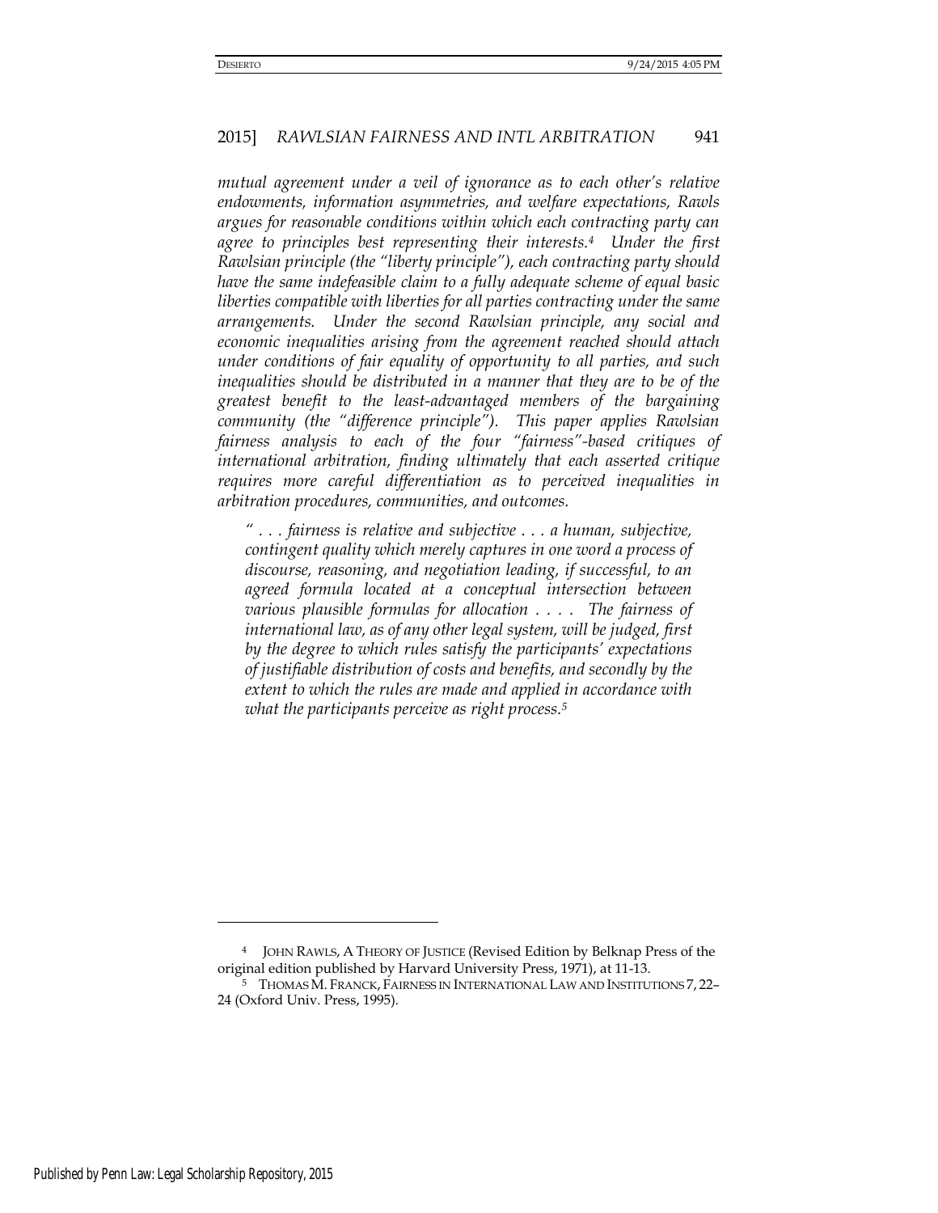*mutual agreement under a veil of ignorance as to each other's relative endowments, information asymmetries, and welfare expectations, Rawls argues for reasonable conditions within which each contracting party can agree to principles best representing their interests.*[4] *Under the first Rawlsian principle (the "liberty principle"), each contracting party should have the same indefeasible claim to a fully adequate scheme of equal basic liberties compatible with liberties for all parties contracting under the same arrangements. Under the second Rawlsian principle, any social and economic inequalities arising from the agreement reached should attach under conditions of fair equality of opportunity to all parties, and such inequalities should be distributed in a manner that they are to be of the greatest benefit to the least-advantaged members of the bargaining community (the "difference principle"). This paper applies Rawlsian fairness analysis to each of the four "fairness"-based critiques of international arbitration, finding ultimately that each asserted critique requires more careful differentiation as to perceived inequalities in arbitration procedures, communities, and outcomes.*

> *" . . . fairness is relative and subjective . . . a human, subjective, contingent quality which merely captures in one word a process of discourse, reasoning, and negotiation leading, if successful, to an agreed formula located at a conceptual intersection between various plausible formulas for allocation . . . . The fairness of international law, as of any other legal system, will be judged, first by the degree to which rules satisfy the participants' expectations of justifiable distribution of costs and benefits, and secondly by the extent to which the rules are made and applied in accordance with what the participants perceive as right process.*[5]

---

[4] JOHN RAWLS, A THEORY OF JUSTICE (Revised Edition by Belknap Press of the original edition published by Harvard University Press, 1971), at 11-13.

[5] THOMAS M. FRANCK, FAIRNESS IN INTERNATIONAL LAW AND INSTITUTIONS 7, 22–24 (Oxford Univ. Press, 1995).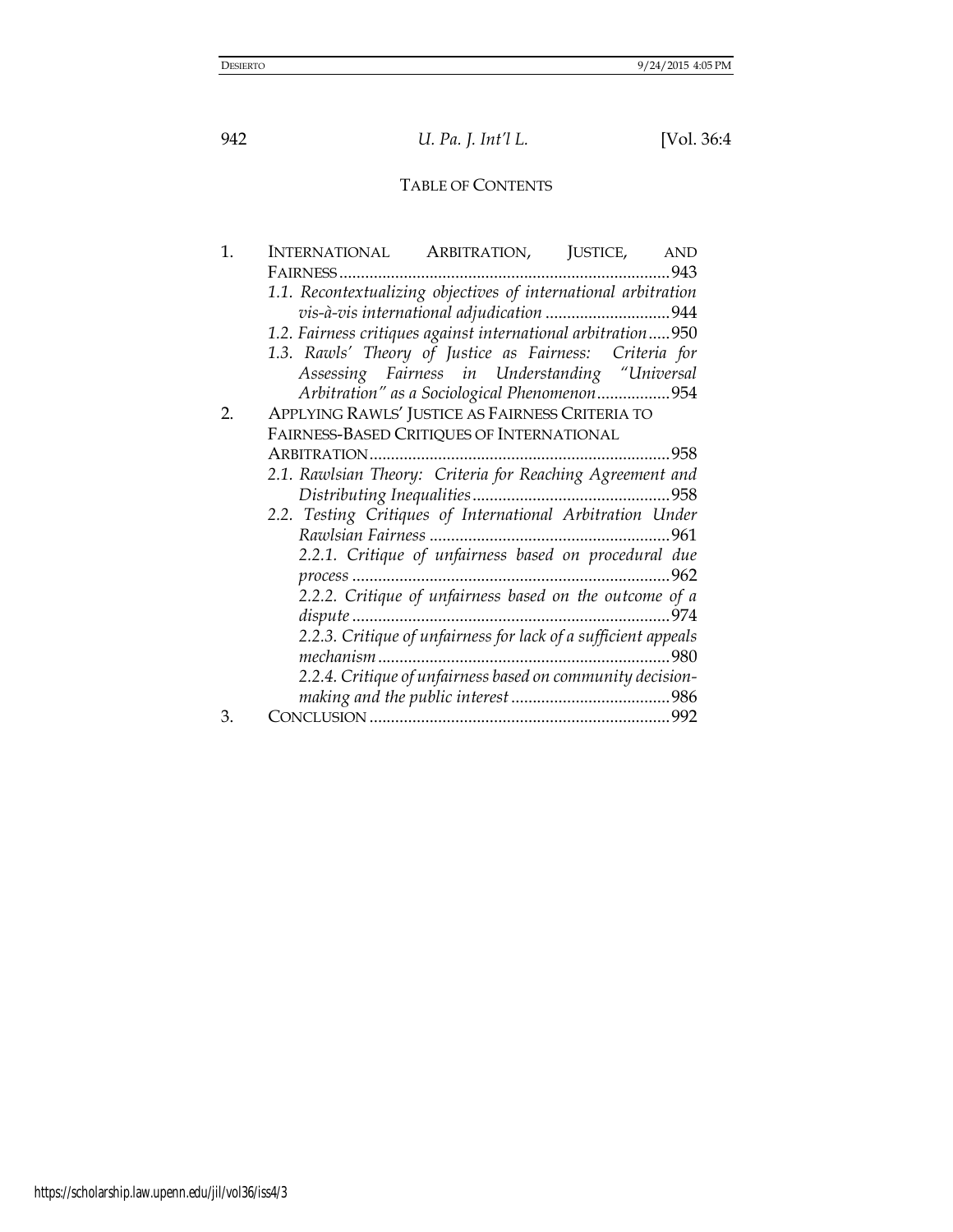# TABLE OF CONTENTS

1. INTERNATIONAL ARBITRATION, JUSTICE, AND FAIRNESS .......... 943
   - *1.1. Recontextualizing objectives of international arbitration vis-à-vis international adjudication* .......... 944
   - *1.2. Fairness critiques against international arbitration* .......... 950
   - *1.3. Rawls' Theory of Justice as Fairness: Criteria for Assessing Fairness in Understanding "Universal Arbitration" as a Sociological Phenomenon* .......... 954
2. APPLYING RAWLS' JUSTICE AS FAIRNESS CRITERIA TO FAIRNESS-BASED CRITIQUES OF INTERNATIONAL ARBITRATION .......... 958
   - *2.1. Rawlsian Theory: Criteria for Reaching Agreement and Distributing Inequalities* .......... 958
   - *2.2. Testing Critiques of International Arbitration Under Rawlsian Fairness* .......... 961
     - *2.2.1. Critique of unfairness based on procedural due process* .......... 962
     - *2.2.2. Critique of unfairness based on the outcome of a dispute* .......... 974
     - *2.2.3. Critique of unfairness for lack of a sufficient appeals mechanism* .......... 980
     - *2.2.4. Critique of unfairness based on community decision-making and the public interest* .......... 986
3. CONCLUSION .......... 992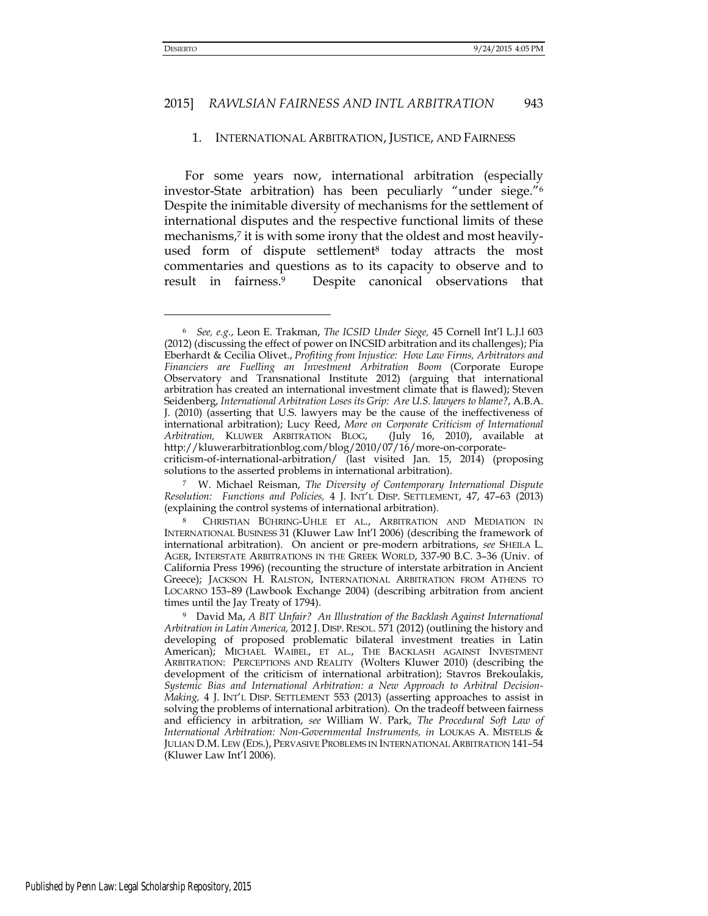## 1. INTERNATIONAL ARBITRATION, JUSTICE, AND FAIRNESS

For some years now, international arbitration (especially investor-State arbitration) has been peculiarly "under siege."[6] Despite the inimitable diversity of mechanisms for the settlement of international disputes and the respective functional limits of these mechanisms,[7] it is with some irony that the oldest and most heavily-used form of dispute settlement[8] today attracts the most commentaries and questions as to its capacity to observe and to result in fairness.[9] Despite canonical observations that

---

[6] *See, e.g.*, Leon E. Trakman, *The ICSID Under Siege,* 45 Cornell Int'l L.J.l 603 (2012) (discussing the effect of power on INCSID arbitration and its challenges); Pia Eberhardt & Cecilia Olivet., *Profiting from Injustice: How Law Firms, Arbitrators and Financiers are Fuelling an Investment Arbitration Boom* (Corporate Europe Observatory and Transnational Institute 2012) (arguing that international arbitration has created an international investment climate that is flawed); Steven Seidenberg, *International Arbitration Loses its Grip: Are U.S. lawyers to blame?*, A.B.A. J. (2010) (asserting that U.S. lawyers may be the cause of the ineffectiveness of international arbitration); Lucy Reed, *More on Corporate Criticism of International Arbitration,* KLUWER ARBITRATION BLOG, (July 16, 2010), available at http://kluwerarbitrationblog.com/blog/2010/07/16/more-on-corporate-criticism-of-international-arbitration/ (last visited Jan. 15, 2014) (proposing solutions to the asserted problems in international arbitration).

[7] W. Michael Reisman, *The Diversity of Contemporary International Dispute Resolution: Functions and Policies,* 4 J. INT'L DISP. SETTLEMENT, 47, 47–63 (2013) (explaining the control systems of international arbitration).

[8] CHRISTIAN BÜHRING-UHLE ET AL., ARBITRATION AND MEDIATION IN INTERNATIONAL BUSINESS 31 (Kluwer Law Int'l 2006) (describing the framework of international arbitration). On ancient or pre-modern arbitrations, *see* SHEILA L. AGER, INTERSTATE ARBITRATIONS IN THE GREEK WORLD, 337-90 B.C. 3–36 (Univ. of California Press 1996) (recounting the structure of interstate arbitration in Ancient Greece); JACKSON H. RALSTON, INTERNATIONAL ARBITRATION FROM ATHENS TO LOCARNO 153–89 (Lawbook Exchange 2004) (describing arbitration from ancient times until the Jay Treaty of 1794).

[9] David Ma, *A BIT Unfair? An Illustration of the Backlash Against International Arbitration in Latin America,* 2012 J. DISP. RESOL. 571 (2012) (outlining the history and developing of proposed problematic bilateral investment treaties in Latin American); MICHAEL WAIBEL, ET AL., THE BACKLASH AGAINST INVESTMENT ARBITRATION: PERCEPTIONS AND REALITY (Wolters Kluwer 2010) (describing the development of the criticism of international arbitration); Stavros Brekoulakis, *Systemic Bias and International Arbitration: a New Approach to Arbitral Decision-Making,* 4 J. INT'L DISP. SETTLEMENT 553 (2013) (asserting approaches to assist in solving the problems of international arbitration). On the tradeoff between fairness and efficiency in arbitration, *see* William W. Park, *The Procedural Soft Law of International Arbitration: Non-Governmental Instruments, in* LOUKAS A. MISTELIS & JULIAN D.M. LEW (EDS.), PERVASIVE PROBLEMS IN INTERNATIONAL ARBITRATION 141–54 (Kluwer Law Int'l 2006).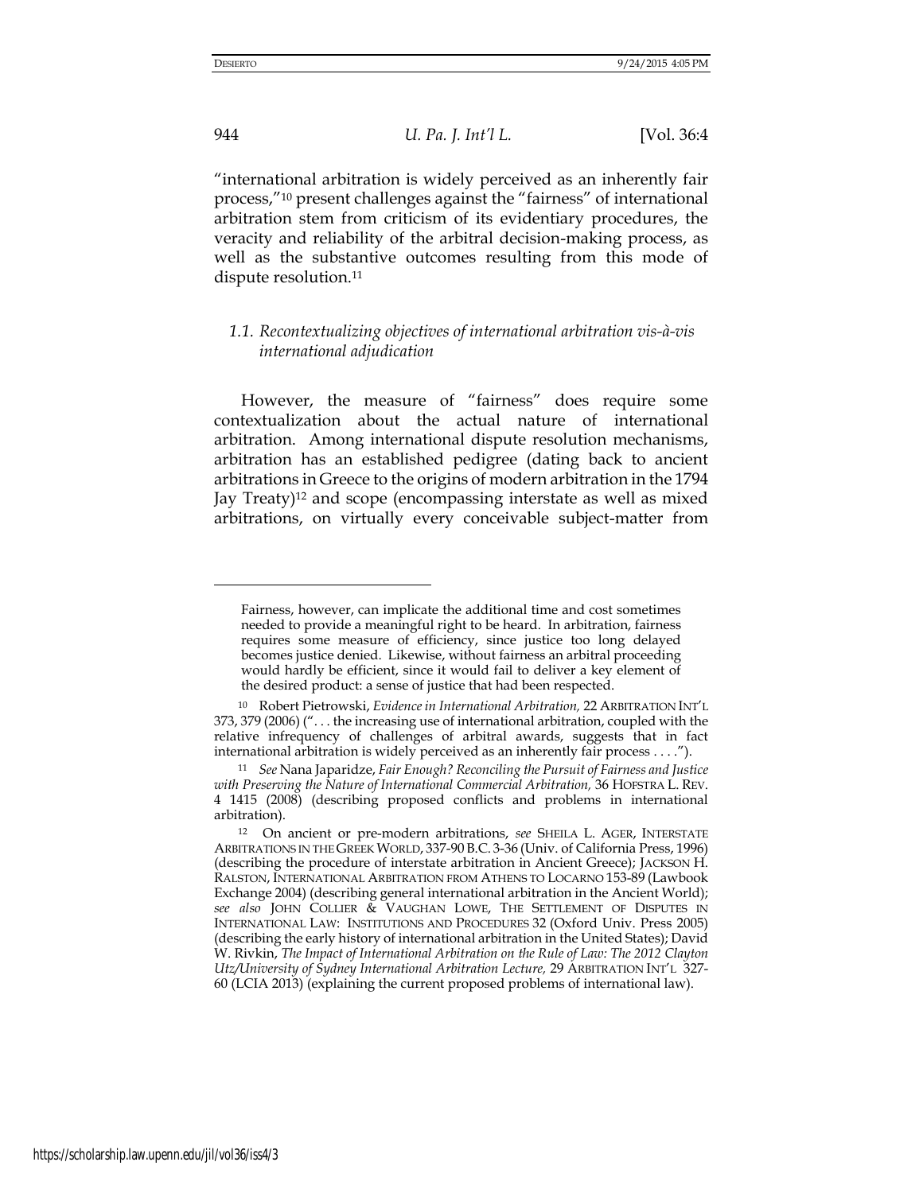"international arbitration is widely perceived as an inherently fair process,"[10] present challenges against the "fairness" of international arbitration stem from criticism of its evidentiary procedures, the veracity and reliability of the arbitral decision-making process, as well as the substantive outcomes resulting from this mode of dispute resolution.[11]

### *1.1. Recontextualizing objectives of international arbitration vis-à-vis international adjudication*

However, the measure of "fairness" does require some contextualization about the actual nature of international arbitration. Among international dispute resolution mechanisms, arbitration has an established pedigree (dating back to ancient arbitrations in Greece to the origins of modern arbitration in the 1794 Jay Treaty)[12] and scope (encompassing interstate as well as mixed arbitrations, on virtually every conceivable subject-matter from

---

> Fairness, however, can implicate the additional time and cost sometimes needed to provide a meaningful right to be heard. In arbitration, fairness requires some measure of efficiency, since justice too long delayed becomes justice denied. Likewise, without fairness an arbitral proceeding would hardly be efficient, since it would fail to deliver a key element of the desired product: a sense of justice that had been respected.

[10] Robert Pietrowski, *Evidence in International Arbitration,* 22 ARBITRATION INT'L 373, 379 (2006) (". . . the increasing use of international arbitration, coupled with the relative infrequency of challenges of arbitral awards, suggests that in fact international arbitration is widely perceived as an inherently fair process . . . .").

[11] *See* Nana Japaridze, *Fair Enough? Reconciling the Pursuit of Fairness and Justice with Preserving the Nature of International Commercial Arbitration,* 36 HOFSTRA L. REV. 4 1415 (2008) (describing proposed conflicts and problems in international arbitration).

[12] On ancient or pre-modern arbitrations, *see* SHEILA L. AGER, INTERSTATE ARBITRATIONS IN THE GREEK WORLD, 337-90 B.C. 3-36 (Univ. of California Press, 1996) (describing the procedure of interstate arbitration in Ancient Greece); JACKSON H. RALSTON, INTERNATIONAL ARBITRATION FROM ATHENS TO LOCARNO 153-89 (Lawbook Exchange 2004) (describing general international arbitration in the Ancient World); *see also* JOHN COLLIER & VAUGHAN LOWE, THE SETTLEMENT OF DISPUTES IN INTERNATIONAL LAW: INSTITUTIONS AND PROCEDURES 32 (Oxford Univ. Press 2005) (describing the early history of international arbitration in the United States); David W. Rivkin, *The Impact of International Arbitration on the Rule of Law: The 2012 Clayton Utz/University of Sydney International Arbitration Lecture,* 29 ARBITRATION INT'L 327-60 (LCIA 2013) (explaining the current proposed problems of international law).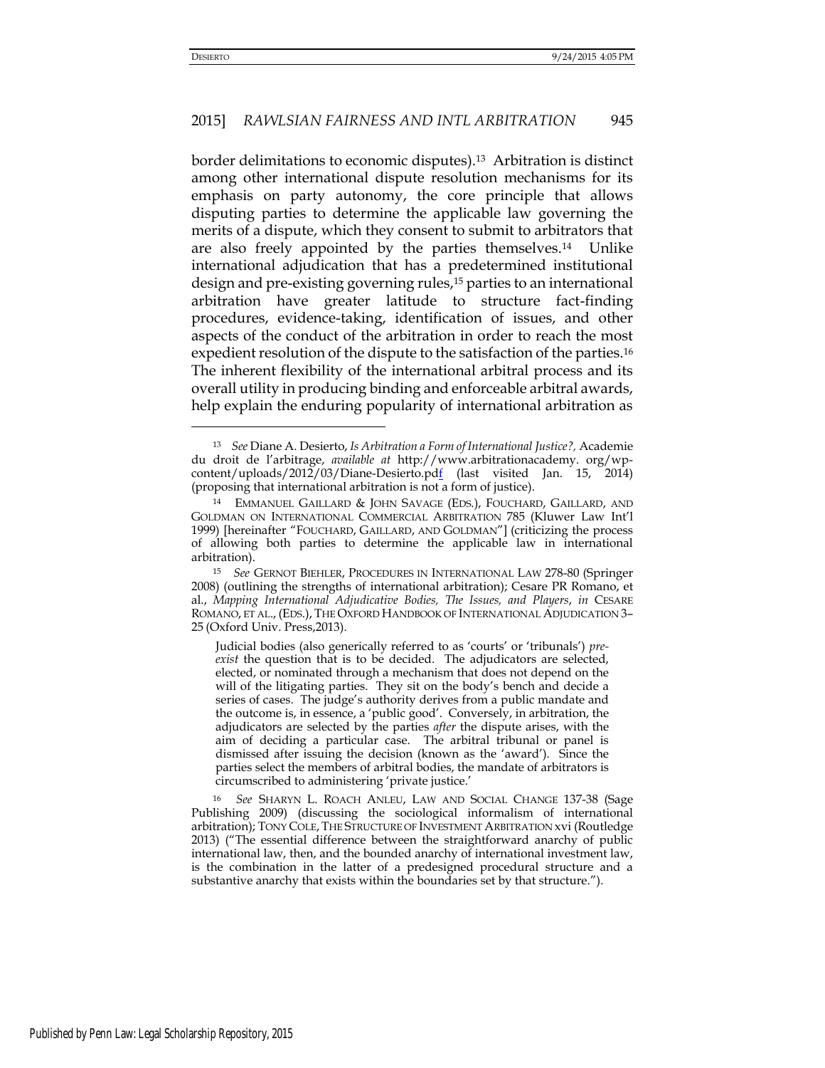border delimitations to economic disputes).[13] Arbitration is distinct among other international dispute resolution mechanisms for its emphasis on party autonomy, the core principle that allows disputing parties to determine the applicable law governing the merits of a dispute, which they consent to submit to arbitrators that are also freely appointed by the parties themselves.[14] Unlike international adjudication that has a predetermined institutional design and pre-existing governing rules,[15] parties to an international arbitration have greater latitude to structure fact-finding procedures, evidence-taking, identification of issues, and other aspects of the conduct of the arbitration in order to reach the most expedient resolution of the dispute to the satisfaction of the parties.[16] The inherent flexibility of the international arbitral process and its overall utility in producing binding and enforceable arbitral awards, help explain the enduring popularity of international arbitration as

---

[13] *See* Diane A. Desierto, *Is Arbitration a Form of International Justice?,* Academie du droit de l'arbitrage, *available at* http://www.arbitrationacademy. org/wp-content/uploads/2012/03/Diane-Desierto.pdf (last visited Jan. 15, 2014) (proposing that international arbitration is not a form of justice).

[14] EMMANUEL GAILLARD & JOHN SAVAGE (EDS.), FOUCHARD, GAILLARD, AND GOLDMAN ON INTERNATIONAL COMMERCIAL ARBITRATION 785 (Kluwer Law Int'l 1999) [hereinafter "FOUCHARD, GAILLARD, AND GOLDMAN"] (criticizing the process of allowing both parties to determine the applicable law in international arbitration).

[15] *See* GERNOT BIEHLER, PROCEDURES IN INTERNATIONAL LAW 278-80 (Springer 2008) (outlining the strengths of international arbitration); Cesare PR Romano, et al., *Mapping International Adjudicative Bodies, The Issues, and Players*, *in* CESARE ROMANO, ET AL., (EDS.), THE OXFORD HANDBOOK OF INTERNATIONAL ADJUDICATION 3–25 (Oxford Univ. Press,2013).

> Judicial bodies (also generically referred to as 'courts' or 'tribunals') *pre-exist* the question that is to be decided. The adjudicators are selected, elected, or nominated through a mechanism that does not depend on the will of the litigating parties. They sit on the body's bench and decide a series of cases. The judge's authority derives from a public mandate and the outcome is, in essence, a 'public good'. Conversely, in arbitration, the adjudicators are selected by the parties *after* the dispute arises, with the aim of deciding a particular case. The arbitral tribunal or panel is dismissed after issuing the decision (known as the 'award'). Since the parties select the members of arbitral bodies, the mandate of arbitrators is circumscribed to administering 'private justice.'

[16] *See* SHARYN L. ROACH ANLEU, LAW AND SOCIAL CHANGE 137-38 (Sage Publishing 2009) (discussing the sociological informalism of international arbitration); TONY COLE, THE STRUCTURE OF INVESTMENT ARBITRATION xvi (Routledge 2013) ("The essential difference between the straightforward anarchy of public international law, then, and the bounded anarchy of international investment law, is the combination in the latter of a predesigned procedural structure and a substantive anarchy that exists within the boundaries set by that structure.").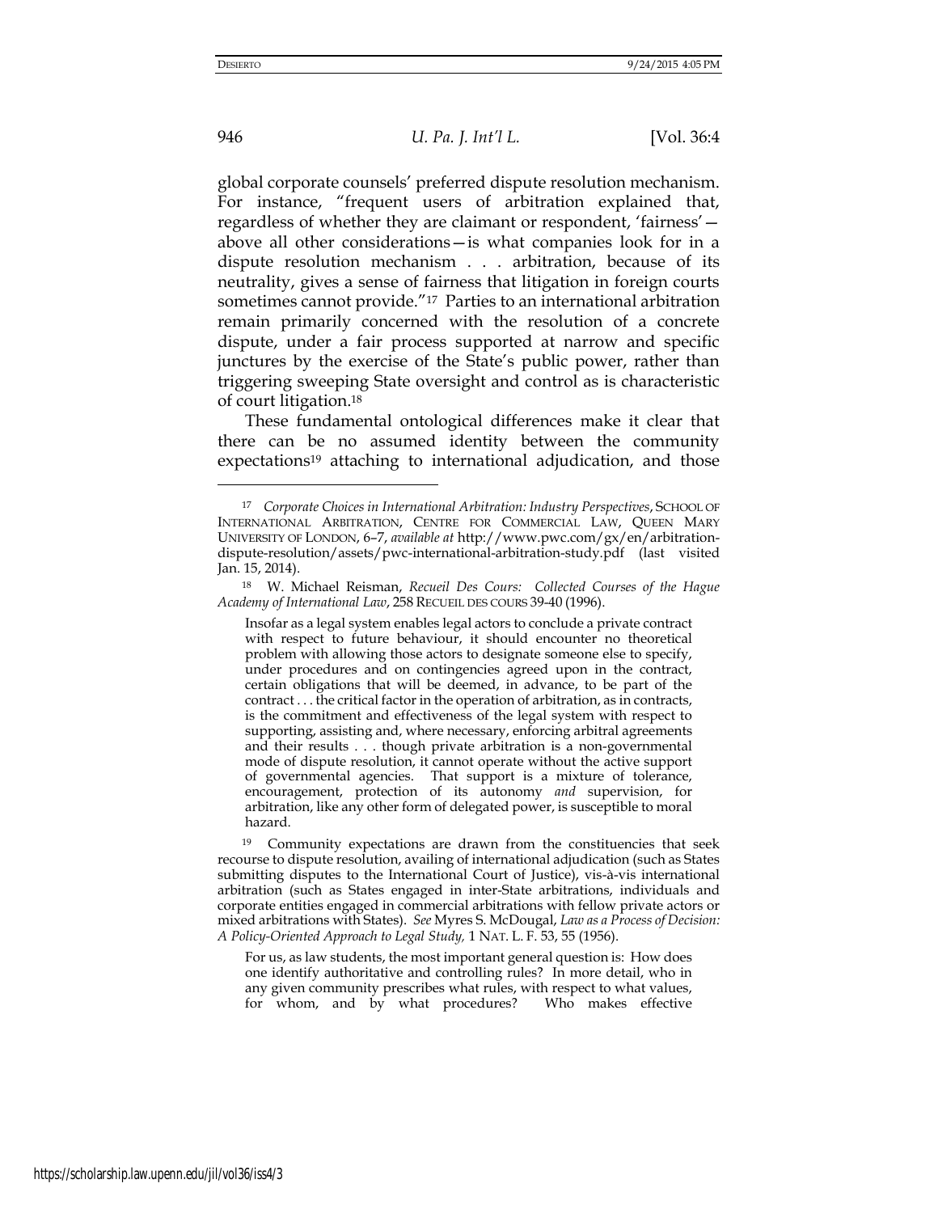global corporate counsels' preferred dispute resolution mechanism. For instance, "frequent users of arbitration explained that, regardless of whether they are claimant or respondent, 'fairness'—above all other considerations—is what companies look for in a dispute resolution mechanism . . . arbitration, because of its neutrality, gives a sense of fairness that litigation in foreign courts sometimes cannot provide."[17] Parties to an international arbitration remain primarily concerned with the resolution of a concrete dispute, under a fair process supported at narrow and specific junctures by the exercise of the State's public power, rather than triggering sweeping State oversight and control as is characteristic of court litigation.[18]

These fundamental ontological differences make it clear that there can be no assumed identity between the community expectations[19] attaching to international adjudication, and those

---

[17] *Corporate Choices in International Arbitration: Industry Perspectives*, SCHOOL OF INTERNATIONAL ARBITRATION, CENTRE FOR COMMERCIAL LAW, QUEEN MARY UNIVERSITY OF LONDON, 6–7, *available at* http://www.pwc.com/gx/en/arbitration-dispute-resolution/assets/pwc-international-arbitration-study.pdf (last visited Jan. 15, 2014).

[18] W. Michael Reisman, *Recueil Des Cours: Collected Courses of the Hague Academy of International Law*, 258 RECUEIL DES COURS 39-40 (1996).

> Insofar as a legal system enables legal actors to conclude a private contract with respect to future behaviour, it should encounter no theoretical problem with allowing those actors to designate someone else to specify, under procedures and on contingencies agreed upon in the contract, certain obligations that will be deemed, in advance, to be part of the contract . . . the critical factor in the operation of arbitration, as in contracts, is the commitment and effectiveness of the legal system with respect to supporting, assisting and, where necessary, enforcing arbitral agreements and their results . . . though private arbitration is a non-governmental mode of dispute resolution, it cannot operate without the active support of governmental agencies. That support is a mixture of tolerance, encouragement, protection of its autonomy *and* supervision, for arbitration, like any other form of delegated power, is susceptible to moral hazard.

[19] Community expectations are drawn from the constituencies that seek recourse to dispute resolution, availing of international adjudication (such as States submitting disputes to the International Court of Justice), vis-à-vis international arbitration (such as States engaged in inter-State arbitrations, individuals and corporate entities engaged in commercial arbitrations with fellow private actors or mixed arbitrations with States). *See* Myres S. McDougal, *Law as a Process of Decision: A Policy-Oriented Approach to Legal Study,* 1 NAT. L. F. 53, 55 (1956).

> For us, as law students, the most important general question is: How does one identify authoritative and controlling rules? In more detail, who in any given community prescribes what rules, with respect to what values, for whom, and by what procedures? Who makes effective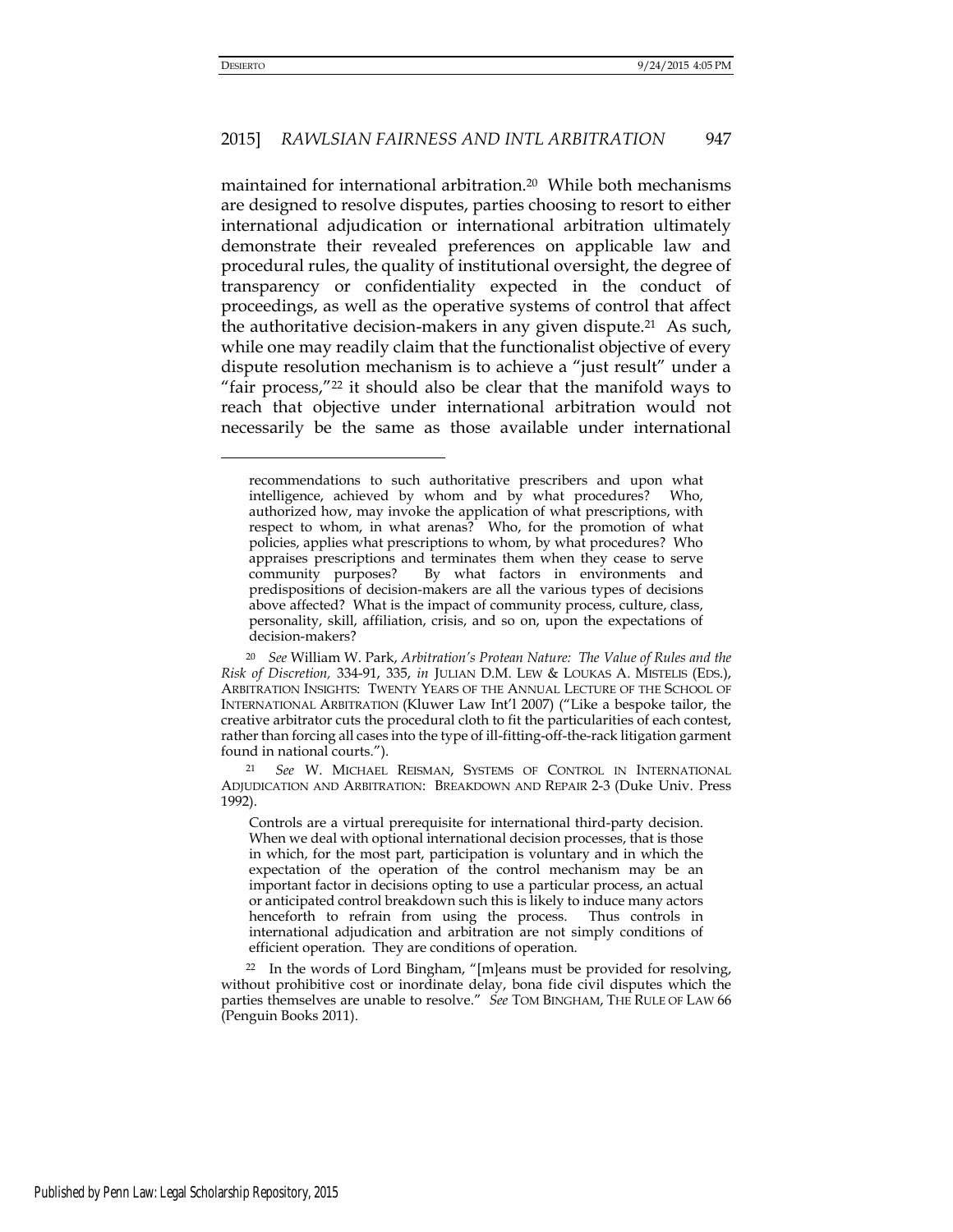maintained for international arbitration.[20] While both mechanisms are designed to resolve disputes, parties choosing to resort to either international adjudication or international arbitration ultimately demonstrate their revealed preferences on applicable law and procedural rules, the quality of institutional oversight, the degree of transparency or confidentiality expected in the conduct of proceedings, as well as the operative systems of control that affect the authoritative decision-makers in any given dispute.[21] As such, while one may readily claim that the functionalist objective of every dispute resolution mechanism is to achieve a "just result" under a "fair process,"[22] it should also be clear that the manifold ways to reach that objective under international arbitration would not necessarily be the same as those available under international

---

> recommendations to such authoritative prescribers and upon what intelligence, achieved by whom and by what procedures? Who, authorized how, may invoke the application of what prescriptions, with respect to whom, in what arenas? Who, for the promotion of what policies, applies what prescriptions to whom, by what procedures? Who appraises prescriptions and terminates them when they cease to serve community purposes? By what factors in environments and predispositions of decision-makers are all the various types of decisions above affected? What is the impact of community process, culture, class, personality, skill, affiliation, crisis, and so on, upon the expectations of decision-makers?

[20] *See* William W. Park, *Arbitration's Protean Nature: The Value of Rules and the Risk of Discretion,* 334-91, 335, *in* JULIAN D.M. LEW & LOUKAS A. MISTELIS (EDS.), ARBITRATION INSIGHTS: TWENTY YEARS OF THE ANNUAL LECTURE OF THE SCHOOL OF INTERNATIONAL ARBITRATION (Kluwer Law Int'l 2007) ("Like a bespoke tailor, the creative arbitrator cuts the procedural cloth to fit the particularities of each contest, rather than forcing all cases into the type of ill-fitting-off-the-rack litigation garment found in national courts.").

[21] *See* W. MICHAEL REISMAN, SYSTEMS OF CONTROL IN INTERNATIONAL ADJUDICATION AND ARBITRATION: BREAKDOWN AND REPAIR 2-3 (Duke Univ. Press 1992).

> Controls are a virtual prerequisite for international third-party decision. When we deal with optional international decision processes, that is those in which, for the most part, participation is voluntary and in which the expectation of the operation of the control mechanism may be an important factor in decisions opting to use a particular process, an actual or anticipated control breakdown such this is likely to induce many actors henceforth to refrain from using the process. Thus controls in international adjudication and arbitration are not simply conditions of efficient operation. They are conditions of operation.

[22] In the words of Lord Bingham, "[m]eans must be provided for resolving, without prohibitive cost or inordinate delay, bona fide civil disputes which the parties themselves are unable to resolve." *See* TOM BINGHAM, THE RULE OF LAW 66 (Penguin Books 2011).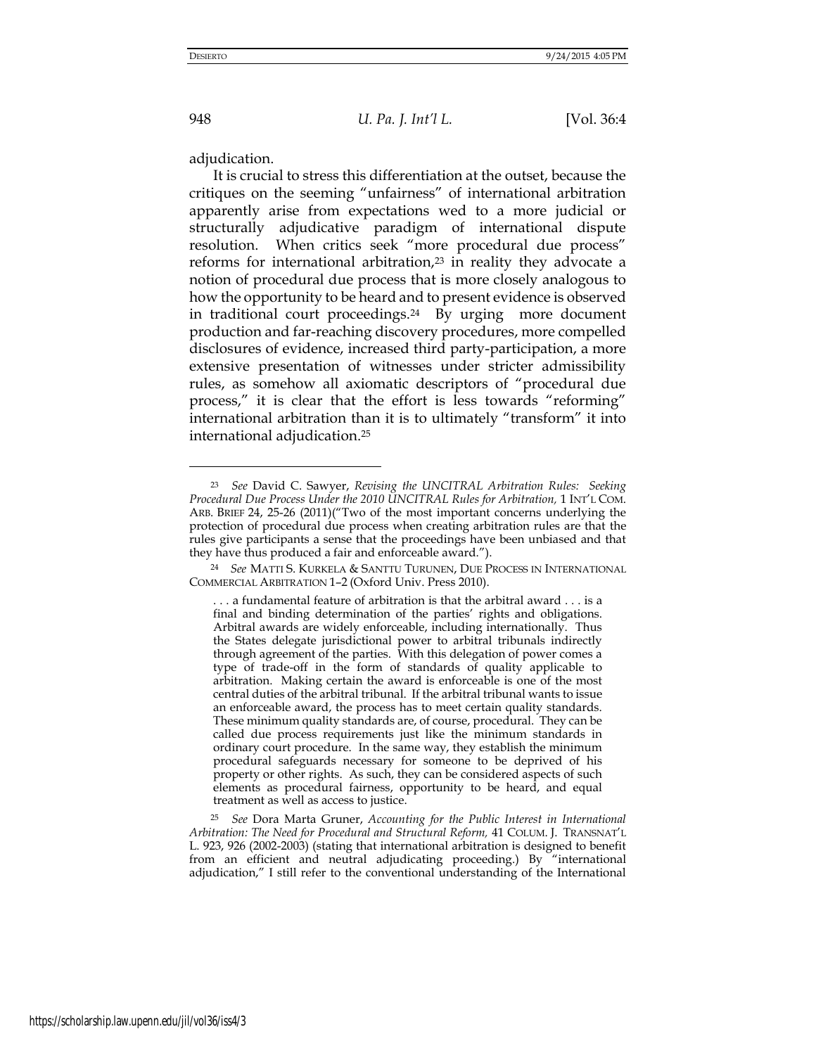adjudication.

It is crucial to stress this differentiation at the outset, because the critiques on the seeming "unfairness" of international arbitration apparently arise from expectations wed to a more judicial or structurally adjudicative paradigm of international dispute resolution. When critics seek "more procedural due process" reforms for international arbitration,[23] in reality they advocate a notion of procedural due process that is more closely analogous to how the opportunity to be heard and to present evidence is observed in traditional court proceedings.[24] By urging more document production and far-reaching discovery procedures, more compelled disclosures of evidence, increased third party-participation, a more extensive presentation of witnesses under stricter admissibility rules, as somehow all axiomatic descriptors of "procedural due process," it is clear that the effort is less towards "reforming" international arbitration than it is to ultimately "transform" it into international adjudication.[25]

---

[23] *See* David C. Sawyer, *Revising the UNCITRAL Arbitration Rules: Seeking Procedural Due Process Under the 2010 UNCITRAL Rules for Arbitration,* 1 INT'L COM. ARB. BRIEF 24, 25-26 (2011)("Two of the most important concerns underlying the protection of procedural due process when creating arbitration rules are that the rules give participants a sense that the proceedings have been unbiased and that they have thus produced a fair and enforceable award.").

[24] *See* MATTI S. KURKELA & SANTTU TURUNEN, DUE PROCESS IN INTERNATIONAL COMMERCIAL ARBITRATION 1–2 (Oxford Univ. Press 2010).

> . . . a fundamental feature of arbitration is that the arbitral award . . . is a final and binding determination of the parties' rights and obligations. Arbitral awards are widely enforceable, including internationally. Thus the States delegate jurisdictional power to arbitral tribunals indirectly through agreement of the parties. With this delegation of power comes a type of trade-off in the form of standards of quality applicable to arbitration. Making certain the award is enforceable is one of the most central duties of the arbitral tribunal. If the arbitral tribunal wants to issue an enforceable award, the process has to meet certain quality standards. These minimum quality standards are, of course, procedural. They can be called due process requirements just like the minimum standards in ordinary court procedure. In the same way, they establish the minimum procedural safeguards necessary for someone to be deprived of his property or other rights. As such, they can be considered aspects of such elements as procedural fairness, opportunity to be heard, and equal treatment as well as access to justice.

[25] *See* Dora Marta Gruner, *Accounting for the Public Interest in International Arbitration: The Need for Procedural and Structural Reform,* 41 COLUM. J. TRANSNAT'L L. 923, 926 (2002-2003) (stating that international arbitration is designed to benefit from an efficient and neutral adjudicating proceeding.) By "international adjudication," I still refer to the conventional understanding of the International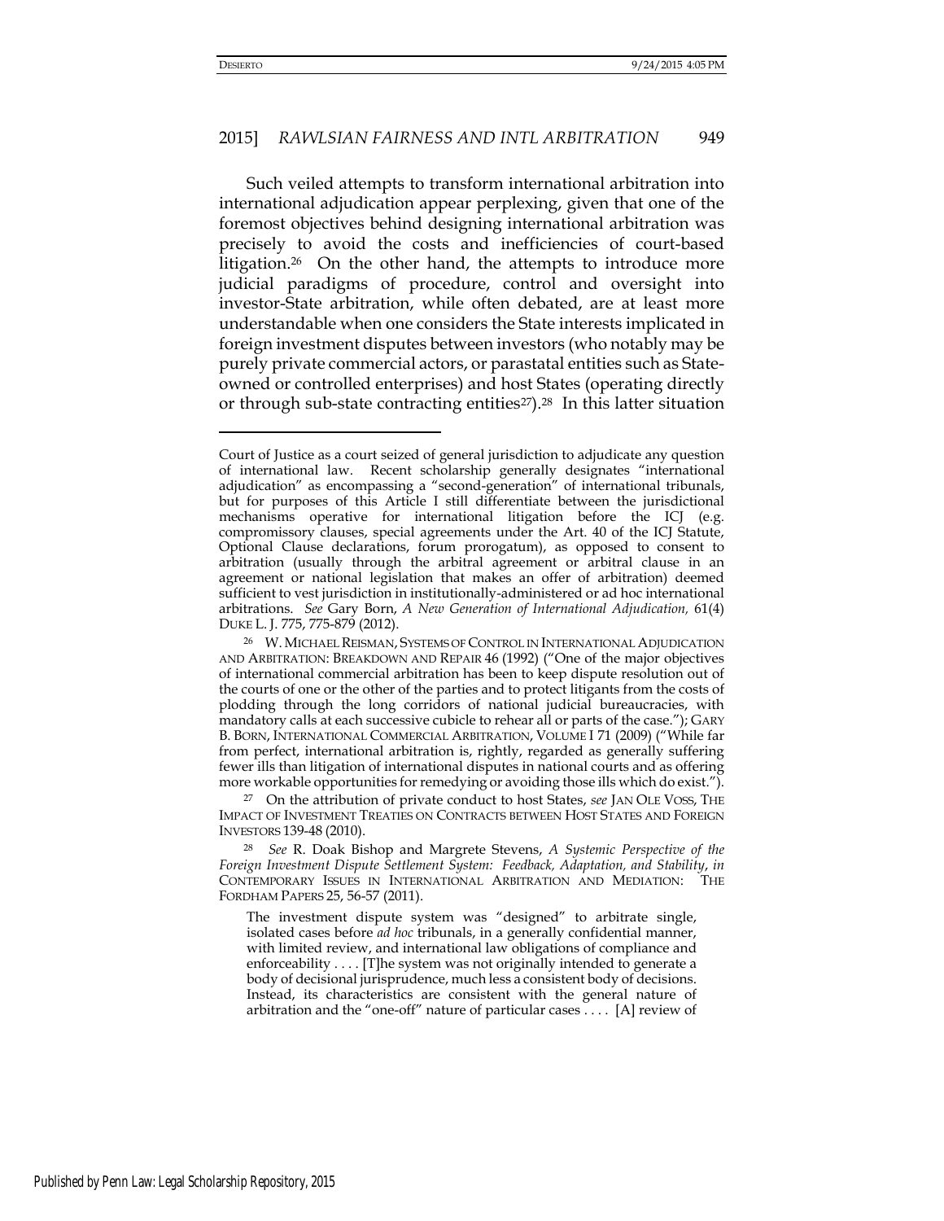Such veiled attempts to transform international arbitration into international adjudication appear perplexing, given that one of the foremost objectives behind designing international arbitration was precisely to avoid the costs and inefficiencies of court-based litigation.[26] On the other hand, the attempts to introduce more judicial paradigms of procedure, control and oversight into investor-State arbitration, while often debated, are at least more understandable when one considers the State interests implicated in foreign investment disputes between investors (who notably may be purely private commercial actors, or parastatal entities such as State-owned or controlled enterprises) and host States (operating directly or through sub-state contracting entities[27]).[28] In this latter situation

---

Court of Justice as a court seized of general jurisdiction to adjudicate any question of international law. Recent scholarship generally designates "international adjudication" as encompassing a "second-generation" of international tribunals, but for purposes of this Article I still differentiate between the jurisdictional mechanisms operative for international litigation before the ICJ (e.g. compromissory clauses, special agreements under the Art. 40 of the ICJ Statute, Optional Clause declarations, forum prorogatum), as opposed to consent to arbitration (usually through the arbitral agreement or arbitral clause in an agreement or national legislation that makes an offer of arbitration) deemed sufficient to vest jurisdiction in institutionally-administered or ad hoc international arbitrations. *See* Gary Born, *A New Generation of International Adjudication,* 61(4) DUKE L. J. 775, 775-879 (2012).

[26] W. MICHAEL REISMAN, SYSTEMS OF CONTROL IN INTERNATIONAL ADJUDICATION AND ARBITRATION: BREAKDOWN AND REPAIR 46 (1992) ("One of the major objectives of international commercial arbitration has been to keep dispute resolution out of the courts of one or the other of the parties and to protect litigants from the costs of plodding through the long corridors of national judicial bureaucracies, with mandatory calls at each successive cubicle to rehear all or parts of the case."); GARY B. BORN, INTERNATIONAL COMMERCIAL ARBITRATION, VOLUME I 71 (2009) ("While far from perfect, international arbitration is, rightly, regarded as generally suffering fewer ills than litigation of international disputes in national courts and as offering more workable opportunities for remedying or avoiding those ills which do exist.").

[27] On the attribution of private conduct to host States, *see* JAN OLE VOSS, THE IMPACT OF INVESTMENT TREATIES ON CONTRACTS BETWEEN HOST STATES AND FOREIGN INVESTORS 139-48 (2010).

[28] *See* R. Doak Bishop and Margrete Stevens, *A Systemic Perspective of the Foreign Investment Dispute Settlement System: Feedback, Adaptation, and Stability*, *in* CONTEMPORARY ISSUES IN INTERNATIONAL ARBITRATION AND MEDIATION: THE FORDHAM PAPERS 25, 56-57 (2011).

> The investment dispute system was "designed" to arbitrate single, isolated cases before *ad hoc* tribunals, in a generally confidential manner, with limited review, and international law obligations of compliance and enforceability . . . . [T]he system was not originally intended to generate a body of decisional jurisprudence, much less a consistent body of decisions. Instead, its characteristics are consistent with the general nature of arbitration and the "one-off" nature of particular cases . . . . [A] review of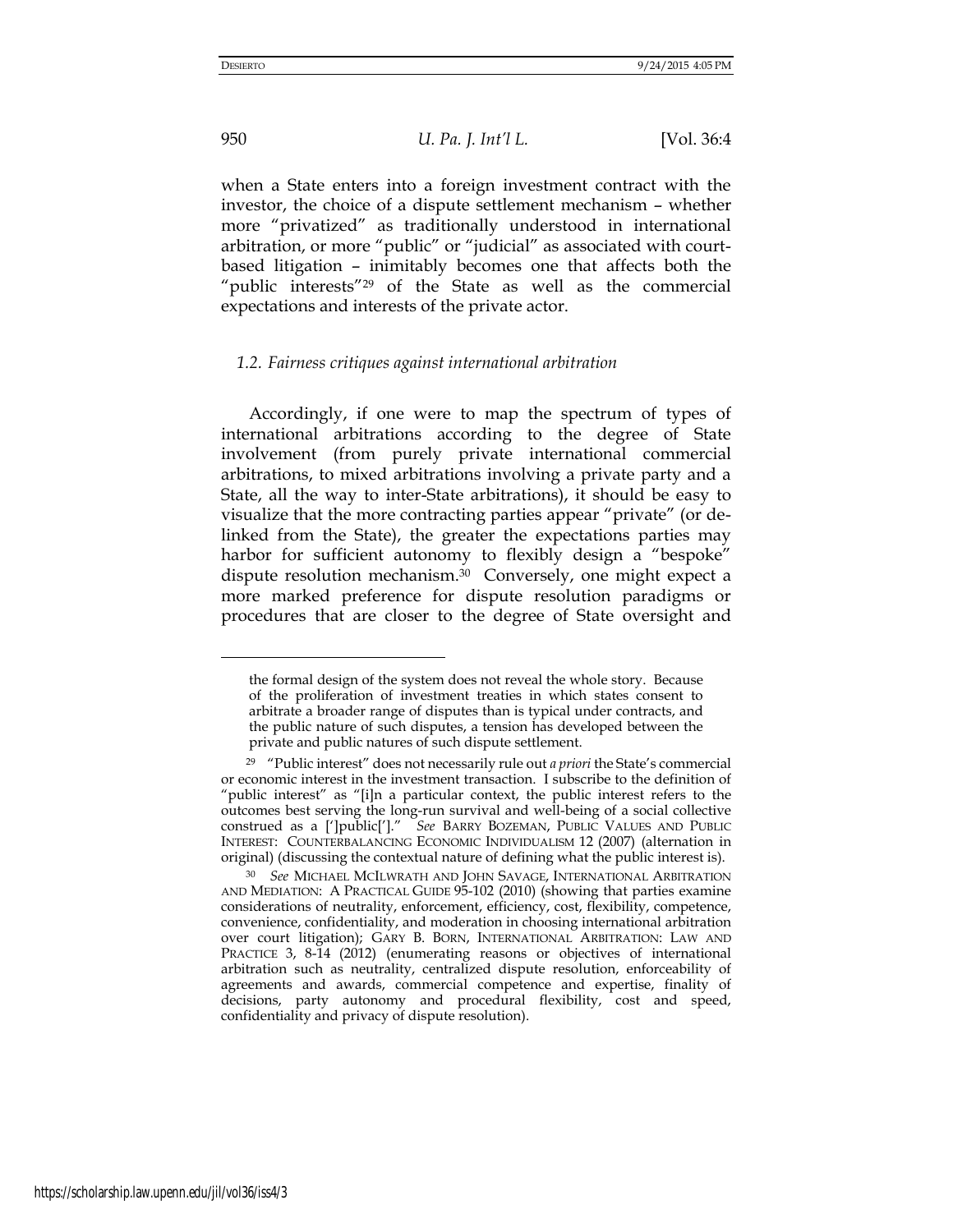when a State enters into a foreign investment contract with the investor, the choice of a dispute settlement mechanism – whether more "privatized" as traditionally understood in international arbitration, or more "public" or "judicial" as associated with court-based litigation – inimitably becomes one that affects both the "public interests"[29] of the State as well as the commercial expectations and interests of the private actor.

### *1.2. Fairness critiques against international arbitration*

Accordingly, if one were to map the spectrum of types of international arbitrations according to the degree of State involvement (from purely private international commercial arbitrations, to mixed arbitrations involving a private party and a State, all the way to inter-State arbitrations), it should be easy to visualize that the more contracting parties appear "private" (or de-linked from the State), the greater the expectations parties may harbor for sufficient autonomy to flexibly design a "bespoke" dispute resolution mechanism.[30] Conversely, one might expect a more marked preference for dispute resolution paradigms or procedures that are closer to the degree of State oversight and

---

the formal design of the system does not reveal the whole story. Because of the proliferation of investment treaties in which states consent to arbitrate a broader range of disputes than is typical under contracts, and the public nature of such disputes, a tension has developed between the private and public natures of such dispute settlement.

[29] "Public interest" does not necessarily rule out *a priori* the State's commercial or economic interest in the investment transaction. I subscribe to the definition of "public interest" as "[i]n a particular context, the public interest refers to the outcomes best serving the long-run survival and well-being of a social collective construed as a [']public[']." *See* BARRY BOZEMAN, PUBLIC VALUES AND PUBLIC INTEREST: COUNTERBALANCING ECONOMIC INDIVIDUALISM 12 (2007) (alternation in original) (discussing the contextual nature of defining what the public interest is).

[30] *See* MICHAEL MCILWRATH AND JOHN SAVAGE, INTERNATIONAL ARBITRATION AND MEDIATION: A PRACTICAL GUIDE 95-102 (2010) (showing that parties examine considerations of neutrality, enforcement, efficiency, cost, flexibility, competence, convenience, confidentiality, and moderation in choosing international arbitration over court litigation); GARY B. BORN, INTERNATIONAL ARBITRATION: LAW AND PRACTICE 3, 8-14 (2012) (enumerating reasons or objectives of international arbitration such as neutrality, centralized dispute resolution, enforceability of agreements and awards, commercial competence and expertise, finality of decisions, party autonomy and procedural flexibility, cost and speed, confidentiality and privacy of dispute resolution).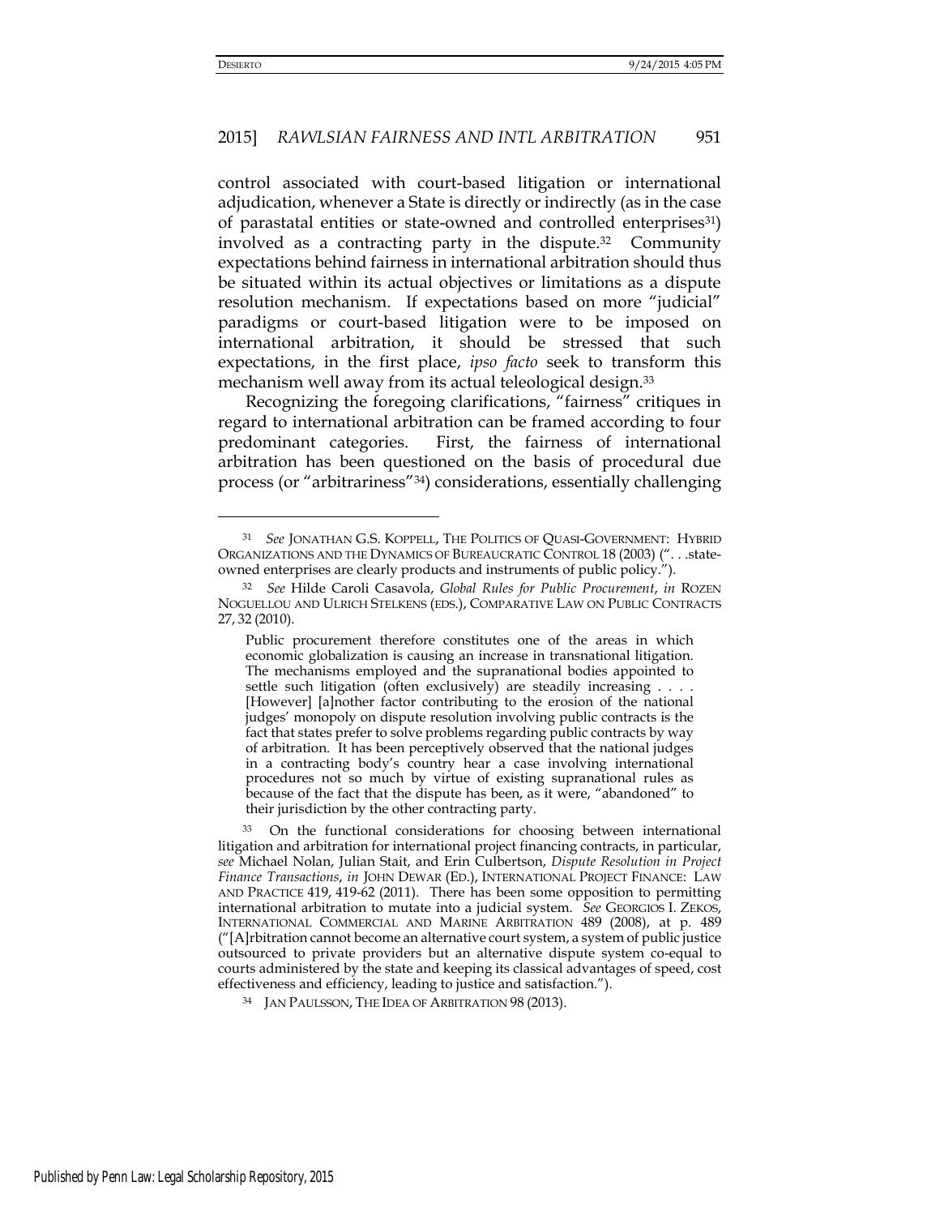control associated with court-based litigation or international adjudication, whenever a State is directly or indirectly (as in the case of parastatal entities or state-owned and controlled enterprises[31]) involved as a contracting party in the dispute.[32] Community expectations behind fairness in international arbitration should thus be situated within its actual objectives or limitations as a dispute resolution mechanism. If expectations based on more "judicial" paradigms or court-based litigation were to be imposed on international arbitration, it should be stressed that such expectations, in the first place, *ipso facto* seek to transform this mechanism well away from its actual teleological design.[33]

Recognizing the foregoing clarifications, "fairness" critiques in regard to international arbitration can be framed according to four predominant categories. First, the fairness of international arbitration has been questioned on the basis of procedural due process (or "arbitrariness"[34]) considerations, essentially challenging

---

[31] *See* JONATHAN G.S. KOPPELL, THE POLITICS OF QUASI-GOVERNMENT: HYBRID ORGANIZATIONS AND THE DYNAMICS OF BUREAUCRATIC CONTROL 18 (2003) (". . .state-owned enterprises are clearly products and instruments of public policy.").

[32] *See* Hilde Caroli Casavola, *Global Rules for Public Procurement*, *in* ROZEN NOGUELLOU AND ULRICH STELKENS (EDS.), COMPARATIVE LAW ON PUBLIC CONTRACTS 27, 32 (2010).

> Public procurement therefore constitutes one of the areas in which economic globalization is causing an increase in transnational litigation. The mechanisms employed and the supranational bodies appointed to settle such litigation (often exclusively) are steadily increasing . . . . [However] [a]nother factor contributing to the erosion of the national judges' monopoly on dispute resolution involving public contracts is the fact that states prefer to solve problems regarding public contracts by way of arbitration. It has been perceptively observed that the national judges in a contracting body's country hear a case involving international procedures not so much by virtue of existing supranational rules as because of the fact that the dispute has been, as it were, "abandoned" to their jurisdiction by the other contracting party.

[33] On the functional considerations for choosing between international litigation and arbitration for international project financing contracts, in particular, *see* Michael Nolan, Julian Stait, and Erin Culbertson, *Dispute Resolution in Project Finance Transactions*, *in* JOHN DEWAR (ED.), INTERNATIONAL PROJECT FINANCE: LAW AND PRACTICE 419, 419-62 (2011). There has been some opposition to permitting international arbitration to mutate into a judicial system. *See* GEORGIOS I. ZEKOS, INTERNATIONAL COMMERCIAL AND MARINE ARBITRATION 489 (2008), at p. 489 ("[A]rbitration cannot become an alternative court system, a system of public justice outsourced to private providers but an alternative dispute system co-equal to courts administered by the state and keeping its classical advantages of speed, cost effectiveness and efficiency, leading to justice and satisfaction.").

[34] JAN PAULSSON, THE IDEA OF ARBITRATION 98 (2013).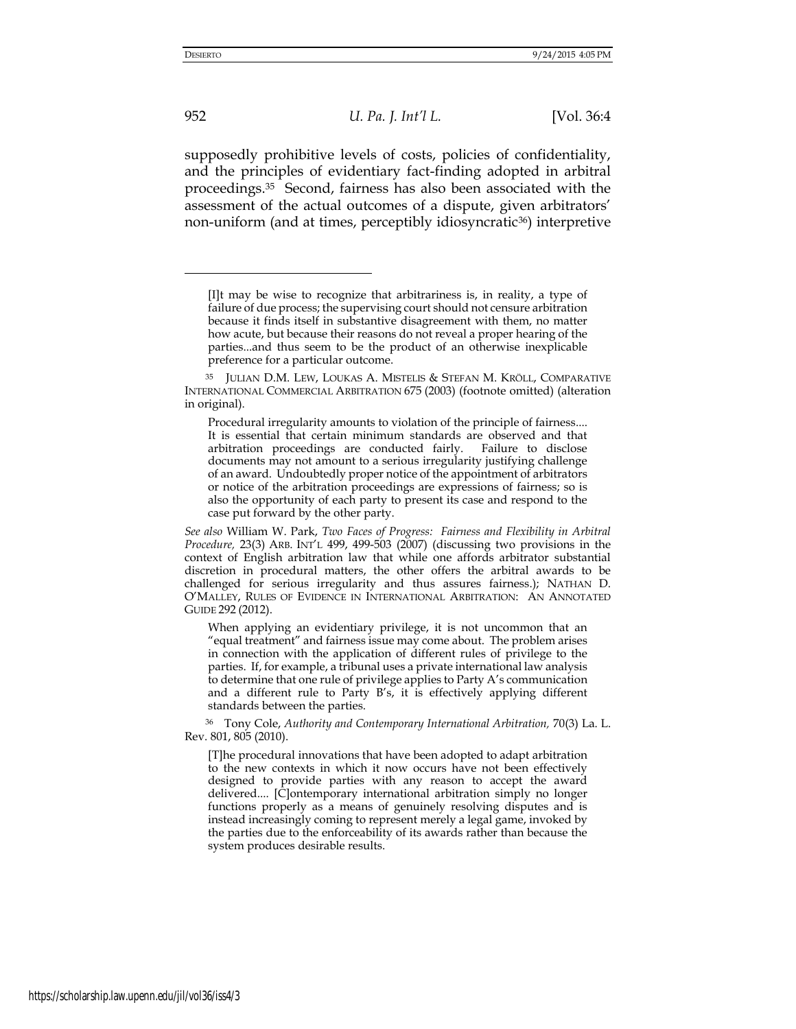supposedly prohibitive levels of costs, policies of confidentiality, and the principles of evidentiary fact-finding adopted in arbitral proceedings.[35] Second, fairness has also been associated with the assessment of the actual outcomes of a dispute, given arbitrators' non-uniform (and at times, perceptibly idiosyncratic[36]) interpretive

---

> [I]t may be wise to recognize that arbitrariness is, in reality, a type of failure of due process; the supervising court should not censure arbitration because it finds itself in substantive disagreement with them, no matter how acute, but because their reasons do not reveal a proper hearing of the parties...and thus seem to be the product of an otherwise inexplicable preference for a particular outcome.

[35] JULIAN D.M. LEW, LOUKAS A. MISTELIS & STEFAN M. KRÖLL, COMPARATIVE INTERNATIONAL COMMERCIAL ARBITRATION 675 (2003) (footnote omitted) (alteration in original).

> Procedural irregularity amounts to violation of the principle of fairness.... It is essential that certain minimum standards are observed and that arbitration proceedings are conducted fairly. Failure to disclose documents may not amount to a serious irregularity justifying challenge of an award. Undoubtedly proper notice of the appointment of arbitrators or notice of the arbitration proceedings are expressions of fairness; so is also the opportunity of each party to present its case and respond to the case put forward by the other party.

*See also* William W. Park, *Two Faces of Progress: Fairness and Flexibility in Arbitral Procedure,* 23(3) ARB. INT'L 499, 499-503 (2007) (discussing two provisions in the context of English arbitration law that while one affords arbitrator substantial discretion in procedural matters, the other offers the arbitral awards to be challenged for serious irregularity and thus assures fairness.); NATHAN D. O'MALLEY, RULES OF EVIDENCE IN INTERNATIONAL ARBITRATION: AN ANNOTATED GUIDE 292 (2012).

> When applying an evidentiary privilege, it is not uncommon that an "equal treatment" and fairness issue may come about. The problem arises in connection with the application of different rules of privilege to the parties. If, for example, a tribunal uses a private international law analysis to determine that one rule of privilege applies to Party A's communication and a different rule to Party B's, it is effectively applying different standards between the parties.

[36] Tony Cole, *Authority and Contemporary International Arbitration,* 70(3) La. L. Rev. 801, 805 (2010).

> [T]he procedural innovations that have been adopted to adapt arbitration to the new contexts in which it now occurs have not been effectively designed to provide parties with any reason to accept the award delivered.... [C]ontemporary international arbitration simply no longer functions properly as a means of genuinely resolving disputes and is instead increasingly coming to represent merely a legal game, invoked by the parties due to the enforceability of its awards rather than because the system produces desirable results.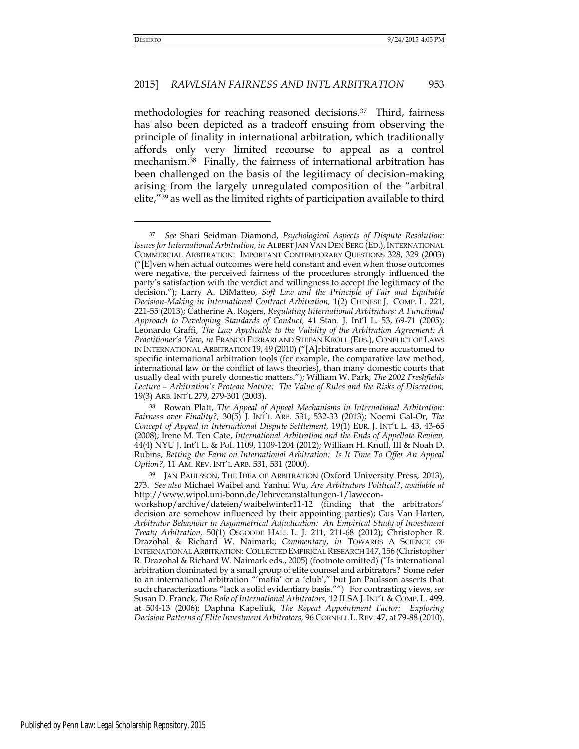methodologies for reaching reasoned decisions.[37] Third, fairness has also been depicted as a tradeoff ensuing from observing the principle of finality in international arbitration, which traditionally affords only very limited recourse to appeal as a control mechanism.[38] Finally, the fairness of international arbitration has been challenged on the basis of the legitimacy of decision-making arising from the largely unregulated composition of the "arbitral elite,"[39] as well as the limited rights of participation available to third

---

[37] *See* Shari Seidman Diamond, *Psychological Aspects of Dispute Resolution: Issues for International Arbitration, in* ALBERT JAN VAN DEN BERG (ED.), INTERNATIONAL COMMERCIAL ARBITRATION: IMPORTANT CONTEMPORARY QUESTIONS 328, 329 (2003) ("[E]ven when actual outcomes were held constant and even when those outcomes were negative, the perceived fairness of the procedures strongly influenced the party's satisfaction with the verdict and willingness to accept the legitimacy of the decision."); Larry A. DiMatteo, *Soft Law and the Principle of Fair and Equitable Decision-Making in International Contract Arbitration,* 1(2) CHINESE J. COMP. L. 221, 221-55 (2013); Catherine A. Rogers, *Regulating International Arbitrators: A Functional Approach to Developing Standards of Conduct,* 41 Stan. J. Int'l L. 53, 69-71 (2005); Leonardo Graffi, *The Law Applicable to the Validity of the Arbitration Agreement: A Practitioner's View*, *in* FRANCO FERRARI AND STEFAN KRÖLL (EDS.), CONFLICT OF LAWS IN INTERNATIONAL ARBITRATION 19, 49 (2010) ("[A]rbitrators are more accustomed to specific international arbitration tools (for example, the comparative law method, international law or the conflict of laws theories), than many domestic courts that usually deal with purely domestic matters."); William W. Park, *The 2002 Freshfields Lecture – Arbitration's Protean Nature: The Value of Rules and the Risks of Discretion,* 19(3) ARB. INT'L 279, 279-301 (2003).

[38] Rowan Platt, *The Appeal of Appeal Mechanisms in International Arbitration: Fairness over Finality?,* 30(5) J. INT'L ARB. 531, 532-33 (2013); Noemi Gal-Or, *The Concept of Appeal in International Dispute Settlement,* 19(1) EUR. J. INT'L L. 43, 43-65 (2008); Irene M. Ten Cate, *International Arbitration and the Ends of Appellate Review,* 44(4) NYU J. Int'l L. & Pol. 1109, 1109-1204 (2012); William H. Knull, III & Noah D. Rubins, *Betting the Farm on International Arbitration: Is It Time To Offer An Appeal Option?,* 11 AM. REV. INT'L ARB. 531, 531 (2000).

[39] JAN PAULSSON, THE IDEA OF ARBITRATION (Oxford University Press, 2013), 273. *See also* Michael Waibel and Yanhui Wu, *Are Arbitrators Political?*, *available at* http://www.wipol.uni-bonn.de/lehrveranstaltungen-1/lawecon-workshop/archive/dateien/waibelwinter11-12 (finding that the arbitrators' decision are somehow influenced by their appointing parties); Gus Van Harten, *Arbitrator Behaviour in Asymmetrical Adjudication: An Empirical Study of Investment Treaty Arbitration,* 50(1) OSGOODE HALL L. J. 211, 211-68 (2012); Christopher R. Drazohal & Richard W. Naimark, *Commentary*, *in* TOWARDS A SCIENCE OF INTERNATIONAL ARBITRATION: COLLECTED EMPIRICAL RESEARCH 147, 156 (Christopher R. Drazohal & Richard W. Naimark eds., 2005) (footnote omitted) ("Is international arbitration dominated by a small group of elite counsel and arbitrators? Some refer to an international arbitration "'mafia' or a 'club'," but Jan Paulsson asserts that such characterizations "lack a solid evidentiary basis."") For contrasting views, *see* Susan D. Franck, *The Role of International Arbitrators,* 12 ILSA J. INT'L & COMP. L. 499, at 504-13 (2006); Daphna Kapeliuk, *The Repeat Appointment Factor: Exploring Decision Patterns of Elite Investment Arbitrators,* 96 CORNELL L. REV. 47, at 79-88 (2010).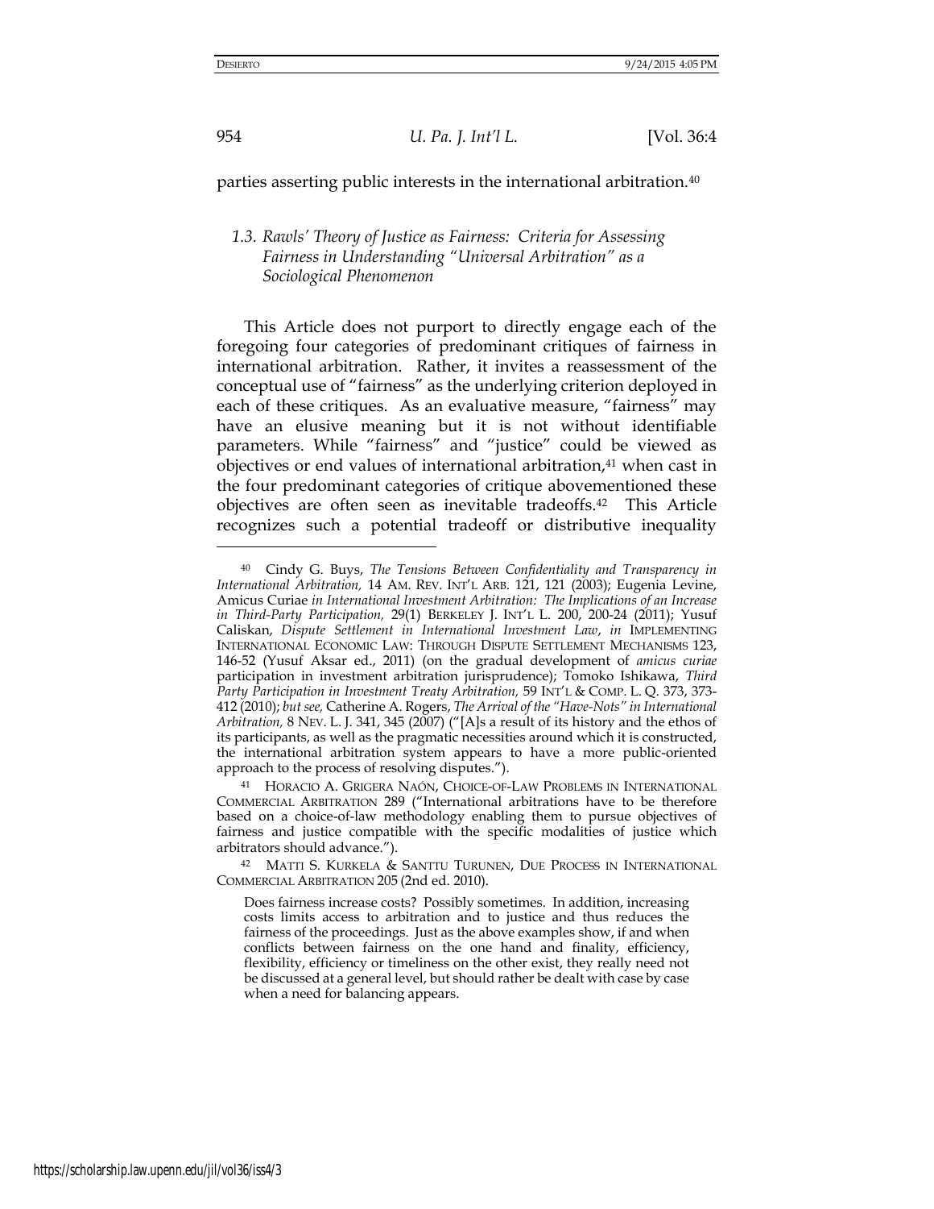parties asserting public interests in the international arbitration.[40]

### *1.3. Rawls' Theory of Justice as Fairness: Criteria for Assessing Fairness in Understanding "Universal Arbitration" as a Sociological Phenomenon*

This Article does not purport to directly engage each of the foregoing four categories of predominant critiques of fairness in international arbitration. Rather, it invites a reassessment of the conceptual use of "fairness" as the underlying criterion deployed in each of these critiques. As an evaluative measure, "fairness" may have an elusive meaning but it is not without identifiable parameters. While "fairness" and "justice" could be viewed as objectives or end values of international arbitration,[41] when cast in the four predominant categories of critique abovementioned these objectives are often seen as inevitable tradeoffs.[42] This Article recognizes such a potential tradeoff or distributive inequality

---

[40] Cindy G. Buys, *The Tensions Between Confidentiality and Transparency in International Arbitration,* 14 AM. REV. INT'L ARB. 121, 121 (2003); Eugenia Levine, Amicus Curiae *in International Investment Arbitration: The Implications of an Increase in Third-Party Participation,* 29(1) BERKELEY J. INT'L L. 200, 200-24 (2011); Yusuf Caliskan, *Dispute Settlement in International Investment Law*, *in* IMPLEMENTING INTERNATIONAL ECONOMIC LAW: THROUGH DISPUTE SETTLEMENT MECHANISMS 123, 146-52 (Yusuf Aksar ed., 2011) (on the gradual development of *amicus curiae* participation in investment arbitration jurisprudence); Tomoko Ishikawa, *Third Party Participation in Investment Treaty Arbitration,* 59 INT'L & COMP. L. Q. 373, 373-412 (2010); *but see,* Catherine A. Rogers, *The Arrival of the "Have-Nots" in International Arbitration,* 8 NEV. L. J. 341, 345 (2007) ("[A]s a result of its history and the ethos of its participants, as well as the pragmatic necessities around which it is constructed, the international arbitration system appears to have a more public-oriented approach to the process of resolving disputes.").

[41] HORACIO A. GRIGERA NAÓN, CHOICE-OF-LAW PROBLEMS IN INTERNATIONAL COMMERCIAL ARBITRATION 289 ("International arbitrations have to be therefore based on a choice-of-law methodology enabling them to pursue objectives of fairness and justice compatible with the specific modalities of justice which arbitrators should advance.").

[42] MATTI S. KURKELA & SANTTU TURUNEN, DUE PROCESS IN INTERNATIONAL COMMERCIAL ARBITRATION 205 (2nd ed. 2010).

> Does fairness increase costs? Possibly sometimes. In addition, increasing costs limits access to arbitration and to justice and thus reduces the fairness of the proceedings. Just as the above examples show, if and when conflicts between fairness on the one hand and finality, efficiency, flexibility, efficiency or timeliness on the other exist, they really need not be discussed at a general level, but should rather be dealt with case by case when a need for balancing appears.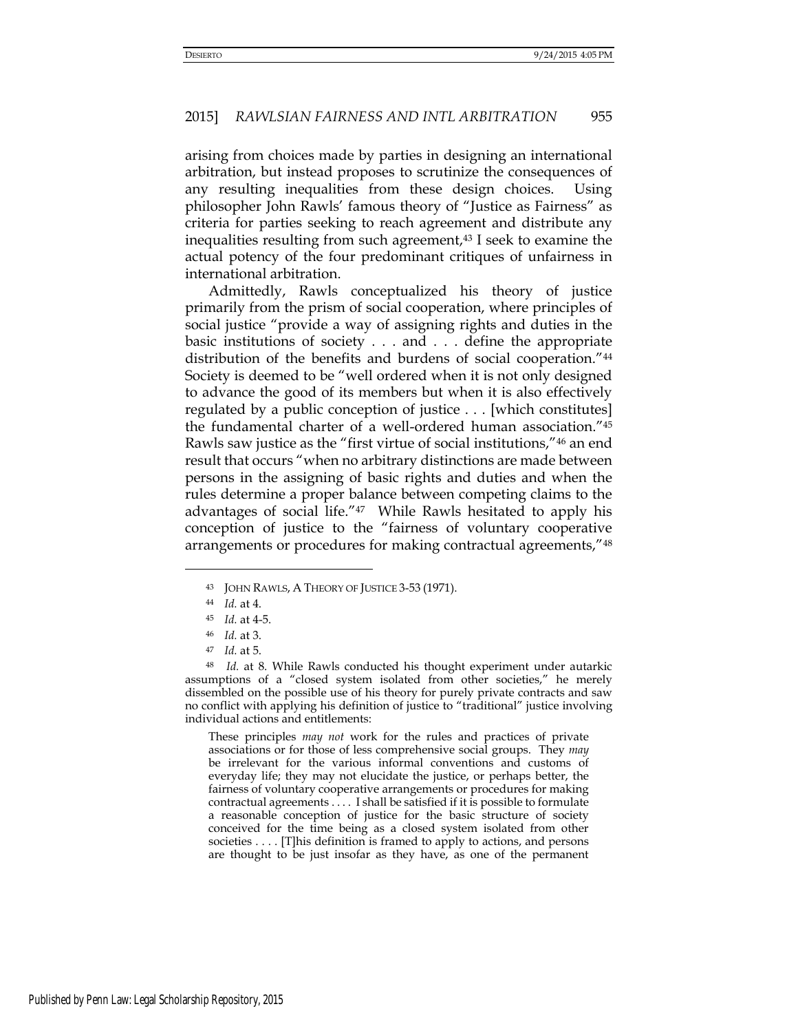arising from choices made by parties in designing an international arbitration, but instead proposes to scrutinize the consequences of any resulting inequalities from these design choices. Using philosopher John Rawls' famous theory of "Justice as Fairness" as criteria for parties seeking to reach agreement and distribute any inequalities resulting from such agreement,[43] I seek to examine the actual potency of the four predominant critiques of unfairness in international arbitration.

Admittedly, Rawls conceptualized his theory of justice primarily from the prism of social cooperation, where principles of social justice "provide a way of assigning rights and duties in the basic institutions of society . . . and . . . define the appropriate distribution of the benefits and burdens of social cooperation."[44] Society is deemed to be "well ordered when it is not only designed to advance the good of its members but when it is also effectively regulated by a public conception of justice . . . [which constitutes] the fundamental charter of a well-ordered human association."[45] Rawls saw justice as the "first virtue of social institutions,"[46] an end result that occurs "when no arbitrary distinctions are made between persons in the assigning of basic rights and duties and when the rules determine a proper balance between competing claims to the advantages of social life."[47] While Rawls hesitated to apply his conception of justice to the "fairness of voluntary cooperative arrangements or procedures for making contractual agreements,"[48]

---

[43] JOHN RAWLS, A THEORY OF JUSTICE 3-53 (1971).

[44] *Id.* at 4.

[45] *Id.* at 4-5.

[46] *Id.* at 3.

[47] *Id.* at 5.

[48] *Id.* at 8. While Rawls conducted his thought experiment under autarkic assumptions of a "closed system isolated from other societies," he merely dissembled on the possible use of his theory for purely private contracts and saw no conflict with applying his definition of justice to "traditional" justice involving individual actions and entitlements:

> These principles *may not* work for the rules and practices of private associations or for those of less comprehensive social groups. They *may* be irrelevant for the various informal conventions and customs of everyday life; they may not elucidate the justice, or perhaps better, the fairness of voluntary cooperative arrangements or procedures for making contractual agreements . . . . I shall be satisfied if it is possible to formulate a reasonable conception of justice for the basic structure of society conceived for the time being as a closed system isolated from other societies . . . . [T]his definition is framed to apply to actions, and persons are thought to be just insofar as they have, as one of the permanent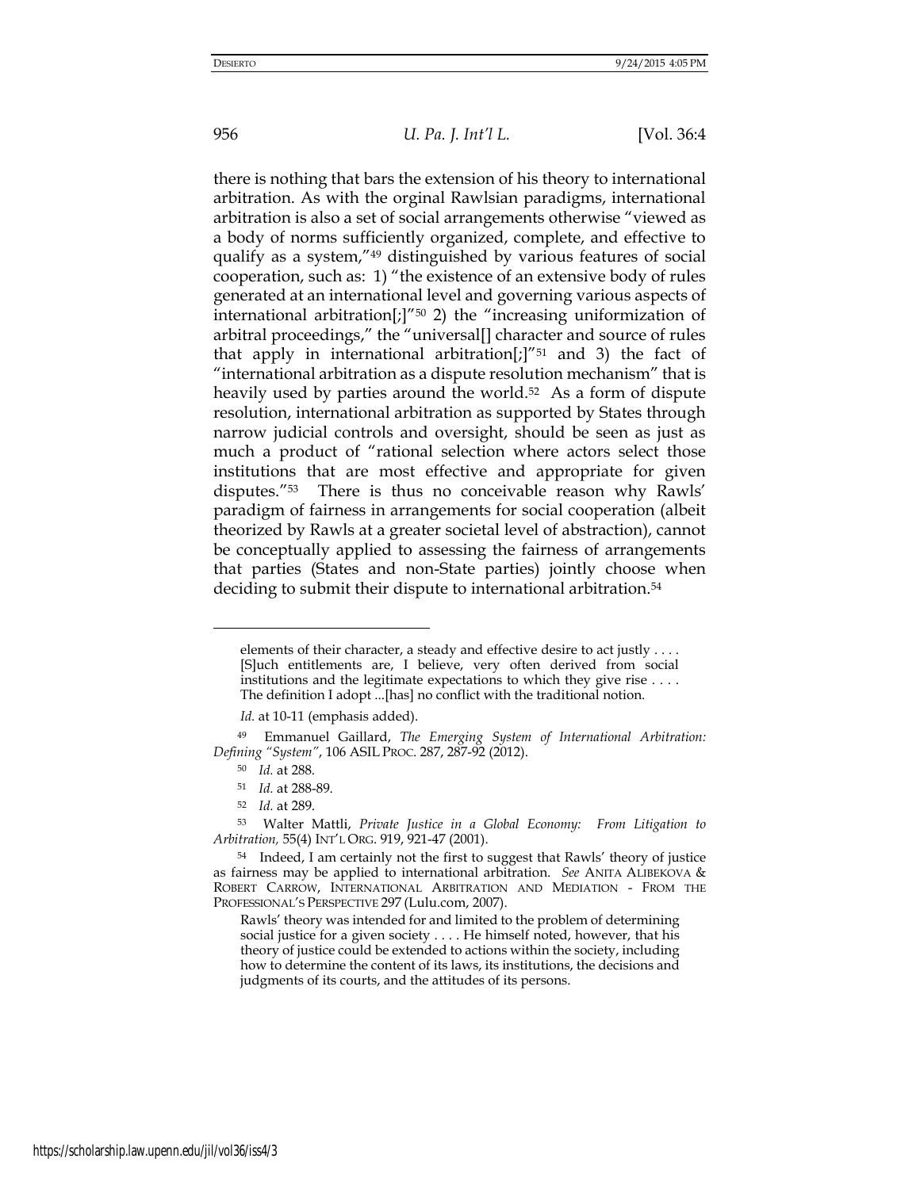there is nothing that bars the extension of his theory to international arbitration. As with the orginal Rawlsian paradigms, international arbitration is also a set of social arrangements otherwise "viewed as a body of norms sufficiently organized, complete, and effective to qualify as a system,"[49] distinguished by various features of social cooperation, such as: 1) "the existence of an extensive body of rules generated at an international level and governing various aspects of international arbitration[;]"[50] 2) the "increasing uniformization of arbitral proceedings," the "universal[] character and source of rules that apply in international arbitration[;]"[51] and 3) the fact of "international arbitration as a dispute resolution mechanism" that is heavily used by parties around the world.[52] As a form of dispute resolution, international arbitration as supported by States through narrow judicial controls and oversight, should be seen as just as much a product of "rational selection where actors select those institutions that are most effective and appropriate for given disputes."[53] There is thus no conceivable reason why Rawls' paradigm of fairness in arrangements for social cooperation (albeit theorized by Rawls at a greater societal level of abstraction), cannot be conceptually applied to assessing the fairness of arrangements that parties (States and non-State parties) jointly choose when deciding to submit their dispute to international arbitration.[54]

---

> elements of their character, a steady and effective desire to act justly . . . . [S]uch entitlements are, I believe, very often derived from social institutions and the legitimate expectations to which they give rise . . . . The definition I adopt ...[has] no conflict with the traditional notion.

*Id.* at 10-11 (emphasis added).

[49] Emmanuel Gaillard, *The Emerging System of International Arbitration: Defining "System"*, 106 ASIL PROC. 287, 287-92 (2012).

[50] *Id.* at 288.

[51] *Id.* at 288-89.

[52] *Id.* at 289.

[53] Walter Mattli, *Private Justice in a Global Economy: From Litigation to Arbitration,* 55(4) INT'L ORG. 919, 921-47 (2001).

[54] Indeed, I am certainly not the first to suggest that Rawls' theory of justice as fairness may be applied to international arbitration. *See* ANITA ALIBEKOVA & ROBERT CARROW, INTERNATIONAL ARBITRATION AND MEDIATION - FROM THE PROFESSIONAL'S PERSPECTIVE 297 (Lulu.com, 2007).

> Rawls' theory was intended for and limited to the problem of determining social justice for a given society . . . . He himself noted, however, that his theory of justice could be extended to actions within the society, including how to determine the content of its laws, its institutions, the decisions and judgments of its courts, and the attitudes of its persons.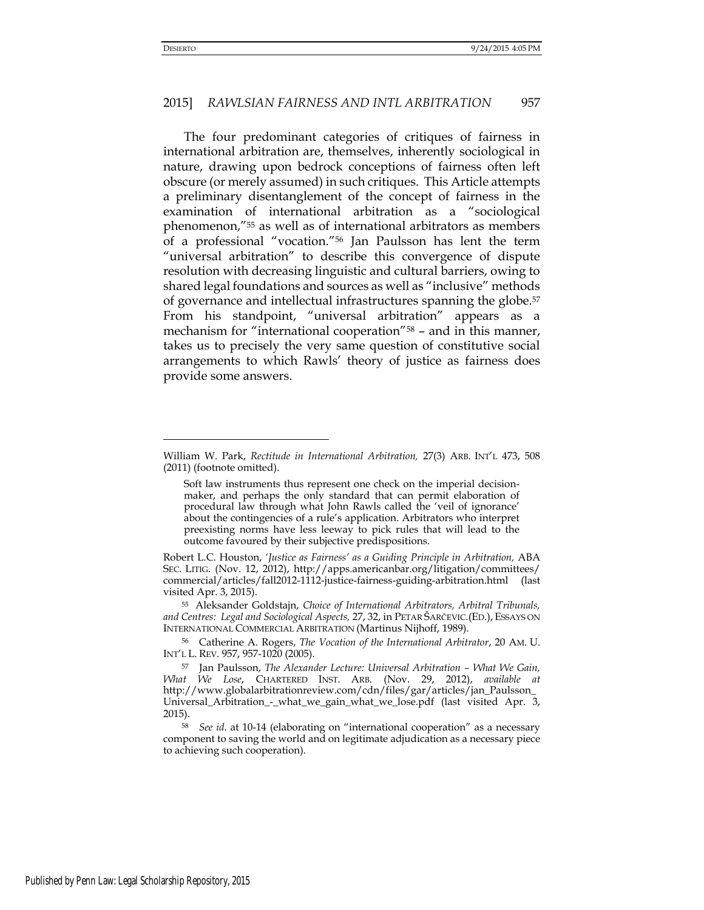The four predominant categories of critiques of fairness in international arbitration are, themselves, inherently sociological in nature, drawing upon bedrock conceptions of fairness often left obscure (or merely assumed) in such critiques. This Article attempts a preliminary disentanglement of the concept of fairness in the examination of international arbitration as a "sociological phenomenon,"[55] as well as of international arbitrators as members of a professional "vocation."[56] Jan Paulsson has lent the term "universal arbitration" to describe this convergence of dispute resolution with decreasing linguistic and cultural barriers, owing to shared legal foundations and sources as well as "inclusive" methods of governance and intellectual infrastructures spanning the globe.[57] From his standpoint, "universal arbitration" appears as a mechanism for "international cooperation"[58] – and in this manner, takes us to precisely the very same question of constitutive social arrangements to which Rawls' theory of justice as fairness does provide some answers.

---

William W. Park, *Rectitude in International Arbitration,* 27(3) ARB. INT'L 473, 508 (2011) (footnote omitted).

> Soft law instruments thus represent one check on the imperial decision-maker, and perhaps the only standard that can permit elaboration of procedural law through what John Rawls called the 'veil of ignorance' about the contingencies of a rule's application. Arbitrators who interpret preexisting norms have less leeway to pick rules that will lead to the outcome favoured by their subjective predispositions.

Robert L.C. Houston, *'Justice as Fairness' as a Guiding Principle in Arbitration,* ABA SEC. LITIG. (Nov. 12, 2012), http://apps.americanbar.org/litigation/committees/commercial/articles/fall2012-1112-justice-fairness-guiding-arbitration.html (last visited Apr. 3, 2015).

[55] Aleksander Goldstajn, *Choice of International Arbitrators, Arbitral Tribunals, and Centres: Legal and Sociological Aspects,* 27, 32, in PETAR ŠARČEVIC.(ED.), ESSAYS ON INTERNATIONAL COMMERCIAL ARBITRATION (Martinus Nijhoff, 1989).

[56] Catherine A. Rogers, *The Vocation of the International Arbitrator*, 20 AM. U. INT'L L. REV. 957, 957-1020 (2005).

[57] Jan Paulsson, *The Alexander Lecture: Universal Arbitration – What We Gain, What We Lose*, CHARTERED INST. ARB. (Nov. 29, 2012), *available at* http://www.globalarbitrationreview.com/cdn/files/gar/articles/jan_Paulsson_Universal_Arbitration_-_what_we_gain_what_we_lose.pdf (last visited Apr. 3, 2015).

[58] *See id.* at 10-14 (elaborating on "international cooperation" as a necessary component to saving the world and on legitimate adjudication as a necessary piece to achieving such cooperation).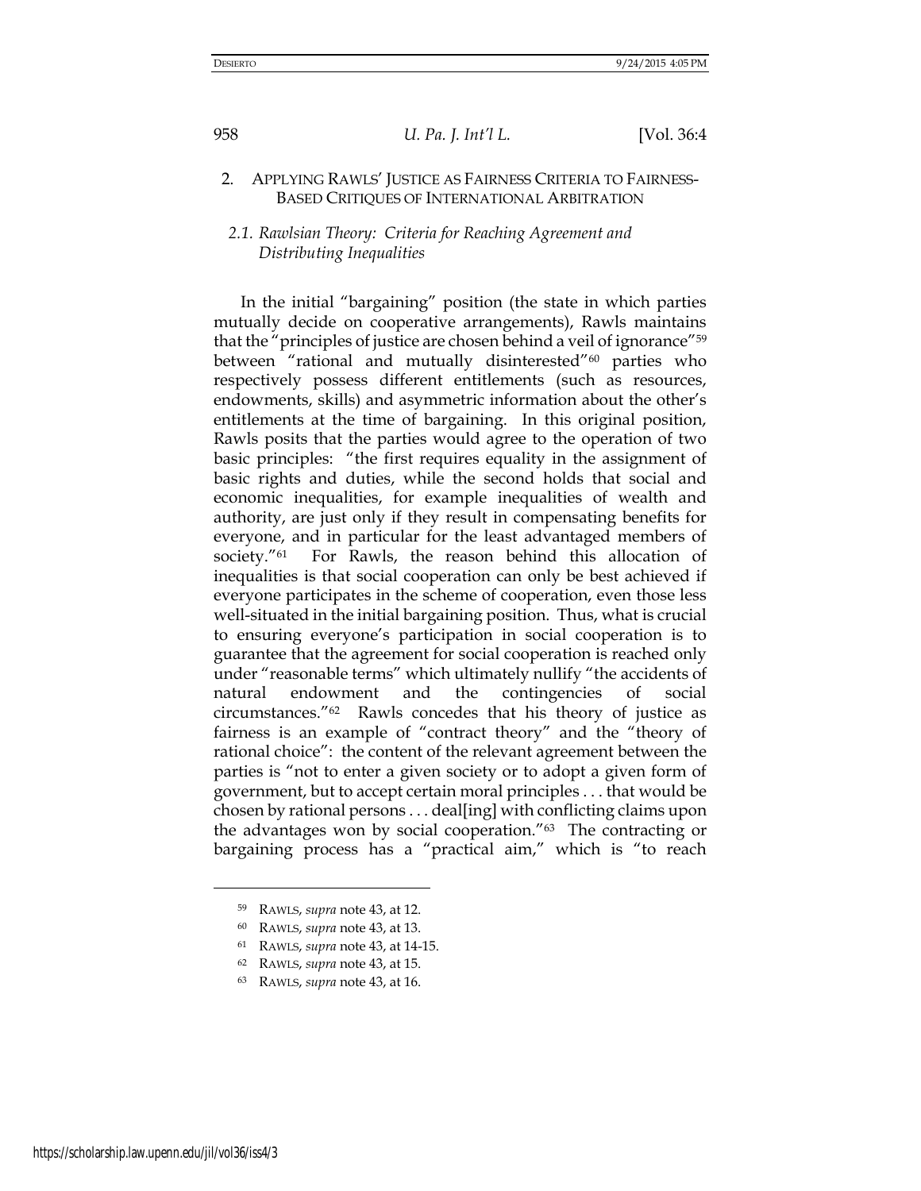## 2. APPLYING RAWLS' JUSTICE AS FAIRNESS CRITERIA TO FAIRNESS-BASED CRITIQUES OF INTERNATIONAL ARBITRATION

### *2.1. Rawlsian Theory: Criteria for Reaching Agreement and Distributing Inequalities*

In the initial "bargaining" position (the state in which parties mutually decide on cooperative arrangements), Rawls maintains that the "principles of justice are chosen behind a veil of ignorance"[59] between "rational and mutually disinterested"[60] parties who respectively possess different entitlements (such as resources, endowments, skills) and asymmetric information about the other's entitlements at the time of bargaining. In this original position, Rawls posits that the parties would agree to the operation of two basic principles: "the first requires equality in the assignment of basic rights and duties, while the second holds that social and economic inequalities, for example inequalities of wealth and authority, are just only if they result in compensating benefits for everyone, and in particular for the least advantaged members of society."[61] For Rawls, the reason behind this allocation of inequalities is that social cooperation can only be best achieved if everyone participates in the scheme of cooperation, even those less well-situated in the initial bargaining position. Thus, what is crucial to ensuring everyone's participation in social cooperation is to guarantee that the agreement for social cooperation is reached only under "reasonable terms" which ultimately nullify "the accidents of natural endowment and the contingencies of social circumstances."[62] Rawls concedes that his theory of justice as fairness is an example of "contract theory" and the "theory of rational choice": the content of the relevant agreement between the parties is "not to enter a given society or to adopt a given form of government, but to accept certain moral principles . . . that would be chosen by rational persons . . . deal[ing] with conflicting claims upon the advantages won by social cooperation."[63] The contracting or bargaining process has a "practical aim," which is "to reach

---

[59] RAWLS, *supra* note 43, at 12.

[60] RAWLS, *supra* note 43, at 13.

[61] RAWLS, *supra* note 43, at 14-15.

[62] RAWLS, *supra* note 43, at 15.

[63] RAWLS, *supra* note 43, at 16.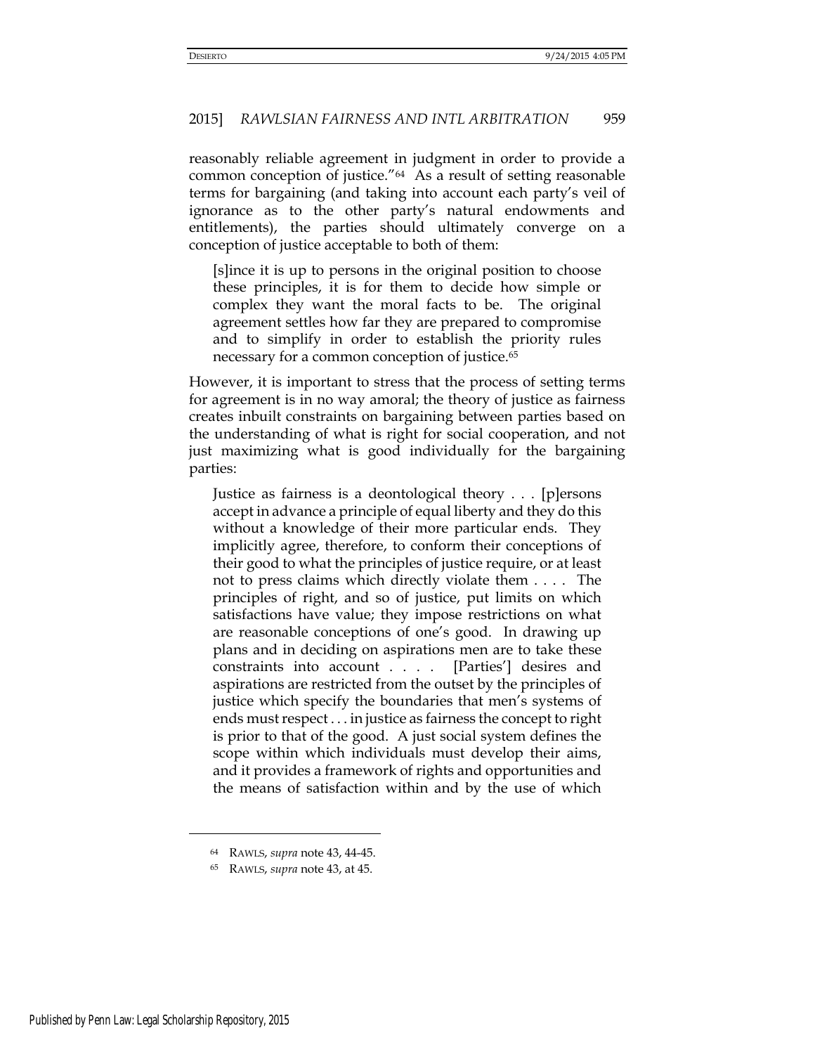reasonably reliable agreement in judgment in order to provide a common conception of justice."[64] As a result of setting reasonable terms for bargaining (and taking into account each party's veil of ignorance as to the other party's natural endowments and entitlements), the parties should ultimately converge on a conception of justice acceptable to both of them:

> [s]ince it is up to persons in the original position to choose these principles, it is for them to decide how simple or complex they want the moral facts to be. The original agreement settles how far they are prepared to compromise and to simplify in order to establish the priority rules necessary for a common conception of justice.[65]

However, it is important to stress that the process of setting terms for agreement is in no way amoral; the theory of justice as fairness creates inbuilt constraints on bargaining between parties based on the understanding of what is right for social cooperation, and not just maximizing what is good individually for the bargaining parties:

> Justice as fairness is a deontological theory . . . [p]ersons accept in advance a principle of equal liberty and they do this without a knowledge of their more particular ends. They implicitly agree, therefore, to conform their conceptions of their good to what the principles of justice require, or at least not to press claims which directly violate them . . . . The principles of right, and so of justice, put limits on which satisfactions have value; they impose restrictions on what are reasonable conceptions of one's good. In drawing up plans and in deciding on aspirations men are to take these constraints into account . . . . [Parties'] desires and aspirations are restricted from the outset by the principles of justice which specify the boundaries that men's systems of ends must respect . . . in justice as fairness the concept to right is prior to that of the good. A just social system defines the scope within which individuals must develop their aims, and it provides a framework of rights and opportunities and the means of satisfaction within and by the use of which

---

[64] RAWLS, *supra* note 43, 44-45.

[65] RAWLS, *supra* note 43, at 45.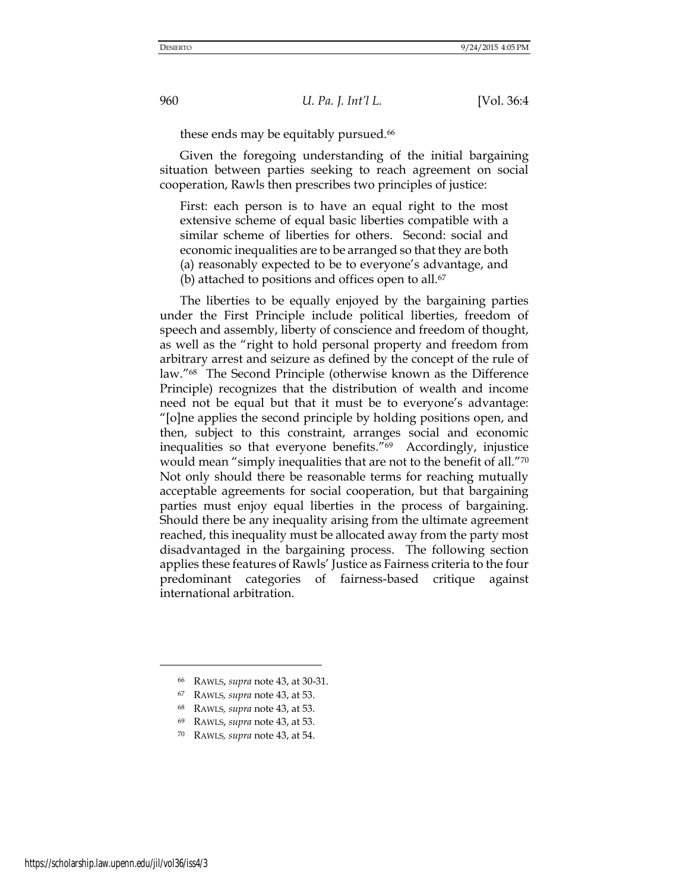these ends may be equitably pursued.[66]

Given the foregoing understanding of the initial bargaining situation between parties seeking to reach agreement on social cooperation, Rawls then prescribes two principles of justice:

> First: each person is to have an equal right to the most extensive scheme of equal basic liberties compatible with a similar scheme of liberties for others. Second: social and economic inequalities are to be arranged so that they are both (a) reasonably expected to be to everyone's advantage, and (b) attached to positions and offices open to all.[67]

The liberties to be equally enjoyed by the bargaining parties under the First Principle include political liberties, freedom of speech and assembly, liberty of conscience and freedom of thought, as well as the "right to hold personal property and freedom from arbitrary arrest and seizure as defined by the concept of the rule of law."[68] The Second Principle (otherwise known as the Difference Principle) recognizes that the distribution of wealth and income need not be equal but that it must be to everyone's advantage: "[o]ne applies the second principle by holding positions open, and then, subject to this constraint, arranges social and economic inequalities so that everyone benefits."[69] Accordingly, injustice would mean "simply inequalities that are not to the benefit of all."[70] Not only should there be reasonable terms for reaching mutually acceptable agreements for social cooperation, but that bargaining parties must enjoy equal liberties in the process of bargaining. Should there be any inequality arising from the ultimate agreement reached, this inequality must be allocated away from the party most disadvantaged in the bargaining process. The following section applies these features of Rawls' Justice as Fairness criteria to the four predominant categories of fairness-based critique against international arbitration.

---

[66] RAWLS, *supra* note 43, at 30-31.

[67] RAWLS, *supra* note 43, at 53.

[68] RAWLS, *supra* note 43, at 53.

[69] RAWLS, *supra* note 43, at 53.

[70] RAWLS, *supra* note 43, at 54.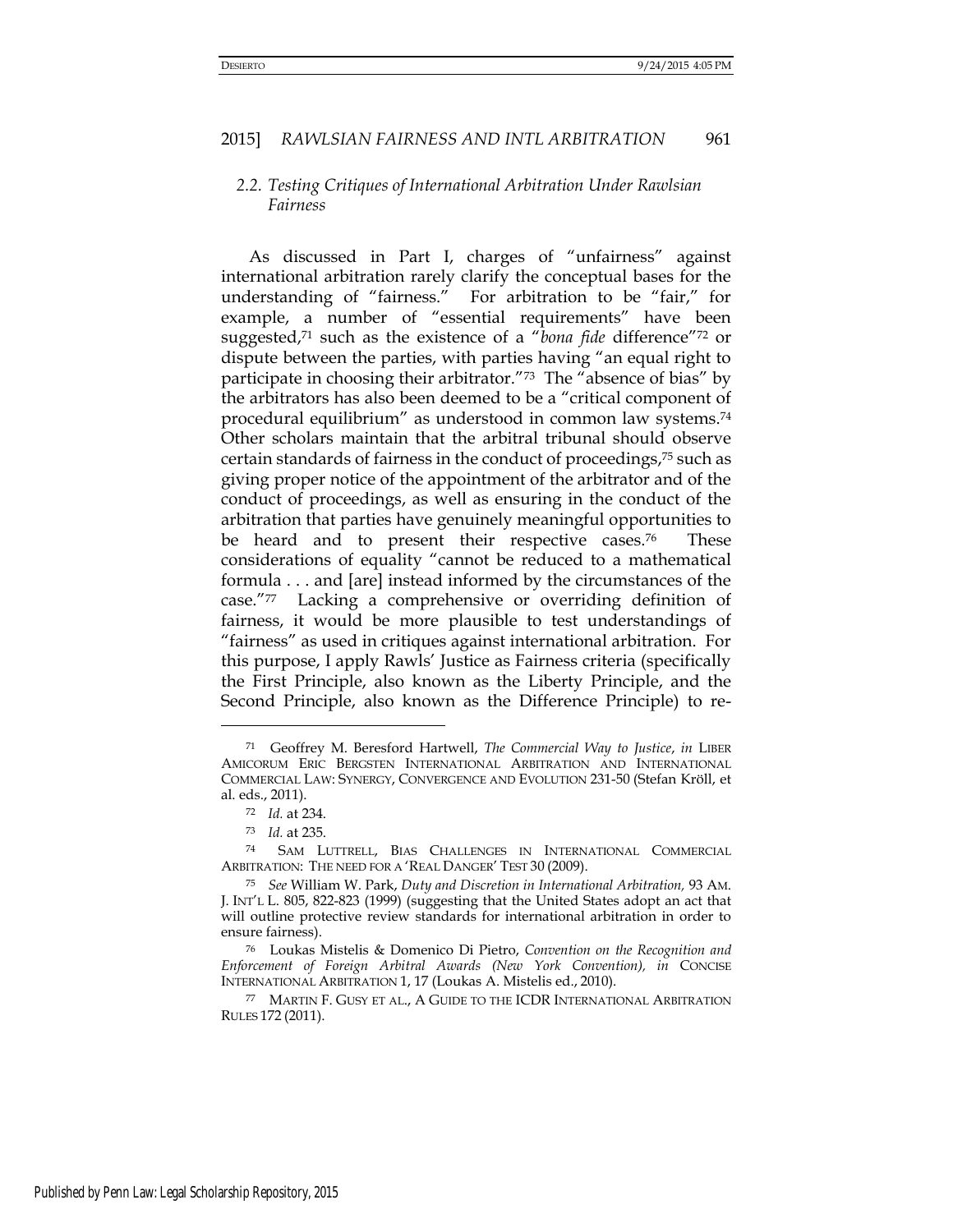### *2.2. Testing Critiques of International Arbitration Under Rawlsian Fairness*

As discussed in Part I, charges of "unfairness" against international arbitration rarely clarify the conceptual bases for the understanding of "fairness." For arbitration to be "fair," for example, a number of "essential requirements" have been suggested,[71] such as the existence of a "*bona fide* difference"[72] or dispute between the parties, with parties having "an equal right to participate in choosing their arbitrator."[73] The "absence of bias" by the arbitrators has also been deemed to be a "critical component of procedural equilibrium" as understood in common law systems.[74] Other scholars maintain that the arbitral tribunal should observe certain standards of fairness in the conduct of proceedings,[75] such as giving proper notice of the appointment of the arbitrator and of the conduct of proceedings, as well as ensuring in the conduct of the arbitration that parties have genuinely meaningful opportunities to be heard and to present their respective cases.[76] These considerations of equality "cannot be reduced to a mathematical formula . . . and [are] instead informed by the circumstances of the case."[77] Lacking a comprehensive or overriding definition of fairness, it would be more plausible to test understandings of "fairness" as used in critiques against international arbitration. For this purpose, I apply Rawls' Justice as Fairness criteria (specifically the First Principle, also known as the Liberty Principle, and the Second Principle, also known as the Difference Principle) to re-

---

[71] Geoffrey M. Beresford Hartwell, *The Commercial Way to Justice*, *in* LIBER AMICORUM ERIC BERGSTEN INTERNATIONAL ARBITRATION AND INTERNATIONAL COMMERCIAL LAW: SYNERGY, CONVERGENCE AND EVOLUTION 231-50 (Stefan Kröll, et al. eds., 2011).

[72] *Id.* at 234.

[73] *Id.* at 235.

[74] SAM LUTTRELL, BIAS CHALLENGES IN INTERNATIONAL COMMERCIAL ARBITRATION: THE NEED FOR A 'REAL DANGER' TEST 30 (2009).

[75] *See* William W. Park, *Duty and Discretion in International Arbitration,* 93 AM. J. INT'L L. 805, 822-823 (1999) (suggesting that the United States adopt an act that will outline protective review standards for international arbitration in order to ensure fairness).

[76] Loukas Mistelis & Domenico Di Pietro, *Convention on the Recognition and Enforcement of Foreign Arbitral Awards (New York Convention), in* CONCISE INTERNATIONAL ARBITRATION 1, 17 (Loukas A. Mistelis ed., 2010).

[77] MARTIN F. GUSY ET AL., A GUIDE TO THE ICDR INTERNATIONAL ARBITRATION RULES 172 (2011).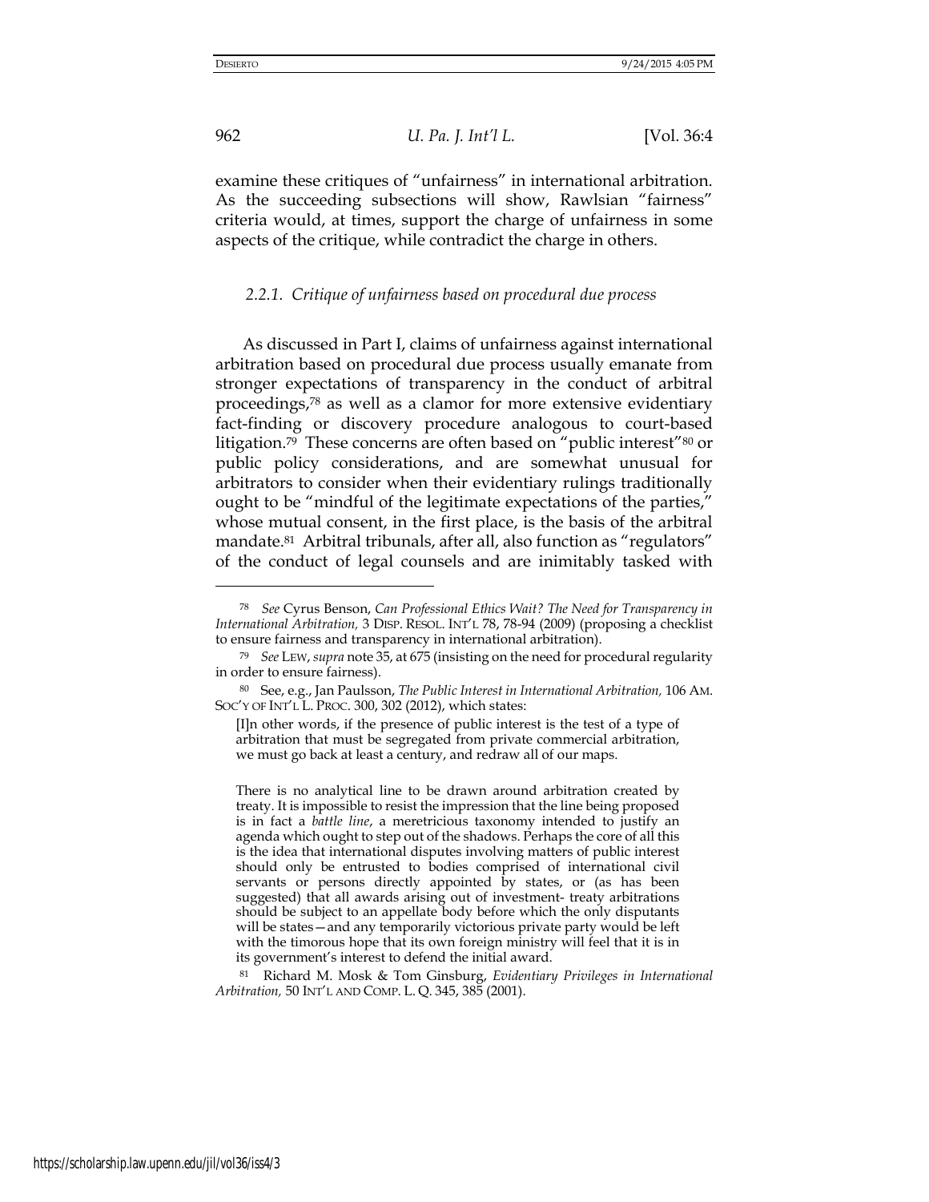examine these critiques of "unfairness" in international arbitration. As the succeeding subsections will show, Rawlsian "fairness" criteria would, at times, support the charge of unfairness in some aspects of the critique, while contradict the charge in others.

### *2.2.1. Critique of unfairness based on procedural due process*

As discussed in Part I, claims of unfairness against international arbitration based on procedural due process usually emanate from stronger expectations of transparency in the conduct of arbitral proceedings,[78] as well as a clamor for more extensive evidentiary fact-finding or discovery procedure analogous to court-based litigation.[79] These concerns are often based on "public interest"[80] or public policy considerations, and are somewhat unusual for arbitrators to consider when their evidentiary rulings traditionally ought to be "mindful of the legitimate expectations of the parties," whose mutual consent, in the first place, is the basis of the arbitral mandate.[81] Arbitral tribunals, after all, also function as "regulators" of the conduct of legal counsels and are inimitably tasked with

---

[78] *See* Cyrus Benson, *Can Professional Ethics Wait? The Need for Transparency in International Arbitration,* 3 DISP. RESOL. INT'L 78, 78-94 (2009) (proposing a checklist to ensure fairness and transparency in international arbitration).

[79] *See* LEW, *supra* note 35, at 675 (insisting on the need for procedural regularity in order to ensure fairness).

[80] See, e.g., Jan Paulsson, *The Public Interest in International Arbitration,* 106 AM. SOC'Y OF INT'L L. PROC. 300, 302 (2012), which states:

> [I]n other words, if the presence of public interest is the test of a type of arbitration that must be segregated from private commercial arbitration, we must go back at least a century, and redraw all of our maps.
>
> There is no analytical line to be drawn around arbitration created by treaty. It is impossible to resist the impression that the line being proposed is in fact a *battle line*, a meretricious taxonomy intended to justify an agenda which ought to step out of the shadows. Perhaps the core of all this is the idea that international disputes involving matters of public interest should only be entrusted to bodies comprised of international civil servants or persons directly appointed by states, or (as has been suggested) that all awards arising out of investment- treaty arbitrations should be subject to an appellate body before which the only disputants will be states—and any temporarily victorious private party would be left with the timorous hope that its own foreign ministry will feel that it is in its government's interest to defend the initial award.

[81] Richard M. Mosk & Tom Ginsburg, *Evidentiary Privileges in International Arbitration,* 50 INT'L AND COMP. L. Q. 345, 385 (2001).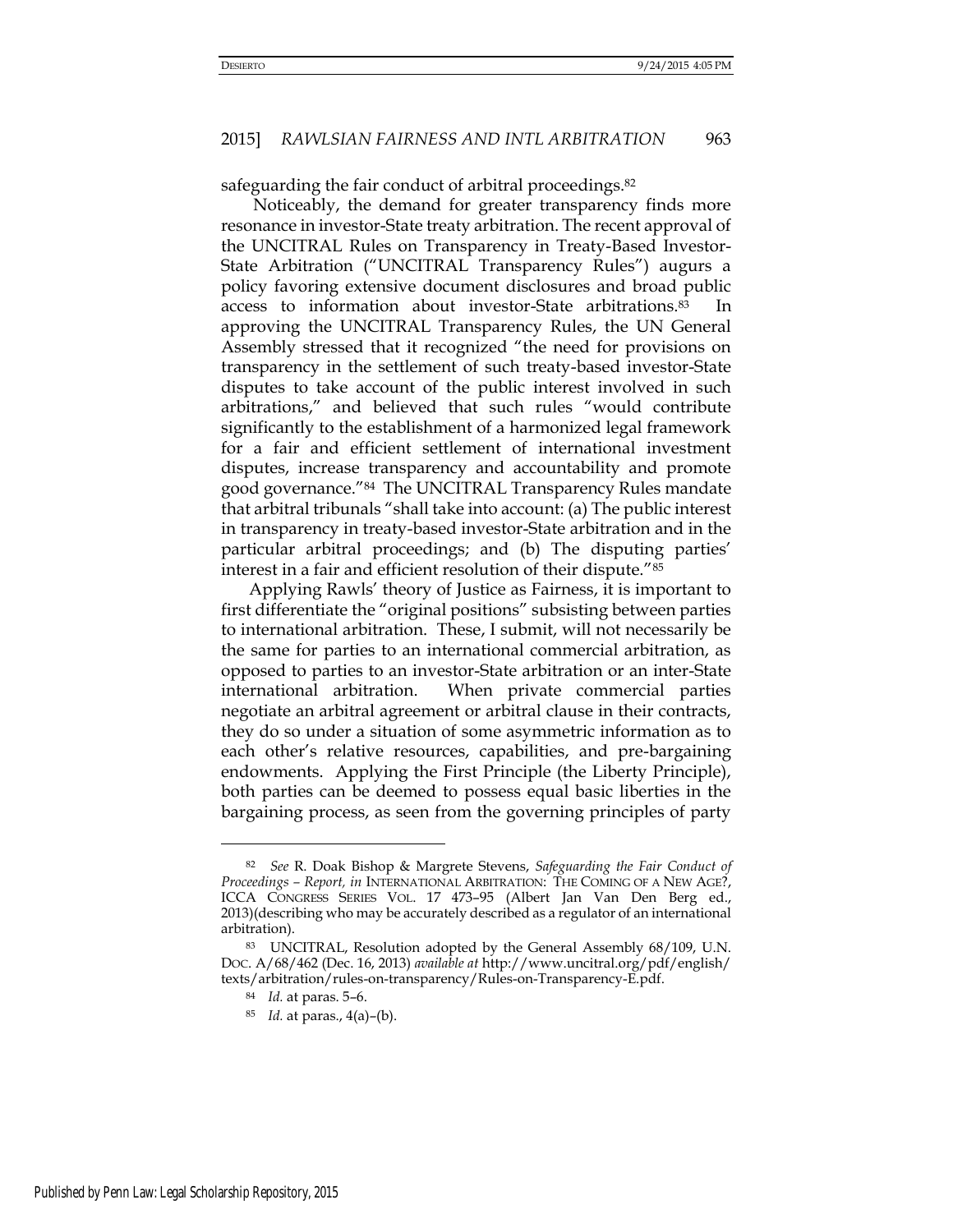safeguarding the fair conduct of arbitral proceedings.[82]

Noticeably, the demand for greater transparency finds more resonance in investor-State treaty arbitration. The recent approval of the UNCITRAL Rules on Transparency in Treaty-Based Investor-State Arbitration ("UNCITRAL Transparency Rules") augurs a policy favoring extensive document disclosures and broad public access to information about investor-State arbitrations.[83] In approving the UNCITRAL Transparency Rules, the UN General Assembly stressed that it recognized "the need for provisions on transparency in the settlement of such treaty-based investor-State disputes to take account of the public interest involved in such arbitrations," and believed that such rules "would contribute significantly to the establishment of a harmonized legal framework for a fair and efficient settlement of international investment disputes, increase transparency and accountability and promote good governance."[84] The UNCITRAL Transparency Rules mandate that arbitral tribunals "shall take into account: (a) The public interest in transparency in treaty-based investor-State arbitration and in the particular arbitral proceedings; and (b) The disputing parties' interest in a fair and efficient resolution of their dispute."[85]

Applying Rawls' theory of Justice as Fairness, it is important to first differentiate the "original positions" subsisting between parties to international arbitration. These, I submit, will not necessarily be the same for parties to an international commercial arbitration, as opposed to parties to an investor-State arbitration or an inter-State international arbitration. When private commercial parties negotiate an arbitral agreement or arbitral clause in their contracts, they do so under a situation of some asymmetric information as to each other's relative resources, capabilities, and pre-bargaining endowments. Applying the First Principle (the Liberty Principle), both parties can be deemed to possess equal basic liberties in the bargaining process, as seen from the governing principles of party

---

[82] *See* R. Doak Bishop & Margrete Stevens, *Safeguarding the Fair Conduct of Proceedings – Report, in* INTERNATIONAL ARBITRATION: THE COMING OF A NEW AGE?, ICCA CONGRESS SERIES VOL. 17 473–95 (Albert Jan Van Den Berg ed., 2013)(describing who may be accurately described as a regulator of an international arbitration).

[83] UNCITRAL, Resolution adopted by the General Assembly 68/109, U.N. DOC. A/68/462 (Dec. 16, 2013) *available at* http://www.uncitral.org/pdf/english/texts/arbitration/rules-on-transparency/Rules-on-Transparency-E.pdf.

[84] *Id.* at paras. 5–6.

[85] *Id.* at paras., 4(a)–(b).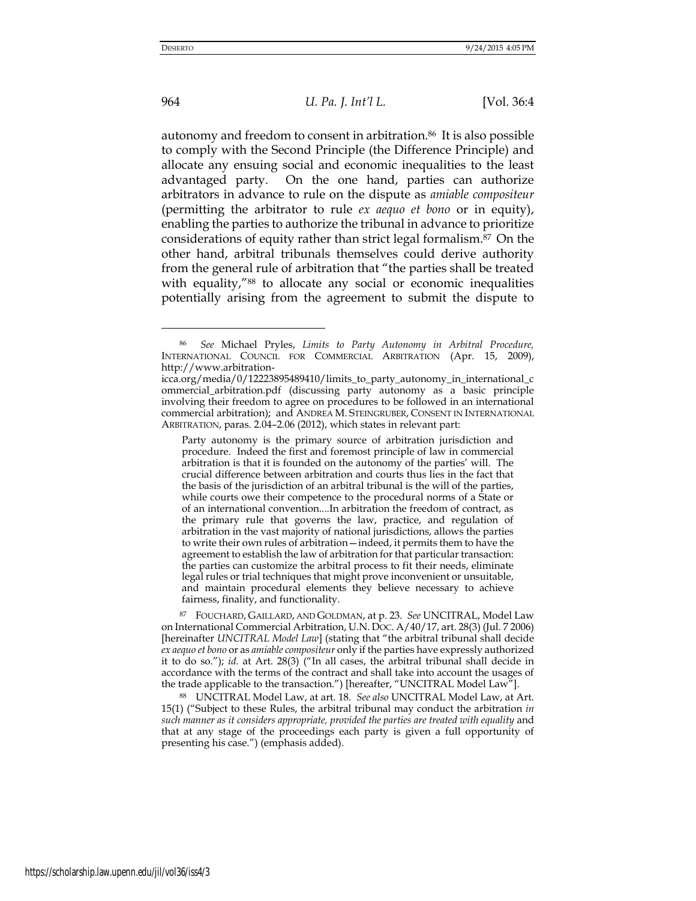autonomy and freedom to consent in arbitration.[86] It is also possible to comply with the Second Principle (the Difference Principle) and allocate any ensuing social and economic inequalities to the least advantaged party. On the one hand, parties can authorize arbitrators in advance to rule on the dispute as *amiable compositeur* (permitting the arbitrator to rule *ex aequo et bono* or in equity), enabling the parties to authorize the tribunal in advance to prioritize considerations of equity rather than strict legal formalism.[87] On the other hand, arbitral tribunals themselves could derive authority from the general rule of arbitration that "the parties shall be treated with equality,"[88] to allocate any social or economic inequalities potentially arising from the agreement to submit the dispute to

---

[86] *See* Michael Pryles, *Limits to Party Autonomy in Arbitral Procedure,* INTERNATIONAL COUNCIL FOR COMMERCIAL ARBITRATION (Apr. 15, 2009), http://www.arbitration-icca.org/media/0/12223895489410/limits_to_party_autonomy_in_international_commercial_arbitration.pdf (discussing party autonomy as a basic principle involving their freedom to agree on procedures to be followed in an international commercial arbitration); and ANDREA M. STEINGRUBER, CONSENT IN INTERNATIONAL ARBITRATION, paras. 2.04–2.06 (2012), which states in relevant part:

> Party autonomy is the primary source of arbitration jurisdiction and procedure. Indeed the first and foremost principle of law in commercial arbitration is that it is founded on the autonomy of the parties' will. The crucial difference between arbitration and courts thus lies in the fact that the basis of the jurisdiction of an arbitral tribunal is the will of the parties, while courts owe their competence to the procedural norms of a State or of an international convention....In arbitration the freedom of contract, as the primary rule that governs the law, practice, and regulation of arbitration in the vast majority of national jurisdictions, allows the parties to write their own rules of arbitration—indeed, it permits them to have the agreement to establish the law of arbitration for that particular transaction: the parties can customize the arbitral process to fit their needs, eliminate legal rules or trial techniques that might prove inconvenient or unsuitable, and maintain procedural elements they believe necessary to achieve fairness, finality, and functionality.

[87] FOUCHARD, GAILLARD, AND GOLDMAN, at p. 23. *See* UNCITRAL, Model Law on International Commercial Arbitration, U.N. DOC. A/40/17, art. 28(3) (Jul. 7 2006) [hereinafter *UNCITRAL Model Law*] (stating that "the arbitral tribunal shall decide *ex aequo et bono* or as *amiable compositeur* only if the parties have expressly authorized it to do so."); *id.* at Art. 28(3) ("In all cases, the arbitral tribunal shall decide in accordance with the terms of the contract and shall take into account the usages of the trade applicable to the transaction.") [hereafter, "UNCITRAL Model Law"].

[88] UNCITRAL Model Law, at art. 18. *See also* UNCITRAL Model Law, at Art. 15(1) ("Subject to these Rules, the arbitral tribunal may conduct the arbitration *in such manner as it considers appropriate, provided the parties are treated with equality* and that at any stage of the proceedings each party is given a full opportunity of presenting his case.") (emphasis added).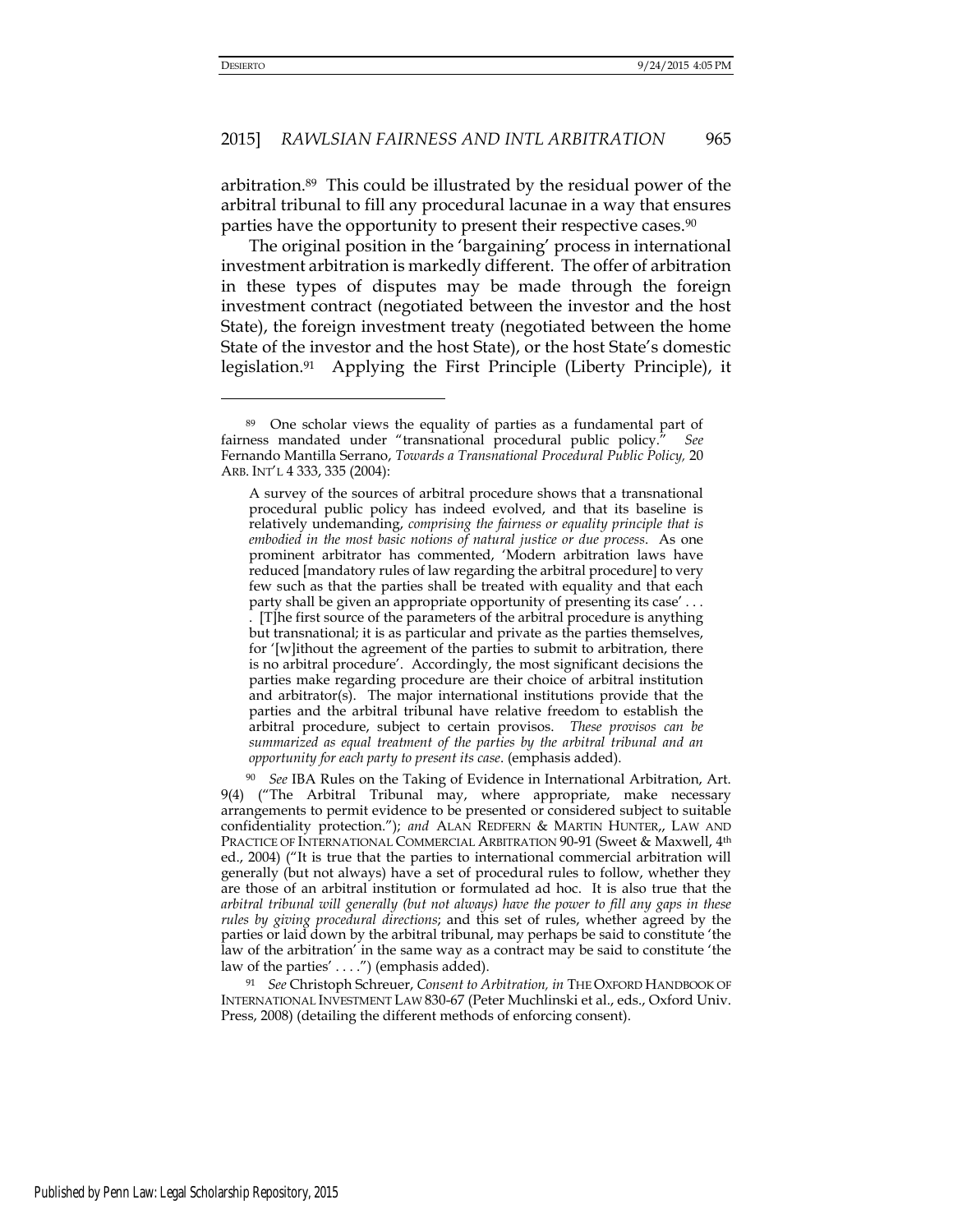arbitration.[89] This could be illustrated by the residual power of the arbitral tribunal to fill any procedural lacunae in a way that ensures parties have the opportunity to present their respective cases.[90]

The original position in the 'bargaining' process in international investment arbitration is markedly different. The offer of arbitration in these types of disputes may be made through the foreign investment contract (negotiated between the investor and the host State), the foreign investment treaty (negotiated between the home State of the investor and the host State), or the host State's domestic legislation.[91] Applying the First Principle (Liberty Principle), it

---

[89] One scholar views the equality of parties as a fundamental part of fairness mandated under "transnational procedural public policy." *See* Fernando Mantilla Serrano, *Towards a Transnational Procedural Public Policy,* 20 ARB. INT'L 4 333, 335 (2004):

> A survey of the sources of arbitral procedure shows that a transnational procedural public policy has indeed evolved, and that its baseline is relatively undemanding, *comprising the fairness or equality principle that is embodied in the most basic notions of natural justice or due process*. As one prominent arbitrator has commented, 'Modern arbitration laws have reduced [mandatory rules of law regarding the arbitral procedure] to very few such as that the parties shall be treated with equality and that each party shall be given an appropriate opportunity of presenting its case' . . . . [T]he first source of the parameters of the arbitral procedure is anything but transnational; it is as particular and private as the parties themselves, for '[w]ithout the agreement of the parties to submit to arbitration, there is no arbitral procedure'. Accordingly, the most significant decisions the parties make regarding procedure are their choice of arbitral institution and arbitrator(s). The major international institutions provide that the parties and the arbitral tribunal have relative freedom to establish the arbitral procedure, subject to certain provisos. *These provisos can be summarized as equal treatment of the parties by the arbitral tribunal and an opportunity for each party to present its case*. (emphasis added).

[90] *See* IBA Rules on the Taking of Evidence in International Arbitration, Art. 9(4) ("The Arbitral Tribunal may, where appropriate, make necessary arrangements to permit evidence to be presented or considered subject to suitable confidentiality protection."); *and* ALAN REDFERN & MARTIN HUNTER,, LAW AND PRACTICE OF INTERNATIONAL COMMERCIAL ARBITRATION 90-91 (Sweet & Maxwell, 4th ed., 2004) ("It is true that the parties to international commercial arbitration will generally (but not always) have a set of procedural rules to follow, whether they are those of an arbitral institution or formulated ad hoc. It is also true that the *arbitral tribunal will generally (but not always) have the power to fill any gaps in these rules by giving procedural directions*; and this set of rules, whether agreed by the parties or laid down by the arbitral tribunal, may perhaps be said to constitute 'the law of the arbitration' in the same way as a contract may be said to constitute 'the law of the parties' . . . .") (emphasis added).

[91] *See* Christoph Schreuer, *Consent to Arbitration, in* THE OXFORD HANDBOOK OF INTERNATIONAL INVESTMENT LAW 830-67 (Peter Muchlinski et al., eds., Oxford Univ. Press, 2008) (detailing the different methods of enforcing consent).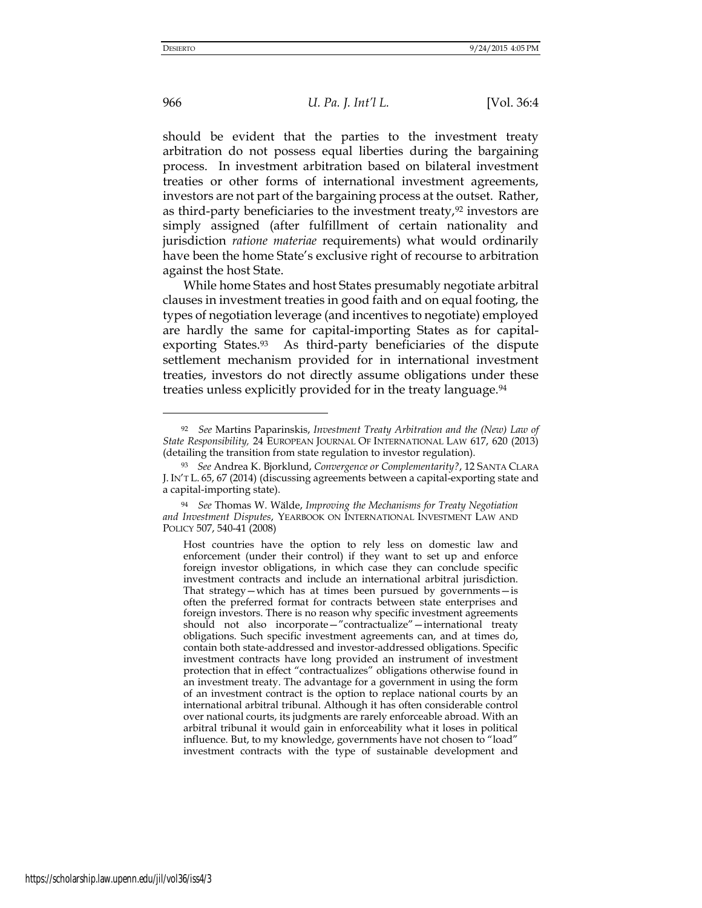should be evident that the parties to the investment treaty arbitration do not possess equal liberties during the bargaining process. In investment arbitration based on bilateral investment treaties or other forms of international investment agreements, investors are not part of the bargaining process at the outset. Rather, as third-party beneficiaries to the investment treaty,[92] investors are simply assigned (after fulfillment of certain nationality and jurisdiction *ratione materiae* requirements) what would ordinarily have been the home State's exclusive right of recourse to arbitration against the host State.

While home States and host States presumably negotiate arbitral clauses in investment treaties in good faith and on equal footing, the types of negotiation leverage (and incentives to negotiate) employed are hardly the same for capital-importing States as for capital-exporting States.[93] As third-party beneficiaries of the dispute settlement mechanism provided for in international investment treaties, investors do not directly assume obligations under these treaties unless explicitly provided for in the treaty language.[94]

---

[92] *See* Martins Paparinskis, *Investment Treaty Arbitration and the (New) Law of State Responsibility,* 24 EUROPEAN JOURNAL OF INTERNATIONAL LAW 617, 620 (2013) (detailing the transition from state regulation to investor regulation).

[93] *See* Andrea K. Bjorklund, *Convergence or Complementarity?*, 12 SANTA CLARA J. INT'L L. 65, 67 (2014) (discussing agreements between a capital-exporting state and a capital-importing state).

[94] *See* Thomas W. Wälde, *Improving the Mechanisms for Treaty Negotiation and Investment Disputes*, YEARBOOK ON INTERNATIONAL INVESTMENT LAW AND POLICY 507, 540-41 (2008)

> Host countries have the option to rely less on domestic law and enforcement (under their control) if they want to set up and enforce foreign investor obligations, in which case they can conclude specific investment contracts and include an international arbitral jurisdiction. That strategy—which has at times been pursued by governments—is often the preferred format for contracts between state enterprises and foreign investors. There is no reason why specific investment agreements should not also incorporate—"contractualize"—international treaty obligations. Such specific investment agreements can, and at times do, contain both state-addressed and investor-addressed obligations. Specific investment contracts have long provided an instrument of investment protection that in effect "contractualizes" obligations otherwise found in an investment treaty. The advantage for a government in using the form of an investment contract is the option to replace national courts by an international arbitral tribunal. Although it has often considerable control over national courts, its judgments are rarely enforceable abroad. With an arbitral tribunal it would gain in enforceability what it loses in political influence. But, to my knowledge, governments have not chosen to "load" investment contracts with the type of sustainable development and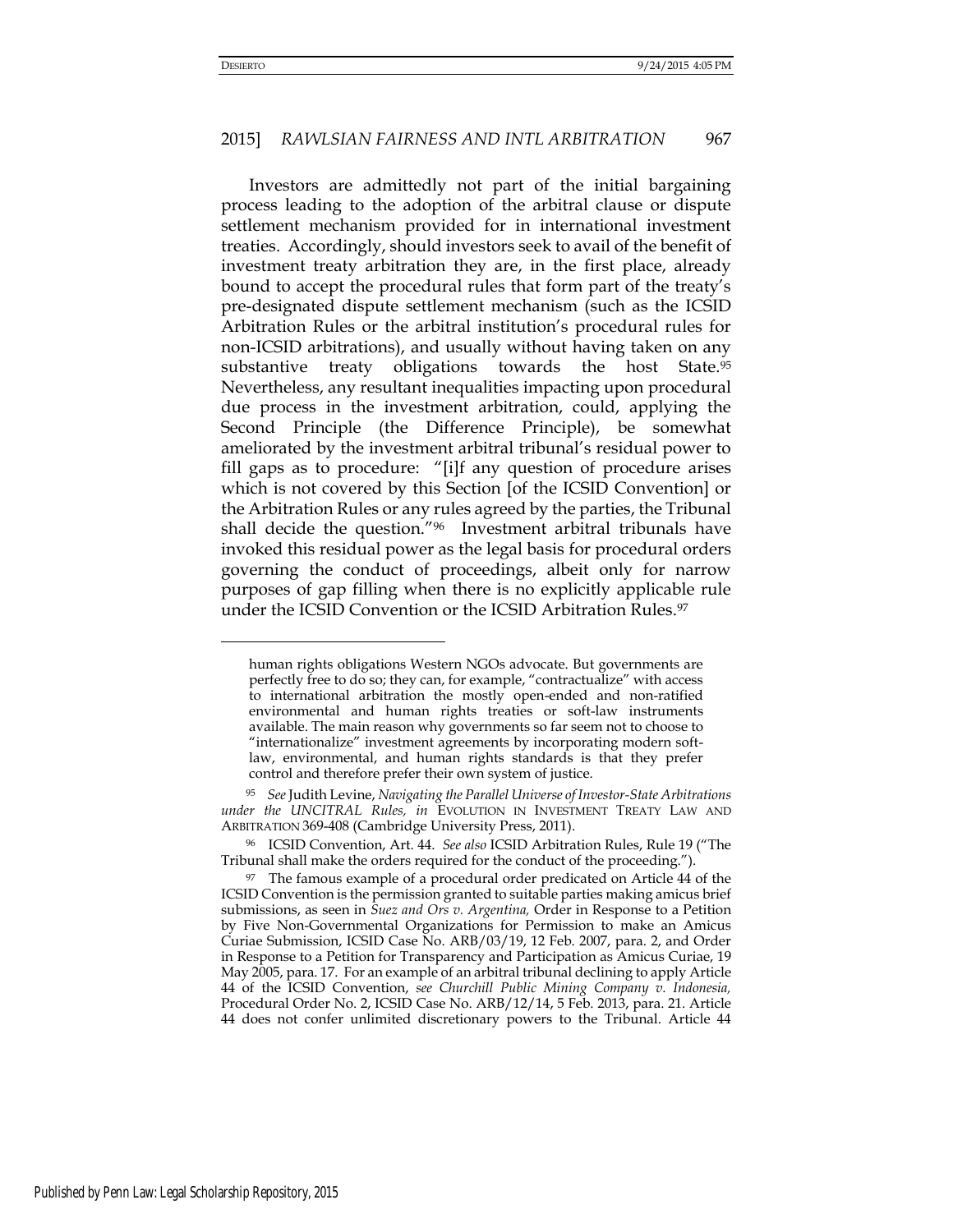Investors are admittedly not part of the initial bargaining process leading to the adoption of the arbitral clause or dispute settlement mechanism provided for in international investment treaties. Accordingly, should investors seek to avail of the benefit of investment treaty arbitration they are, in the first place, already bound to accept the procedural rules that form part of the treaty's pre-designated dispute settlement mechanism (such as the ICSID Arbitration Rules or the arbitral institution's procedural rules for non-ICSID arbitrations), and usually without having taken on any substantive treaty obligations towards the host State.[95] Nevertheless, any resultant inequalities impacting upon procedural due process in the investment arbitration, could, applying the Second Principle (the Difference Principle), be somewhat ameliorated by the investment arbitral tribunal's residual power to fill gaps as to procedure: "[i]f any question of procedure arises which is not covered by this Section [of the ICSID Convention] or the Arbitration Rules or any rules agreed by the parties, the Tribunal shall decide the question."[96] Investment arbitral tribunals have invoked this residual power as the legal basis for procedural orders governing the conduct of proceedings, albeit only for narrow purposes of gap filling when there is no explicitly applicable rule under the ICSID Convention or the ICSID Arbitration Rules.[97]

---

human rights obligations Western NGOs advocate. But governments are perfectly free to do so; they can, for example, "contractualize" with access to international arbitration the mostly open-ended and non-ratified environmental and human rights treaties or soft-law instruments available. The main reason why governments so far seem not to choose to "internationalize" investment agreements by incorporating modern soft-law, environmental, and human rights standards is that they prefer control and therefore prefer their own system of justice.

[95] *See* Judith Levine, *Navigating the Parallel Universe of Investor-State Arbitrations under the UNCITRAL Rules, in* EVOLUTION IN INVESTMENT TREATY LAW AND ARBITRATION 369-408 (Cambridge University Press, 2011).

[96] ICSID Convention, Art. 44. *See also* ICSID Arbitration Rules, Rule 19 ("The Tribunal shall make the orders required for the conduct of the proceeding.").

[97] The famous example of a procedural order predicated on Article 44 of the ICSID Convention is the permission granted to suitable parties making amicus brief submissions, as seen in *Suez and Ors v. Argentina,* Order in Response to a Petition by Five Non-Governmental Organizations for Permission to make an Amicus Curiae Submission, ICSID Case No. ARB/03/19, 12 Feb. 2007, para. 2, and Order in Response to a Petition for Transparency and Participation as Amicus Curiae, 19 May 2005, para. 17. For an example of an arbitral tribunal declining to apply Article 44 of the ICSID Convention, *see Churchill Public Mining Company v. Indonesia,* Procedural Order No. 2, ICSID Case No. ARB/12/14, 5 Feb. 2013, para. 21. Article 44 does not confer unlimited discretionary powers to the Tribunal. Article 44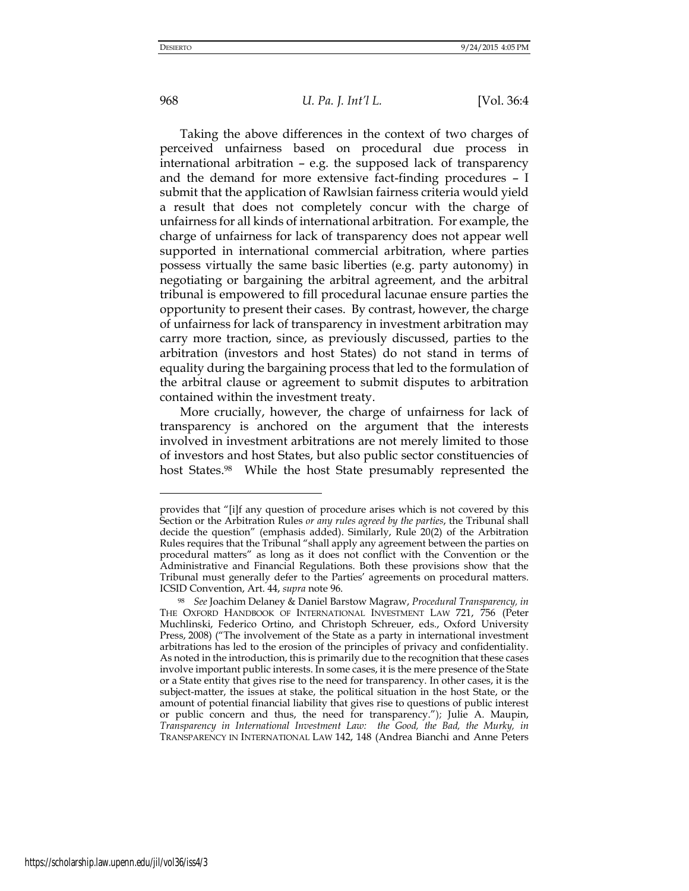Taking the above differences in the context of two charges of perceived unfairness based on procedural due process in international arbitration – e.g. the supposed lack of transparency and the demand for more extensive fact-finding procedures – I submit that the application of Rawlsian fairness criteria would yield a result that does not completely concur with the charge of unfairness for all kinds of international arbitration. For example, the charge of unfairness for lack of transparency does not appear well supported in international commercial arbitration, where parties possess virtually the same basic liberties (e.g. party autonomy) in negotiating or bargaining the arbitral agreement, and the arbitral tribunal is empowered to fill procedural lacunae ensure parties the opportunity to present their cases. By contrast, however, the charge of unfairness for lack of transparency in investment arbitration may carry more traction, since, as previously discussed, parties to the arbitration (investors and host States) do not stand in terms of equality during the bargaining process that led to the formulation of the arbitral clause or agreement to submit disputes to arbitration contained within the investment treaty.

More crucially, however, the charge of unfairness for lack of transparency is anchored on the argument that the interests involved in investment arbitrations are not merely limited to those of investors and host States, but also public sector constituencies of host States.[98] While the host State presumably represented the

---

provides that "[i]f any question of procedure arises which is not covered by this Section or the Arbitration Rules *or any rules agreed by the parties*, the Tribunal shall decide the question" (emphasis added). Similarly, Rule 20(2) of the Arbitration Rules requires that the Tribunal "shall apply any agreement between the parties on procedural matters" as long as it does not conflict with the Convention or the Administrative and Financial Regulations. Both these provisions show that the Tribunal must generally defer to the Parties' agreements on procedural matters. ICSID Convention, Art. 44, *supra* note 96.

[98] *See* Joachim Delaney & Daniel Barstow Magraw, *Procedural Transparency, in* THE OXFORD HANDBOOK OF INTERNATIONAL INVESTMENT LAW 721, 756 (Peter Muchlinski, Federico Ortino, and Christoph Schreuer, eds., Oxford University Press, 2008) ("The involvement of the State as a party in international investment arbitrations has led to the erosion of the principles of privacy and confidentiality. As noted in the introduction, this is primarily due to the recognition that these cases involve important public interests. In some cases, it is the mere presence of the State or a State entity that gives rise to the need for transparency. In other cases, it is the subject-matter, the issues at stake, the political situation in the host State, or the amount of potential financial liability that gives rise to questions of public interest or public concern and thus, the need for transparency."); Julie A. Maupin, *Transparency in International Investment Law: the Good, the Bad, the Murky, in* TRANSPARENCY IN INTERNATIONAL LAW 142, 148 (Andrea Bianchi and Anne Peters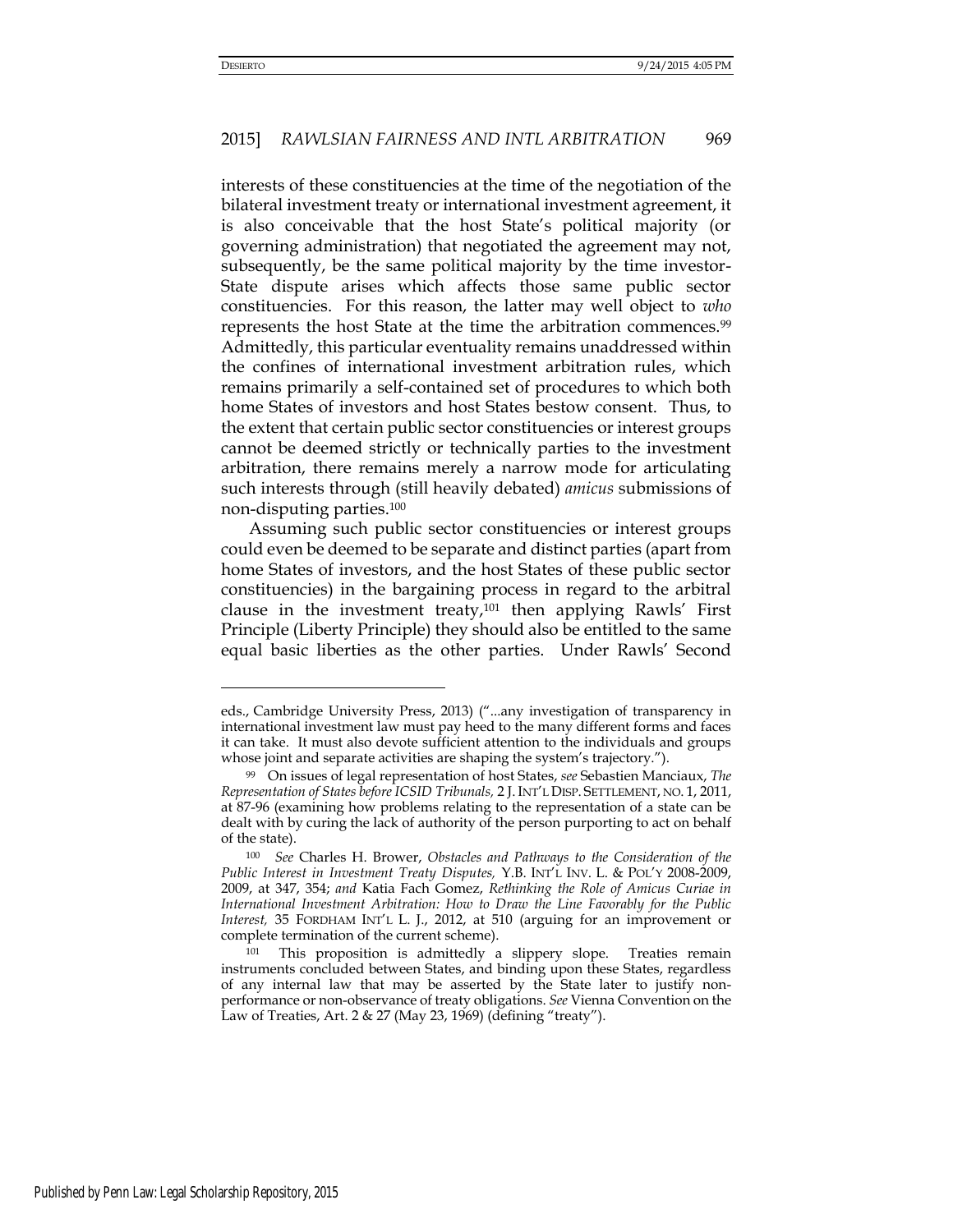interests of these constituencies at the time of the negotiation of the bilateral investment treaty or international investment agreement, it is also conceivable that the host State's political majority (or governing administration) that negotiated the agreement may not, subsequently, be the same political majority by the time investor-State dispute arises which affects those same public sector constituencies. For this reason, the latter may well object to *who* represents the host State at the time the arbitration commences.[99] Admittedly, this particular eventuality remains unaddressed within the confines of international investment arbitration rules, which remains primarily a self-contained set of procedures to which both home States of investors and host States bestow consent. Thus, to the extent that certain public sector constituencies or interest groups cannot be deemed strictly or technically parties to the investment arbitration, there remains merely a narrow mode for articulating such interests through (still heavily debated) *amicus* submissions of non-disputing parties.[100]

Assuming such public sector constituencies or interest groups could even be deemed to be separate and distinct parties (apart from home States of investors, and the host States of these public sector constituencies) in the bargaining process in regard to the arbitral clause in the investment treaty,[101] then applying Rawls' First Principle (Liberty Principle) they should also be entitled to the same equal basic liberties as the other parties. Under Rawls' Second

---

eds., Cambridge University Press, 2013) ("...any investigation of transparency in international investment law must pay heed to the many different forms and faces it can take. It must also devote sufficient attention to the individuals and groups whose joint and separate activities are shaping the system's trajectory.").

[99] On issues of legal representation of host States, *see* Sebastien Manciaux, *The Representation of States before ICSID Tribunals,* 2 J. INT'L DISP. SETTLEMENT, NO. 1, 2011, at 87-96 (examining how problems relating to the representation of a state can be dealt with by curing the lack of authority of the person purporting to act on behalf of the state).

[100] *See* Charles H. Brower, *Obstacles and Pathways to the Consideration of the Public Interest in Investment Treaty Disputes,* Y.B. INT'L INV. L. & POL'Y 2008-2009, 2009, at 347, 354; *and* Katia Fach Gomez, *Rethinking the Role of Amicus Curiae in International Investment Arbitration: How to Draw the Line Favorably for the Public Interest,* 35 FORDHAM INT'L L. J., 2012, at 510 (arguing for an improvement or complete termination of the current scheme).

[101] This proposition is admittedly a slippery slope. Treaties remain instruments concluded between States, and binding upon these States, regardless of any internal law that may be asserted by the State later to justify non-performance or non-observance of treaty obligations. *See* Vienna Convention on the Law of Treaties, Art. 2 & 27 (May 23, 1969) (defining "treaty").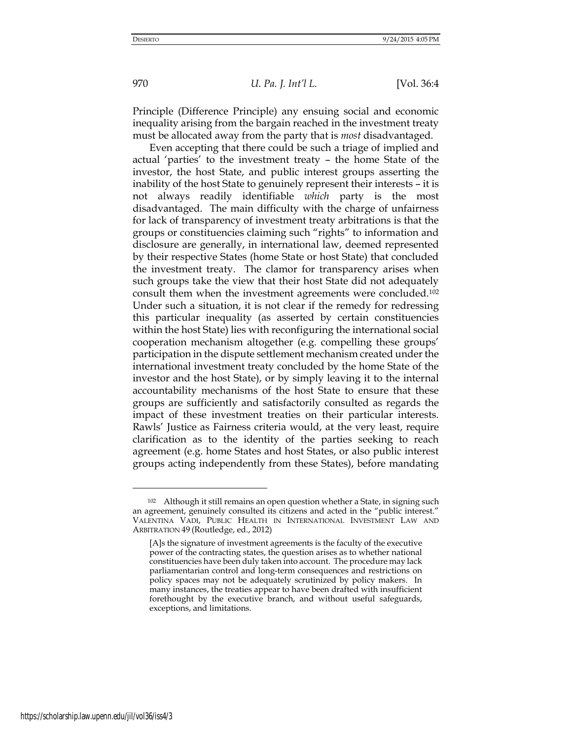Principle (Difference Principle) any ensuing social and economic inequality arising from the bargain reached in the investment treaty must be allocated away from the party that is *most* disadvantaged.

Even accepting that there could be such a triage of implied and actual 'parties' to the investment treaty – the home State of the investor, the host State, and public interest groups asserting the inability of the host State to genuinely represent their interests – it is not always readily identifiable *which* party is the most disadvantaged. The main difficulty with the charge of unfairness for lack of transparency of investment treaty arbitrations is that the groups or constituencies claiming such "rights" to information and disclosure are generally, in international law, deemed represented by their respective States (home State or host State) that concluded the investment treaty. The clamor for transparency arises when such groups take the view that their host State did not adequately consult them when the investment agreements were concluded.[102] Under such a situation, it is not clear if the remedy for redressing this particular inequality (as asserted by certain constituencies within the host State) lies with reconfiguring the international social cooperation mechanism altogether (e.g. compelling these groups' participation in the dispute settlement mechanism created under the international investment treaty concluded by the home State of the investor and the host State), or by simply leaving it to the internal accountability mechanisms of the host State to ensure that these groups are sufficiently and satisfactorily consulted as regards the impact of these investment treaties on their particular interests. Rawls' Justice as Fairness criteria would, at the very least, require clarification as to the identity of the parties seeking to reach agreement (e.g. home States and host States, or also public interest groups acting independently from these States), before mandating

---

[102] Although it still remains an open question whether a State, in signing such an agreement, genuinely consulted its citizens and acted in the "public interest." VALENTINA VADI, PUBLIC HEALTH IN INTERNATIONAL INVESTMENT LAW AND ARBITRATION 49 (Routledge, ed., 2012)

> [A]s the signature of investment agreements is the faculty of the executive power of the contracting states, the question arises as to whether national constituencies have been duly taken into account. The procedure may lack parliamentarian control and long-term consequences and restrictions on policy spaces may not be adequately scrutinized by policy makers. In many instances, the treaties appear to have been drafted with insufficient forethought by the executive branch, and without useful safeguards, exceptions, and limitations.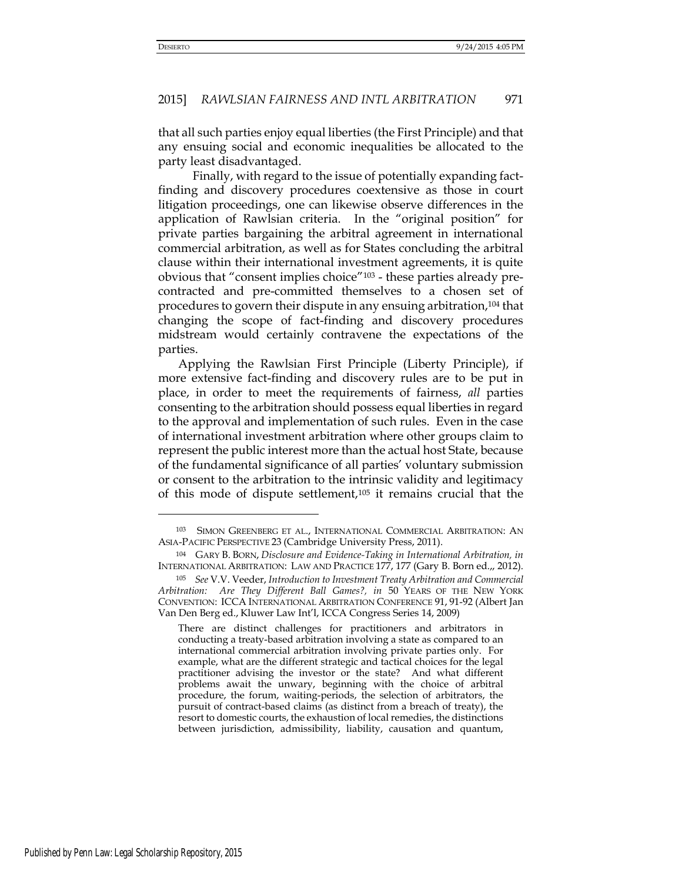that all such parties enjoy equal liberties (the First Principle) and that any ensuing social and economic inequalities be allocated to the party least disadvantaged.

Finally, with regard to the issue of potentially expanding fact-finding and discovery procedures coextensive as those in court litigation proceedings, one can likewise observe differences in the application of Rawlsian criteria. In the "original position" for private parties bargaining the arbitral agreement in international commercial arbitration, as well as for States concluding the arbitral clause within their international investment agreements, it is quite obvious that "consent implies choice"[103] - these parties already pre-contracted and pre-committed themselves to a chosen set of procedures to govern their dispute in any ensuing arbitration,[104] that changing the scope of fact-finding and discovery procedures midstream would certainly contravene the expectations of the parties.

Applying the Rawlsian First Principle (Liberty Principle), if more extensive fact-finding and discovery rules are to be put in place, in order to meet the requirements of fairness, *all* parties consenting to the arbitration should possess equal liberties in regard to the approval and implementation of such rules. Even in the case of international investment arbitration where other groups claim to represent the public interest more than the actual host State, because of the fundamental significance of all parties' voluntary submission or consent to the arbitration to the intrinsic validity and legitimacy of this mode of dispute settlement,[105] it remains crucial that the

---

[103] SIMON GREENBERG ET AL., INTERNATIONAL COMMERCIAL ARBITRATION: AN ASIA-PACIFIC PERSPECTIVE 23 (Cambridge University Press, 2011).

[104] GARY B. BORN, *Disclosure and Evidence-Taking in International Arbitration, in* INTERNATIONAL ARBITRATION: LAW AND PRACTICE 177, 177 (Gary B. Born ed.,, 2012).

[105] *See* V.V. Veeder, *Introduction to Investment Treaty Arbitration and Commercial Arbitration: Are They Different Ball Games?, in* 50 YEARS OF THE NEW YORK CONVENTION: ICCA INTERNATIONAL ARBITRATION CONFERENCE 91, 91-92 (Albert Jan Van Den Berg ed., Kluwer Law Int'l, ICCA Congress Series 14, 2009)

> There are distinct challenges for practitioners and arbitrators in conducting a treaty-based arbitration involving a state as compared to an international commercial arbitration involving private parties only. For example, what are the different strategic and tactical choices for the legal practitioner advising the investor or the state? And what different problems await the unwary, beginning with the choice of arbitral procedure, the forum, waiting-periods, the selection of arbitrators, the pursuit of contract-based claims (as distinct from a breach of treaty), the resort to domestic courts, the exhaustion of local remedies, the distinctions between jurisdiction, admissibility, liability, causation and quantum,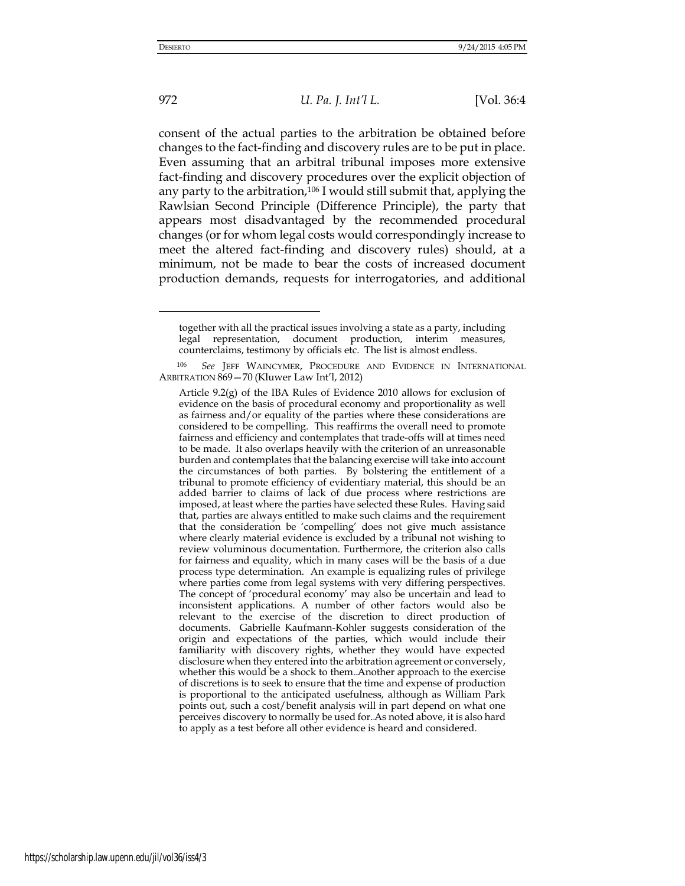consent of the actual parties to the arbitration be obtained before changes to the fact-finding and discovery rules are to be put in place. Even assuming that an arbitral tribunal imposes more extensive fact-finding and discovery procedures over the explicit objection of any party to the arbitration,[106] I would still submit that, applying the Rawlsian Second Principle (Difference Principle), the party that appears most disadvantaged by the recommended procedural changes (or for whom legal costs would correspondingly increase to meet the altered fact-finding and discovery rules) should, at a minimum, not be made to bear the costs of increased document production demands, requests for interrogatories, and additional

---

together with all the practical issues involving a state as a party, including legal representation, document production, interim measures, counterclaims, testimony by officials etc. The list is almost endless.

[106] *See* JEFF WAINCYMER, PROCEDURE AND EVIDENCE IN INTERNATIONAL ARBITRATION 869—70 (Kluwer Law Int'l, 2012)

> Article 9.2(g) of the IBA Rules of Evidence 2010 allows for exclusion of evidence on the basis of procedural economy and proportionality as well as fairness and/or equality of the parties where these considerations are considered to be compelling. This reaffirms the overall need to promote fairness and efficiency and contemplates that trade-offs will at times need to be made. It also overlaps heavily with the criterion of an unreasonable burden and contemplates that the balancing exercise will take into account the circumstances of both parties. By bolstering the entitlement of a tribunal to promote efficiency of evidentiary material, this should be an added barrier to claims of lack of due process where restrictions are imposed, at least where the parties have selected these Rules. Having said that, parties are always entitled to make such claims and the requirement that the consideration be 'compelling' does not give much assistance where clearly material evidence is excluded by a tribunal not wishing to review voluminous documentation. Furthermore, the criterion also calls for fairness and equality, which in many cases will be the basis of a due process type determination. An example is equalizing rules of privilege where parties come from legal systems with very differing perspectives. The concept of 'procedural economy' may also be uncertain and lead to inconsistent applications. A number of other factors would also be relevant to the exercise of the discretion to direct production of documents. Gabrielle Kaufmann-Kohler suggests consideration of the origin and expectations of the parties, which would include their familiarity with discovery rights, whether they would have expected disclosure when they entered into the arbitration agreement or conversely, whether this would be a shock to them. Another approach to the exercise of discretions is to seek to ensure that the time and expense of production is proportional to the anticipated usefulness, although as William Park points out, such a cost/benefit analysis will in part depend on what one perceives discovery to normally be used for. As noted above, it is also hard to apply as a test before all other evidence is heard and considered.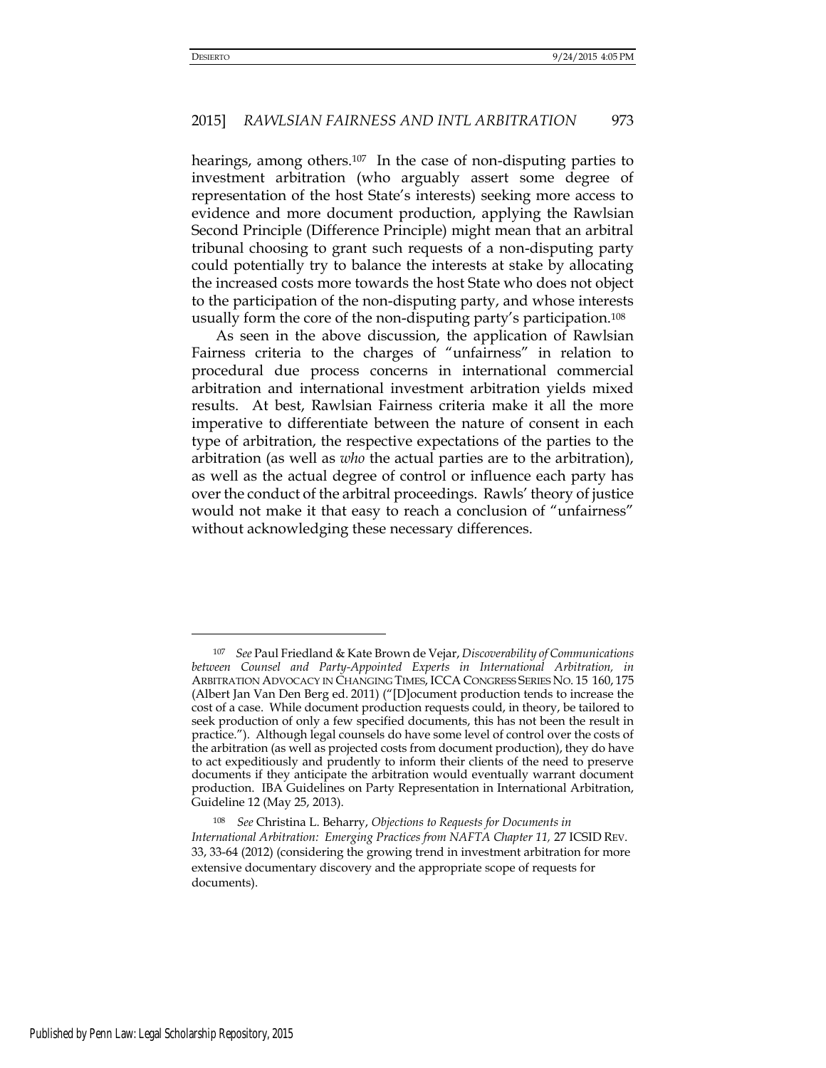hearings, among others.[107] In the case of non-disputing parties to investment arbitration (who arguably assert some degree of representation of the host State's interests) seeking more access to evidence and more document production, applying the Rawlsian Second Principle (Difference Principle) might mean that an arbitral tribunal choosing to grant such requests of a non-disputing party could potentially try to balance the interests at stake by allocating the increased costs more towards the host State who does not object to the participation of the non-disputing party, and whose interests usually form the core of the non-disputing party's participation.[108]

As seen in the above discussion, the application of Rawlsian Fairness criteria to the charges of "unfairness" in relation to procedural due process concerns in international commercial arbitration and international investment arbitration yields mixed results. At best, Rawlsian Fairness criteria make it all the more imperative to differentiate between the nature of consent in each type of arbitration, the respective expectations of the parties to the arbitration (as well as *who* the actual parties are to the arbitration), as well as the actual degree of control or influence each party has over the conduct of the arbitral proceedings. Rawls' theory of justice would not make it that easy to reach a conclusion of "unfairness" without acknowledging these necessary differences.

---

[107] *See* Paul Friedland & Kate Brown de Vejar, *Discoverability of Communications between Counsel and Party-Appointed Experts in International Arbitration, in* ARBITRATION ADVOCACY IN CHANGING TIMES, ICCA CONGRESS SERIES NO. 15 160, 175 (Albert Jan Van Den Berg ed. 2011) ("[D]ocument production tends to increase the cost of a case. While document production requests could, in theory, be tailored to seek production of only a few specified documents, this has not been the result in practice."). Although legal counsels do have some level of control over the costs of the arbitration (as well as projected costs from document production), they do have to act expeditiously and prudently to inform their clients of the need to preserve documents if they anticipate the arbitration would eventually warrant document production. IBA Guidelines on Party Representation in International Arbitration, Guideline 12 (May 25, 2013).

[108] *See* Christina L. Beharry, *Objections to Requests for Documents in International Arbitration: Emerging Practices from NAFTA Chapter 11,* 27 ICSID REV. 33, 33-64 (2012) (considering the growing trend in investment arbitration for more extensive documentary discovery and the appropriate scope of requests for documents).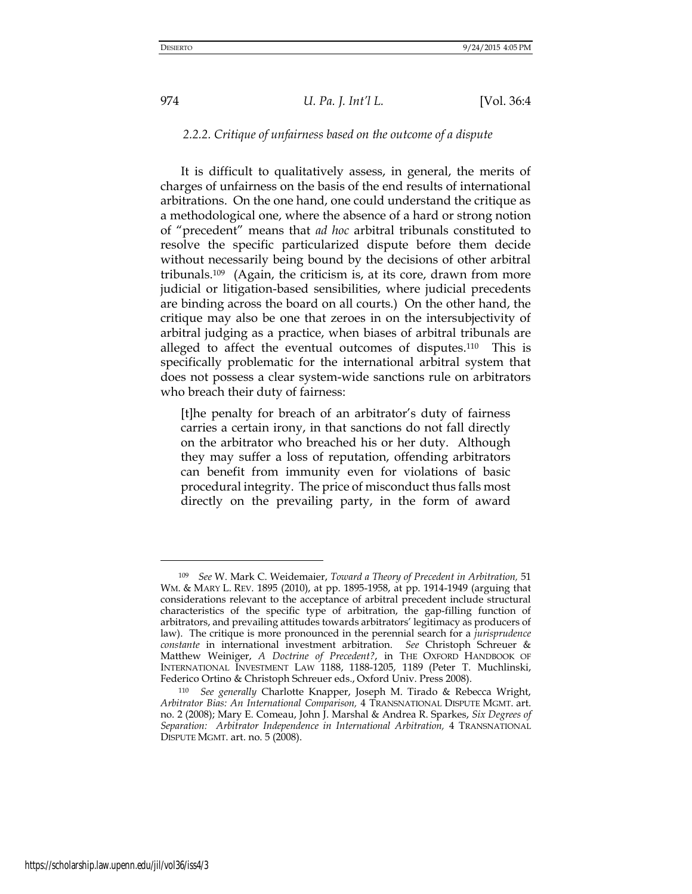#### 2.2.2. *Critique of unfairness based on the outcome of a dispute*

It is difficult to qualitatively assess, in general, the merits of charges of unfairness on the basis of the end results of international arbitrations. On the one hand, one could understand the critique as a methodological one, where the absence of a hard or strong notion of "precedent" means that *ad hoc* arbitral tribunals constituted to resolve the specific particularized dispute before them decide without necessarily being bound by the decisions of other arbitral tribunals.[109] (Again, the criticism is, at its core, drawn from more judicial or litigation-based sensibilities, where judicial precedents are binding across the board on all courts.) On the other hand, the critique may also be one that zeroes in on the intersubjectivity of arbitral judging as a practice, when biases of arbitral tribunals are alleged to affect the eventual outcomes of disputes.[110] This is specifically problematic for the international arbitral system that does not possess a clear system-wide sanctions rule on arbitrators who breach their duty of fairness:

> [t]he penalty for breach of an arbitrator's duty of fairness carries a certain irony, in that sanctions do not fall directly on the arbitrator who breached his or her duty. Although they may suffer a loss of reputation, offending arbitrators can benefit from immunity even for violations of basic procedural integrity. The price of misconduct thus falls most directly on the prevailing party, in the form of award

---

[109] *See* W. Mark C. Weidemaier, *Toward a Theory of Precedent in Arbitration,* 51 WM. & MARY L. REV. 1895 (2010), at pp. 1895-1958, at pp. 1914-1949 (arguing that considerations relevant to the acceptance of arbitral precedent include structural characteristics of the specific type of arbitration, the gap-filling function of arbitrators, and prevailing attitudes towards arbitrators' legitimacy as producers of law). The critique is more pronounced in the perennial search for a *jurisprudence constante* in international investment arbitration. *See* Christoph Schreuer & Matthew Weiniger, *A Doctrine of Precedent?*, in THE OXFORD HANDBOOK OF INTERNATIONAL INVESTMENT LAW 1188, 1188-1205, 1189 (Peter T. Muchlinski, Federico Ortino & Christoph Schreuer eds., Oxford Univ. Press 2008).

[110] *See generally* Charlotte Knapper, Joseph M. Tirado & Rebecca Wright, *Arbitrator Bias: An International Comparison,* 4 TRANSNATIONAL DISPUTE MGMT. art. no. 2 (2008); Mary E. Comeau, John J. Marshal & Andrea R. Sparkes, *Six Degrees of Separation: Arbitrator Independence in International Arbitration,* 4 TRANSNATIONAL DISPUTE MGMT. art. no. 5 (2008).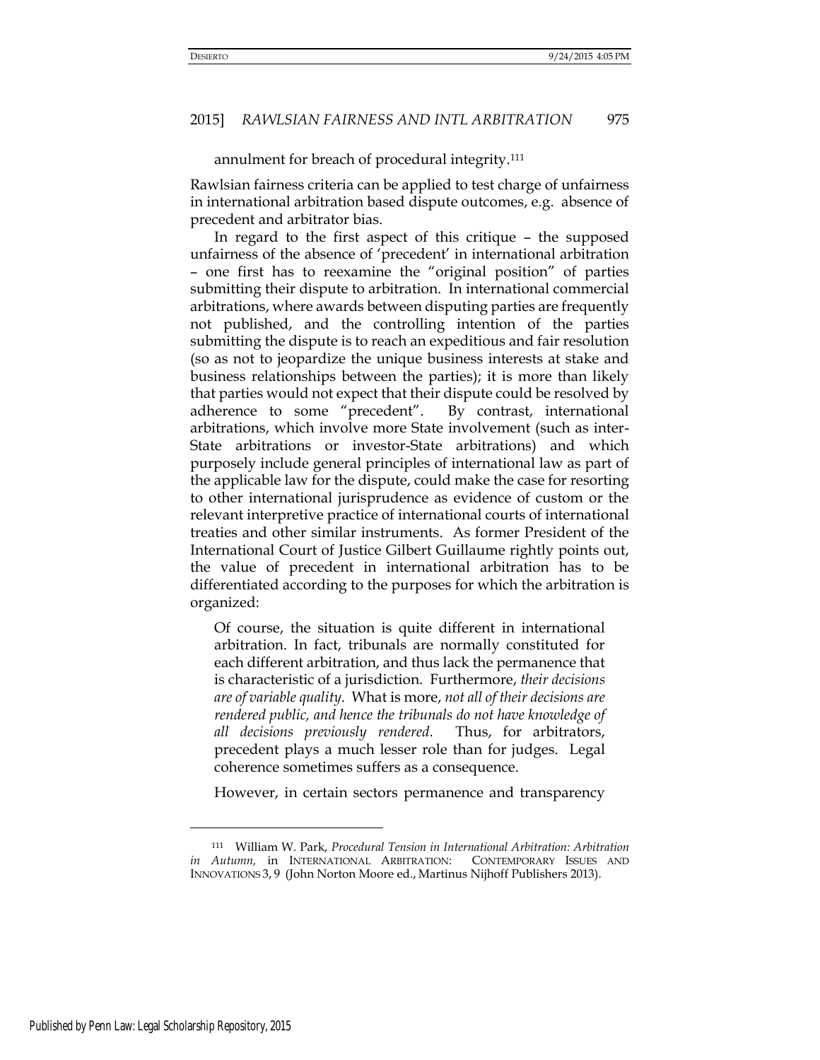annulment for breach of procedural integrity.[111]

Rawlsian fairness criteria can be applied to test charge of unfairness in international arbitration based dispute outcomes, e.g. absence of precedent and arbitrator bias.

In regard to the first aspect of this critique – the supposed unfairness of the absence of 'precedent' in international arbitration – one first has to reexamine the "original position" of parties submitting their dispute to arbitration. In international commercial arbitrations, where awards between disputing parties are frequently not published, and the controlling intention of the parties submitting the dispute is to reach an expeditious and fair resolution (so as not to jeopardize the unique business interests at stake and business relationships between the parties); it is more than likely that parties would not expect that their dispute could be resolved by adherence to some "precedent". By contrast, international arbitrations, which involve more State involvement (such as inter-State arbitrations or investor-State arbitrations) and which purposely include general principles of international law as part of the applicable law for the dispute, could make the case for resorting to other international jurisprudence as evidence of custom or the relevant interpretive practice of international courts of international treaties and other similar instruments. As former President of the International Court of Justice Gilbert Guillaume rightly points out, the value of precedent in international arbitration has to be differentiated according to the purposes for which the arbitration is organized:

> Of course, the situation is quite different in international arbitration. In fact, tribunals are normally constituted for each different arbitration, and thus lack the permanence that is characteristic of a jurisdiction. Furthermore, *their decisions are of variable quality*. What is more, *not all of their decisions are rendered public, and hence the tribunals do not have knowledge of all decisions previously rendered*. Thus, for arbitrators, precedent plays a much lesser role than for judges. Legal coherence sometimes suffers as a consequence.
>
> However, in certain sectors permanence and transparency

---

[111] William W. Park, *Procedural Tension in International Arbitration: Arbitration in Autumn,* in INTERNATIONAL ARBITRATION: CONTEMPORARY ISSUES AND INNOVATIONS 3, 9 (John Norton Moore ed., Martinus Nijhoff Publishers 2013).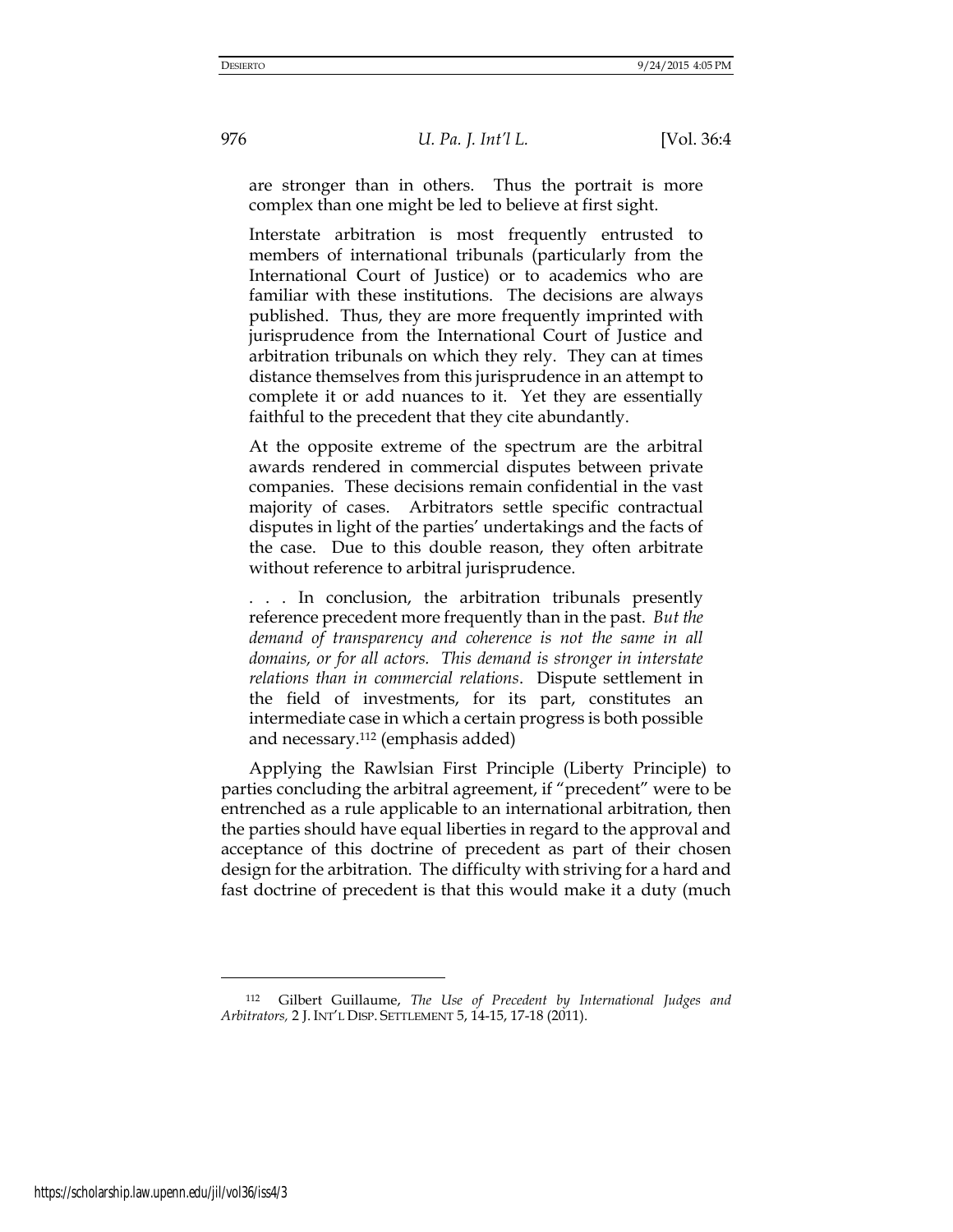are stronger than in others. Thus the portrait is more complex than one might be led to believe at first sight.

> Interstate arbitration is most frequently entrusted to members of international tribunals (particularly from the International Court of Justice) or to academics who are familiar with these institutions. The decisions are always published. Thus, they are more frequently imprinted with jurisprudence from the International Court of Justice and arbitration tribunals on which they rely. They can at times distance themselves from this jurisprudence in an attempt to complete it or add nuances to it. Yet they are essentially faithful to the precedent that they cite abundantly.
>
> At the opposite extreme of the spectrum are the arbitral awards rendered in commercial disputes between private companies. These decisions remain confidential in the vast majority of cases. Arbitrators settle specific contractual disputes in light of the parties' undertakings and the facts of the case. Due to this double reason, they often arbitrate without reference to arbitral jurisprudence.
>
> . . . In conclusion, the arbitration tribunals presently reference precedent more frequently than in the past. *But the demand of transparency and coherence is not the same in all domains, or for all actors. This demand is stronger in interstate relations than in commercial relations*. Dispute settlement in the field of investments, for its part, constitutes an intermediate case in which a certain progress is both possible and necessary.[112] (emphasis added)

Applying the Rawlsian First Principle (Liberty Principle) to parties concluding the arbitral agreement, if "precedent" were to be entrenched as a rule applicable to an international arbitration, then the parties should have equal liberties in regard to the approval and acceptance of this doctrine of precedent as part of their chosen design for the arbitration. The difficulty with striving for a hard and fast doctrine of precedent is that this would make it a duty (much

---

[112] Gilbert Guillaume, *The Use of Precedent by International Judges and Arbitrators,* 2 J. INT'L DISP. SETTLEMENT 5, 14-15, 17-18 (2011).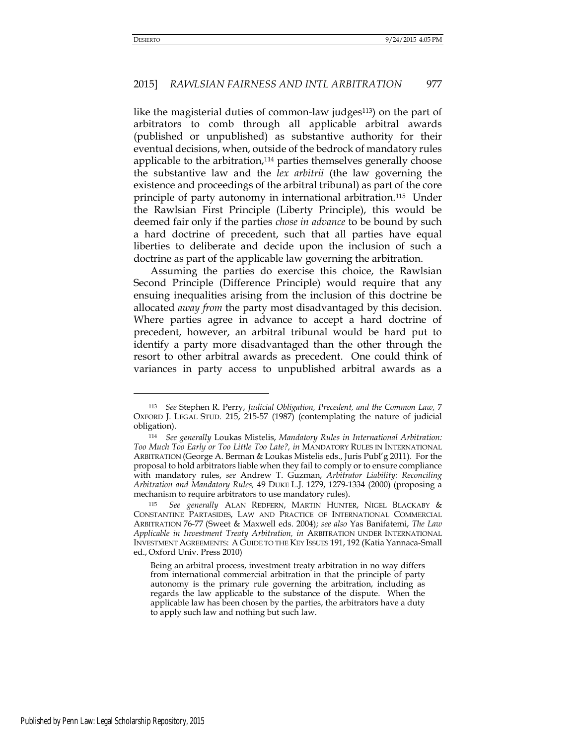like the magisterial duties of common-law judges[113]) on the part of arbitrators to comb through all applicable arbitral awards (published or unpublished) as substantive authority for their eventual decisions, when, outside of the bedrock of mandatory rules applicable to the arbitration,[114] parties themselves generally choose the substantive law and the *lex arbitrii* (the law governing the existence and proceedings of the arbitral tribunal) as part of the core principle of party autonomy in international arbitration.[115] Under the Rawlsian First Principle (Liberty Principle), this would be deemed fair only if the parties *chose in advance* to be bound by such a hard doctrine of precedent, such that all parties have equal liberties to deliberate and decide upon the inclusion of such a doctrine as part of the applicable law governing the arbitration.

Assuming the parties do exercise this choice, the Rawlsian Second Principle (Difference Principle) would require that any ensuing inequalities arising from the inclusion of this doctrine be allocated *away from* the party most disadvantaged by this decision. Where parties agree in advance to accept a hard doctrine of precedent, however, an arbitral tribunal would be hard put to identify a party more disadvantaged than the other through the resort to other arbitral awards as precedent. One could think of variances in party access to unpublished arbitral awards as a

---

[113] *See* Stephen R. Perry, *Judicial Obligation, Precedent, and the Common Law,* 7 OXFORD J. LEGAL STUD. 215, 215-57 (1987) (contemplating the nature of judicial obligation).

[114] *See generally* Loukas Mistelis, *Mandatory Rules in International Arbitration: Too Much Too Early or Too Little Too Late?, in* MANDATORY RULES IN INTERNATIONAL ARBITRATION (George A. Berman & Loukas Mistelis eds., Juris Publ'g 2011). For the proposal to hold arbitrators liable when they fail to comply or to ensure compliance with mandatory rules, *see* Andrew T. Guzman, *Arbitrator Liability: Reconciling Arbitration and Mandatory Rules,* 49 DUKE L.J. 1279, 1279-1334 (2000) (proposing a mechanism to require arbitrators to use mandatory rules).

[115] *See generally* ALAN REDFERN, MARTIN HUNTER, NIGEL BLACKABY & CONSTANTINE PARTASIDES, LAW AND PRACTICE OF INTERNATIONAL COMMERCIAL ARBITRATION 76-77 (Sweet & Maxwell eds. 2004); *see also* Yas Banifatemi, *The Law Applicable in Investment Treaty Arbitration, in* ARBITRATION UNDER INTERNATIONAL INVESTMENT AGREEMENTS: A GUIDE TO THE KEY ISSUES 191, 192 (Katia Yannaca-Small ed., Oxford Univ. Press 2010)

> Being an arbitral process, investment treaty arbitration in no way differs from international commercial arbitration in that the principle of party autonomy is the primary rule governing the arbitration, including as regards the law applicable to the substance of the dispute. When the applicable law has been chosen by the parties, the arbitrators have a duty to apply such law and nothing but such law.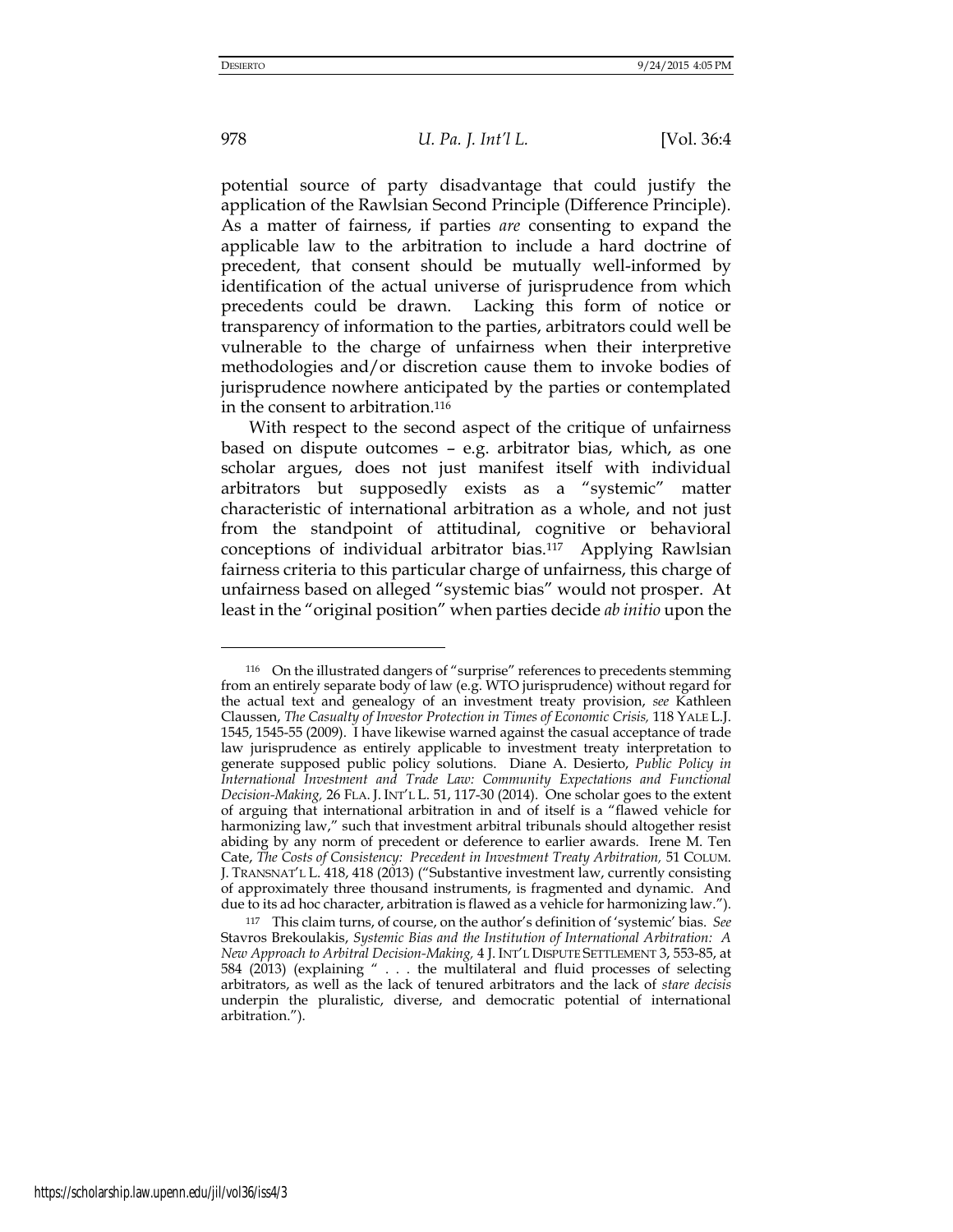potential source of party disadvantage that could justify the application of the Rawlsian Second Principle (Difference Principle). As a matter of fairness, if parties *are* consenting to expand the applicable law to the arbitration to include a hard doctrine of precedent, that consent should be mutually well-informed by identification of the actual universe of jurisprudence from which precedents could be drawn. Lacking this form of notice or transparency of information to the parties, arbitrators could well be vulnerable to the charge of unfairness when their interpretive methodologies and/or discretion cause them to invoke bodies of jurisprudence nowhere anticipated by the parties or contemplated in the consent to arbitration.[116]

With respect to the second aspect of the critique of unfairness based on dispute outcomes – e.g. arbitrator bias, which, as one scholar argues, does not just manifest itself with individual arbitrators but supposedly exists as a "systemic" matter characteristic of international arbitration as a whole, and not just from the standpoint of attitudinal, cognitive or behavioral conceptions of individual arbitrator bias.[117] Applying Rawlsian fairness criteria to this particular charge of unfairness, this charge of unfairness based on alleged "systemic bias" would not prosper. At least in the "original position" when parties decide *ab initio* upon the

---

[116] On the illustrated dangers of "surprise" references to precedents stemming from an entirely separate body of law (e.g. WTO jurisprudence) without regard for the actual text and genealogy of an investment treaty provision, *see* Kathleen Claussen, *The Casualty of Investor Protection in Times of Economic Crisis,* 118 YALE L.J. 1545, 1545-55 (2009). I have likewise warned against the casual acceptance of trade law jurisprudence as entirely applicable to investment treaty interpretation to generate supposed public policy solutions. Diane A. Desierto, *Public Policy in International Investment and Trade Law: Community Expectations and Functional Decision-Making,* 26 FLA. J. INT'L L. 51, 117-30 (2014). One scholar goes to the extent of arguing that international arbitration in and of itself is a "flawed vehicle for harmonizing law," such that investment arbitral tribunals should altogether resist abiding by any norm of precedent or deference to earlier awards. Irene M. Ten Cate, *The Costs of Consistency: Precedent in Investment Treaty Arbitration,* 51 COLUM. J. TRANSNAT'L L. 418, 418 (2013) ("Substantive investment law, currently consisting of approximately three thousand instruments, is fragmented and dynamic. And due to its ad hoc character, arbitration is flawed as a vehicle for harmonizing law.").

[117] This claim turns, of course, on the author's definition of 'systemic' bias. *See* Stavros Brekoulakis, *Systemic Bias and the Institution of International Arbitration: A New Approach to Arbitral Decision-Making,* 4 J. INT'L DISPUTE SETTLEMENT 3, 553-85, at 584 (2013) (explaining " . . . the multilateral and fluid processes of selecting arbitrators, as well as the lack of tenured arbitrators and the lack of *stare decisis* underpin the pluralistic, diverse, and democratic potential of international arbitration.").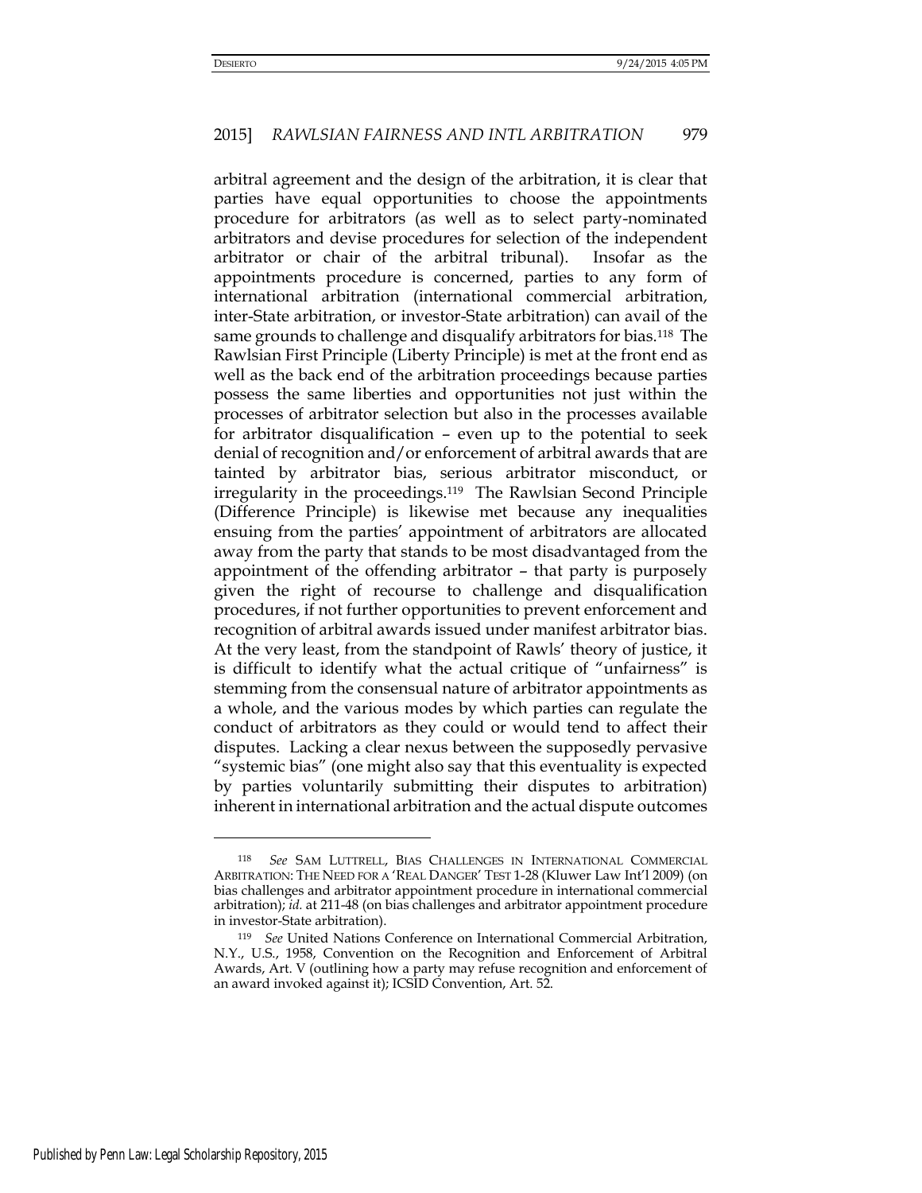arbitral agreement and the design of the arbitration, it is clear that parties have equal opportunities to choose the appointments procedure for arbitrators (as well as to select party-nominated arbitrators and devise procedures for selection of the independent arbitrator or chair of the arbitral tribunal). Insofar as the appointments procedure is concerned, parties to any form of international arbitration (international commercial arbitration, inter-State arbitration, or investor-State arbitration) can avail of the same grounds to challenge and disqualify arbitrators for bias.[118] The Rawlsian First Principle (Liberty Principle) is met at the front end as well as the back end of the arbitration proceedings because parties possess the same liberties and opportunities not just within the processes of arbitrator selection but also in the processes available for arbitrator disqualification – even up to the potential to seek denial of recognition and/or enforcement of arbitral awards that are tainted by arbitrator bias, serious arbitrator misconduct, or irregularity in the proceedings.[119] The Rawlsian Second Principle (Difference Principle) is likewise met because any inequalities ensuing from the parties' appointment of arbitrators are allocated away from the party that stands to be most disadvantaged from the appointment of the offending arbitrator – that party is purposely given the right of recourse to challenge and disqualification procedures, if not further opportunities to prevent enforcement and recognition of arbitral awards issued under manifest arbitrator bias. At the very least, from the standpoint of Rawls' theory of justice, it is difficult to identify what the actual critique of "unfairness" is stemming from the consensual nature of arbitrator appointments as a whole, and the various modes by which parties can regulate the conduct of arbitrators as they could or would tend to affect their disputes. Lacking a clear nexus between the supposedly pervasive "systemic bias" (one might also say that this eventuality is expected by parties voluntarily submitting their disputes to arbitration) inherent in international arbitration and the actual dispute outcomes

---

[118] *See* SAM LUTTRELL, BIAS CHALLENGES IN INTERNATIONAL COMMERCIAL ARBITRATION: THE NEED FOR A 'REAL DANGER' TEST 1-28 (Kluwer Law Int'l 2009) (on bias challenges and arbitrator appointment procedure in international commercial arbitration); *id.* at 211-48 (on bias challenges and arbitrator appointment procedure in investor-State arbitration).

[119] *See* United Nations Conference on International Commercial Arbitration, N.Y., U.S., 1958, Convention on the Recognition and Enforcement of Arbitral Awards, Art. V (outlining how a party may refuse recognition and enforcement of an award invoked against it); ICSID Convention, Art. 52.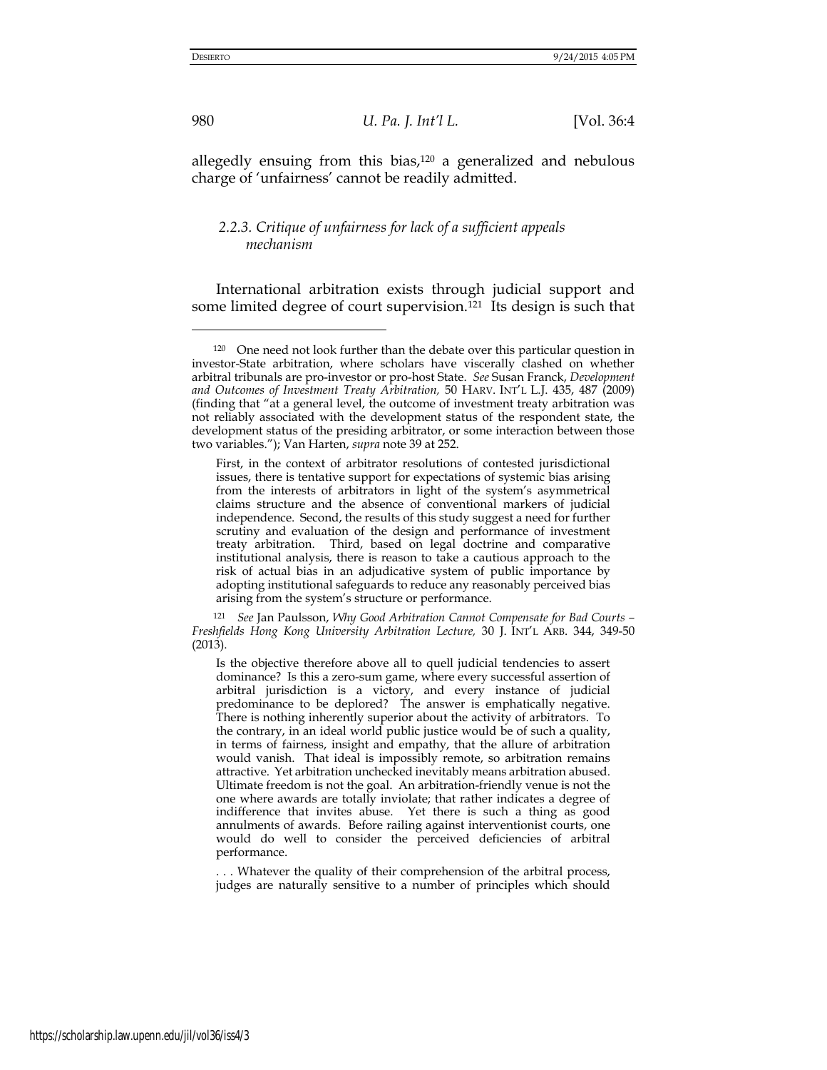allegedly ensuing from this bias,[120] a generalized and nebulous charge of 'unfairness' cannot be readily admitted.

### 2.2.3. Critique of unfairness for lack of a sufficient appeals mechanism

International arbitration exists through judicial support and some limited degree of court supervision.[121] Its design is such that

---

[120] One need not look further than the debate over this particular question in investor-State arbitration, where scholars have viscerally clashed on whether arbitral tribunals are pro-investor or pro-host State. *See* Susan Franck, *Development and Outcomes of Investment Treaty Arbitration,* 50 HARV. INT'L L.J. 435, 487 (2009) (finding that "at a general level, the outcome of investment treaty arbitration was not reliably associated with the development status of the respondent state, the development status of the presiding arbitrator, or some interaction between those two variables."); Van Harten, *supra* note 39 at 252.

> First, in the context of arbitrator resolutions of contested jurisdictional issues, there is tentative support for expectations of systemic bias arising from the interests of arbitrators in light of the system's asymmetrical claims structure and the absence of conventional markers of judicial independence. Second, the results of this study suggest a need for further scrutiny and evaluation of the design and performance of investment treaty arbitration. Third, based on legal doctrine and comparative institutional analysis, there is reason to take a cautious approach to the risk of actual bias in an adjudicative system of public importance by adopting institutional safeguards to reduce any reasonably perceived bias arising from the system's structure or performance.

[121] *See* Jan Paulsson, *Why Good Arbitration Cannot Compensate for Bad Courts – Freshfields Hong Kong University Arbitration Lecture,* 30 J. INT'L ARB. 344, 349-50 (2013).

> Is the objective therefore above all to quell judicial tendencies to assert dominance? Is this a zero-sum game, where every successful assertion of arbitral jurisdiction is a victory, and every instance of judicial predominance to be deplored? The answer is emphatically negative. There is nothing inherently superior about the activity of arbitrators. To the contrary, in an ideal world public justice would be of such a quality, in terms of fairness, insight and empathy, that the allure of arbitration would vanish. That ideal is impossibly remote, so arbitration remains attractive. Yet arbitration unchecked inevitably means arbitration abused. Ultimate freedom is not the goal. An arbitration-friendly venue is not the one where awards are totally inviolate; that rather indicates a degree of indifference that invites abuse. Yet there is such a thing as good annulments of awards. Before railing against interventionist courts, one would do well to consider the perceived deficiencies of arbitral performance.
>
> . . . Whatever the quality of their comprehension of the arbitral process, judges are naturally sensitive to a number of principles which should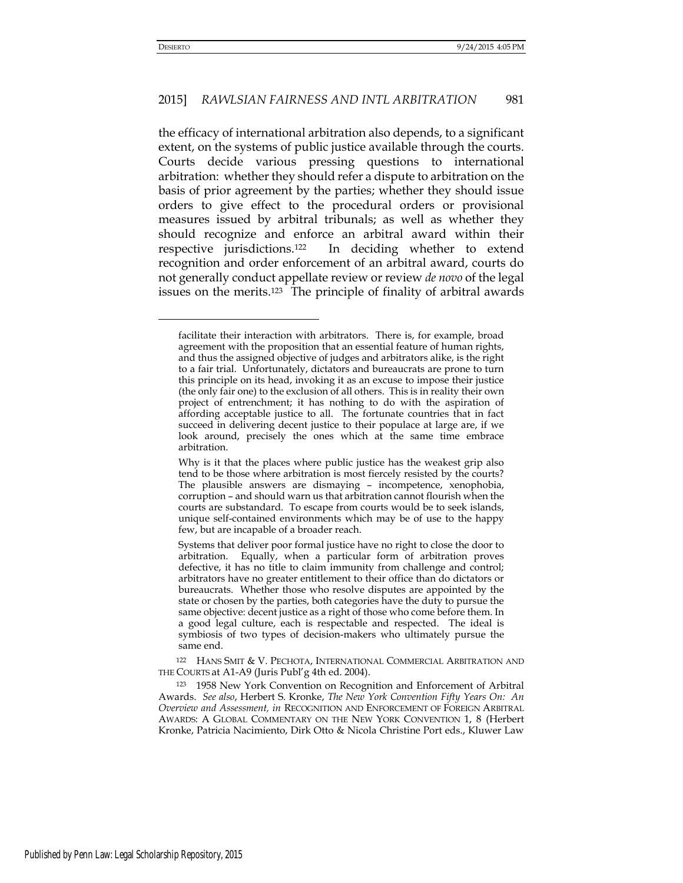the efficacy of international arbitration also depends, to a significant extent, on the systems of public justice available through the courts. Courts decide various pressing questions to international arbitration: whether they should refer a dispute to arbitration on the basis of prior agreement by the parties; whether they should issue orders to give effect to the procedural orders or provisional measures issued by arbitral tribunals; as well as whether they should recognize and enforce an arbitral award within their respective jurisdictions.[122] In deciding whether to extend recognition and order enforcement of an arbitral award, courts do not generally conduct appellate review or review *de novo* of the legal issues on the merits.[123] The principle of finality of arbitral awards

---

> facilitate their interaction with arbitrators. There is, for example, broad agreement with the proposition that an essential feature of human rights, and thus the assigned objective of judges and arbitrators alike, is the right to a fair trial. Unfortunately, dictators and bureaucrats are prone to turn this principle on its head, invoking it as an excuse to impose their justice (the only fair one) to the exclusion of all others. This is in reality their own project of entrenchment; it has nothing to do with the aspiration of affording acceptable justice to all. The fortunate countries that in fact succeed in delivering decent justice to their populace at large are, if we look around, precisely the ones which at the same time embrace arbitration.
>
> Why is it that the places where public justice has the weakest grip also tend to be those where arbitration is most fiercely resisted by the courts? The plausible answers are dismaying – incompetence, xenophobia, corruption – and should warn us that arbitration cannot flourish when the courts are substandard. To escape from courts would be to seek islands, unique self-contained environments which may be of use to the happy few, but are incapable of a broader reach.
>
> Systems that deliver poor formal justice have no right to close the door to arbitration. Equally, when a particular form of arbitration proves defective, it has no title to claim immunity from challenge and control; arbitrators have no greater entitlement to their office than do dictators or bureaucrats. Whether those who resolve disputes are appointed by the state or chosen by the parties, both categories have the duty to pursue the same objective: decent justice as a right of those who come before them. In a good legal culture, each is respectable and respected. The ideal is symbiosis of two types of decision-makers who ultimately pursue the same end.

[122] HANS SMIT & V. PECHOTA, INTERNATIONAL COMMERCIAL ARBITRATION AND THE COURTS at A1-A9 (Juris Publ'g 4th ed. 2004).

[123] 1958 New York Convention on Recognition and Enforcement of Arbitral Awards. *See also*, Herbert S. Kronke, *The New York Convention Fifty Years On: An Overview and Assessment, in* RECOGNITION AND ENFORCEMENT OF FOREIGN ARBITRAL AWARDS: A GLOBAL COMMENTARY ON THE NEW YORK CONVENTION 1, 8 (Herbert Kronke, Patricia Nacimiento, Dirk Otto & Nicola Christine Port eds., Kluwer Law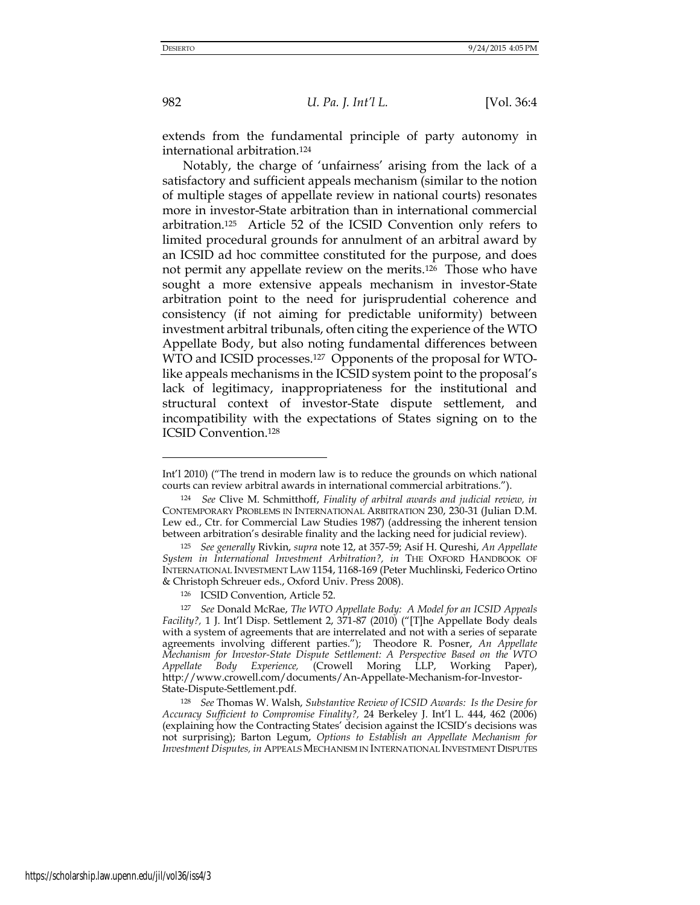extends from the fundamental principle of party autonomy in international arbitration.[124]

Notably, the charge of 'unfairness' arising from the lack of a satisfactory and sufficient appeals mechanism (similar to the notion of multiple stages of appellate review in national courts) resonates more in investor-State arbitration than in international commercial arbitration.[125] Article 52 of the ICSID Convention only refers to limited procedural grounds for annulment of an arbitral award by an ICSID ad hoc committee constituted for the purpose, and does not permit any appellate review on the merits.[126] Those who have sought a more extensive appeals mechanism in investor-State arbitration point to the need for jurisprudential coherence and consistency (if not aiming for predictable uniformity) between investment arbitral tribunals, often citing the experience of the WTO Appellate Body, but also noting fundamental differences between WTO and ICSID processes.[127] Opponents of the proposal for WTO-like appeals mechanisms in the ICSID system point to the proposal's lack of legitimacy, inappropriateness for the institutional and structural context of investor-State dispute settlement, and incompatibility with the expectations of States signing on to the ICSID Convention.[128]

---

Int'l 2010) ("The trend in modern law is to reduce the grounds on which national courts can review arbitral awards in international commercial arbitrations.").

[124] *See* Clive M. Schmitthoff, *Finality of arbitral awards and judicial review, in* CONTEMPORARY PROBLEMS IN INTERNATIONAL ARBITRATION 230, 230-31 (Julian D.M. Lew ed., Ctr. for Commercial Law Studies 1987) (addressing the inherent tension between arbitration's desirable finality and the lacking need for judicial review).

[125] *See generally* Rivkin, *supra* note 12, at 357-59; Asif H. Qureshi, *An Appellate System in International Investment Arbitration?, in* THE OXFORD HANDBOOK OF INTERNATIONAL INVESTMENT LAW 1154, 1168-169 (Peter Muchlinski, Federico Ortino & Christoph Schreuer eds., Oxford Univ. Press 2008).

[126] ICSID Convention, Article 52.

[127] *See* Donald McRae, *The WTO Appellate Body: A Model for an ICSID Appeals Facility?,* 1 J. Int'l Disp. Settlement 2, 371-87 (2010) ("[T]he Appellate Body deals with a system of agreements that are interrelated and not with a series of separate agreements involving different parties."); Theodore R. Posner, *An Appellate Mechanism for Investor-State Dispute Settlement: A Perspective Based on the WTO Appellate Body Experience,* (Crowell Moring LLP, Working Paper), http://www.crowell.com/documents/An-Appellate-Mechanism-for-Investor-State-Dispute-Settlement.pdf.

[128] *See* Thomas W. Walsh, *Substantive Review of ICSID Awards: Is the Desire for Accuracy Sufficient to Compromise Finality?,* 24 Berkeley J. Int'l L. 444, 462 (2006) (explaining how the Contracting States' decision against the ICSID's decisions was not surprising); Barton Legum, *Options to Establish an Appellate Mechanism for Investment Disputes, in* APPEALS MECHANISM IN INTERNATIONAL INVESTMENT DISPUTES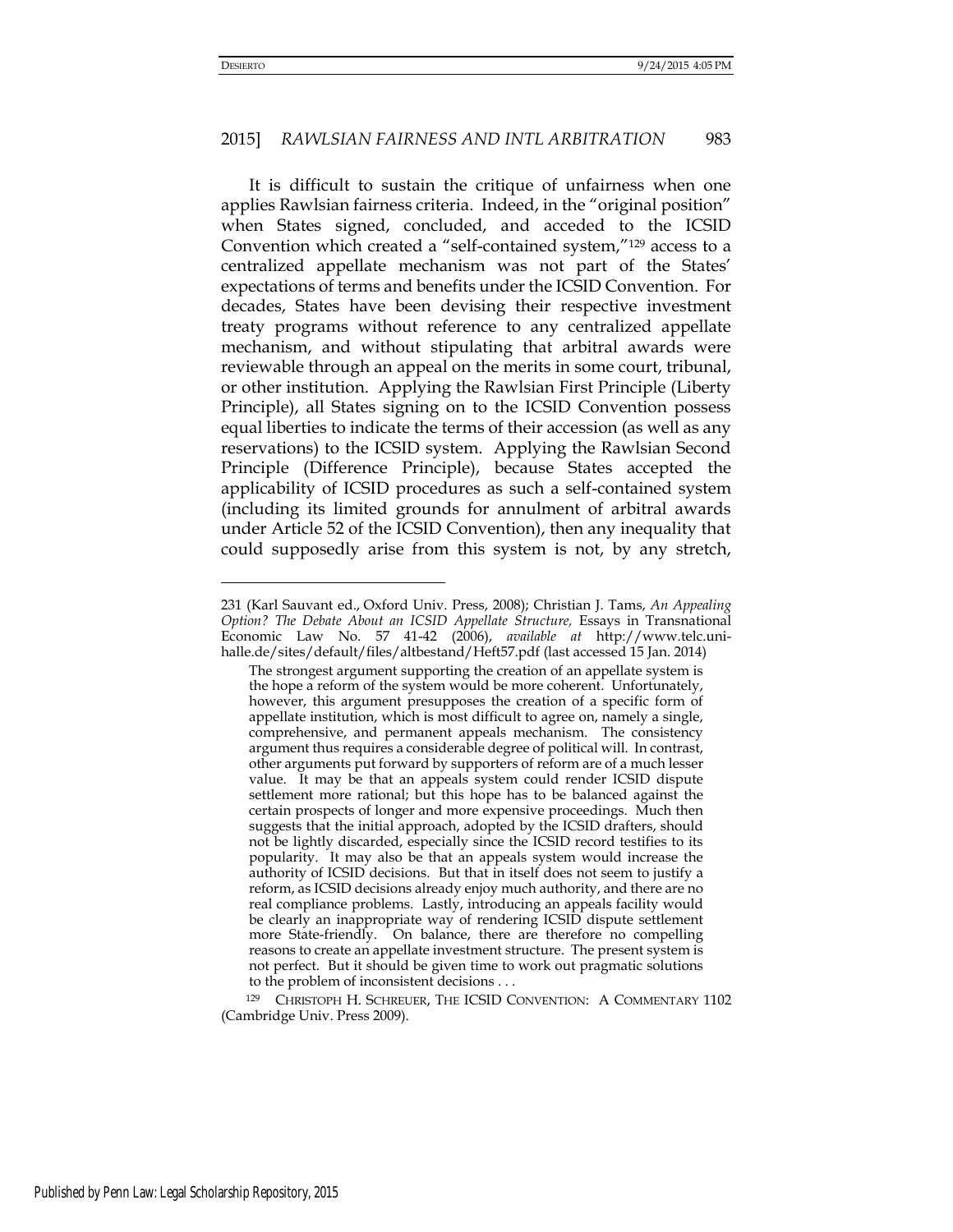It is difficult to sustain the critique of unfairness when one applies Rawlsian fairness criteria. Indeed, in the "original position" when States signed, concluded, and acceded to the ICSID Convention which created a "self-contained system,"[129] access to a centralized appellate mechanism was not part of the States' expectations of terms and benefits under the ICSID Convention. For decades, States have been devising their respective investment treaty programs without reference to any centralized appellate mechanism, and without stipulating that arbitral awards were reviewable through an appeal on the merits in some court, tribunal, or other institution. Applying the Rawlsian First Principle (Liberty Principle), all States signing on to the ICSID Convention possess equal liberties to indicate the terms of their accession (as well as any reservations) to the ICSID system. Applying the Rawlsian Second Principle (Difference Principle), because States accepted the applicability of ICSID procedures as such a self-contained system (including its limited grounds for annulment of arbitral awards under Article 52 of the ICSID Convention), then any inequality that could supposedly arise from this system is not, by any stretch,

---

231 (Karl Sauvant ed., Oxford Univ. Press, 2008); Christian J. Tams, *An Appealing Option? The Debate About an ICSID Appellate Structure,* Essays in Transnational Economic Law No. 57 41-42 (2006), *available at* http://www.telc.uni-halle.de/sites/default/files/altbestand/Heft57.pdf (last accessed 15 Jan. 2014)

> The strongest argument supporting the creation of an appellate system is the hope a reform of the system would be more coherent. Unfortunately, however, this argument presupposes the creation of a specific form of appellate institution, which is most difficult to agree on, namely a single, comprehensive, and permanent appeals mechanism. The consistency argument thus requires a considerable degree of political will. In contrast, other arguments put forward by supporters of reform are of a much lesser value. It may be that an appeals system could render ICSID dispute settlement more rational; but this hope has to be balanced against the certain prospects of longer and more expensive proceedings. Much then suggests that the initial approach, adopted by the ICSID drafters, should not be lightly discarded, especially since the ICSID record testifies to its popularity. It may also be that an appeals system would increase the authority of ICSID decisions. But that in itself does not seem to justify a reform, as ICSID decisions already enjoy much authority, and there are no real compliance problems. Lastly, introducing an appeals facility would be clearly an inappropriate way of rendering ICSID dispute settlement more State-friendly. On balance, there are therefore no compelling reasons to create an appellate investment structure. The present system is not perfect. But it should be given time to work out pragmatic solutions to the problem of inconsistent decisions . . .

[129] CHRISTOPH H. SCHREUER, THE ICSID CONVENTION: A COMMENTARY 1102 (Cambridge Univ. Press 2009).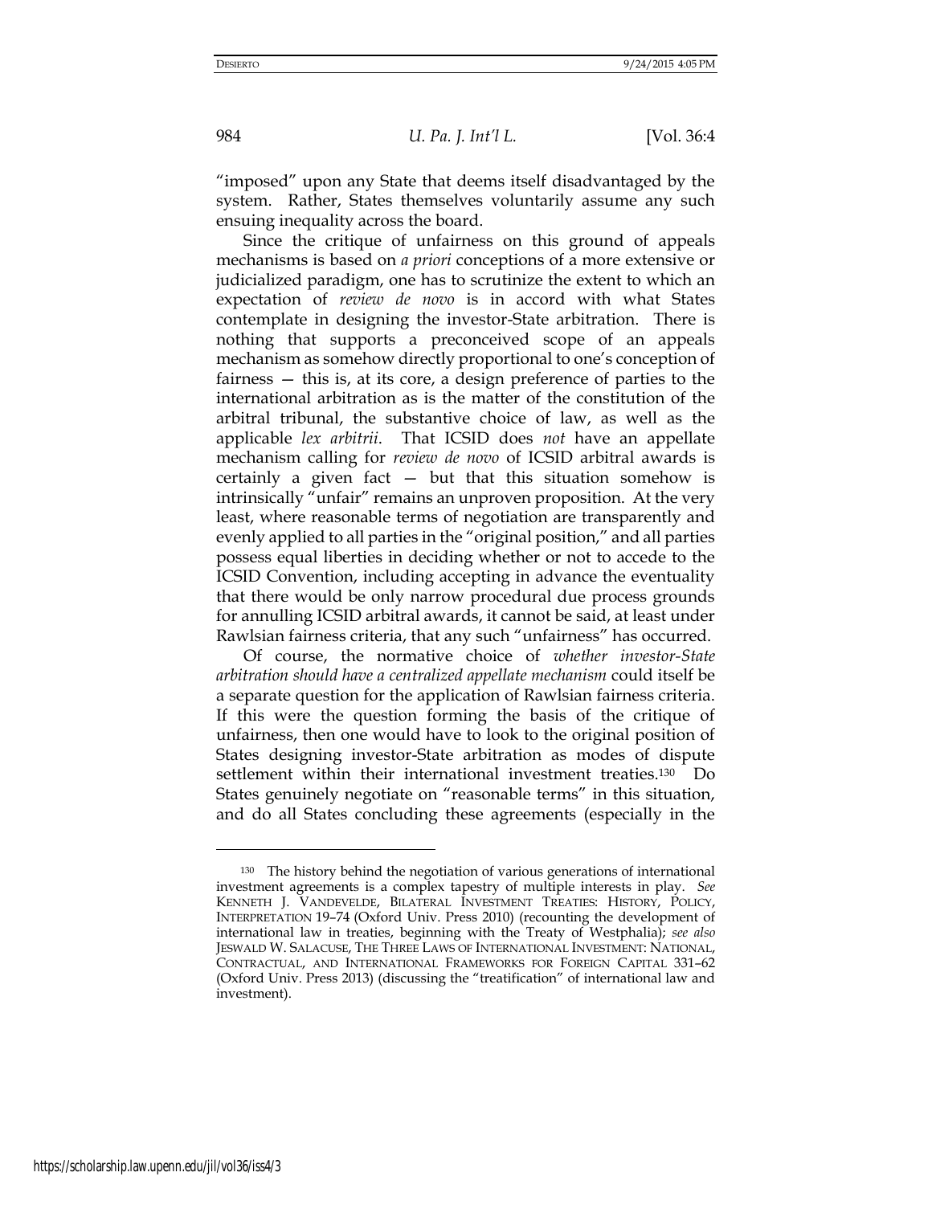"imposed" upon any State that deems itself disadvantaged by the system. Rather, States themselves voluntarily assume any such ensuing inequality across the board.

Since the critique of unfairness on this ground of appeals mechanisms is based on *a priori* conceptions of a more extensive or judicialized paradigm, one has to scrutinize the extent to which an expectation of *review de novo* is in accord with what States contemplate in designing the investor-State arbitration. There is nothing that supports a preconceived scope of an appeals mechanism as somehow directly proportional to one's conception of fairness — this is, at its core, a design preference of parties to the international arbitration as is the matter of the constitution of the arbitral tribunal, the substantive choice of law, as well as the applicable *lex arbitrii*. That ICSID does *not* have an appellate mechanism calling for *review de novo* of ICSID arbitral awards is certainly a given fact — but that this situation somehow is intrinsically "unfair" remains an unproven proposition. At the very least, where reasonable terms of negotiation are transparently and evenly applied to all parties in the "original position," and all parties possess equal liberties in deciding whether or not to accede to the ICSID Convention, including accepting in advance the eventuality that there would be only narrow procedural due process grounds for annulling ICSID arbitral awards, it cannot be said, at least under Rawlsian fairness criteria, that any such "unfairness" has occurred.

Of course, the normative choice of *whether investor-State arbitration should have a centralized appellate mechanism* could itself be a separate question for the application of Rawlsian fairness criteria. If this were the question forming the basis of the critique of unfairness, then one would have to look to the original position of States designing investor-State arbitration as modes of dispute settlement within their international investment treaties.[130] Do States genuinely negotiate on "reasonable terms" in this situation, and do all States concluding these agreements (especially in the

---

[130] The history behind the negotiation of various generations of international investment agreements is a complex tapestry of multiple interests in play. *See* KENNETH J. VANDEVELDE, BILATERAL INVESTMENT TREATIES: HISTORY, POLICY, INTERPRETATION 19–74 (Oxford Univ. Press 2010) (recounting the development of international law in treaties, beginning with the Treaty of Westphalia); *see also* JESWALD W. SALACUSE, THE THREE LAWS OF INTERNATIONAL INVESTMENT: NATIONAL, CONTRACTUAL, AND INTERNATIONAL FRAMEWORKS FOR FOREIGN CAPITAL 331–62 (Oxford Univ. Press 2013) (discussing the "treatification" of international law and investment).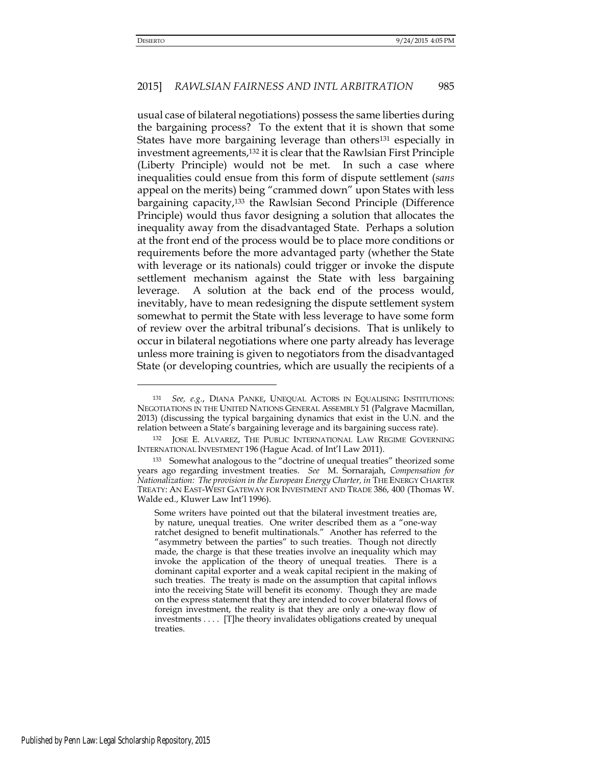usual case of bilateral negotiations) possess the same liberties during the bargaining process? To the extent that it is shown that some States have more bargaining leverage than others[131] especially in investment agreements,[132] it is clear that the Rawlsian First Principle (Liberty Principle) would not be met. In such a case where inequalities could ensue from this form of dispute settlement (*sans* appeal on the merits) being "crammed down" upon States with less bargaining capacity,[133] the Rawlsian Second Principle (Difference Principle) would thus favor designing a solution that allocates the inequality away from the disadvantaged State. Perhaps a solution at the front end of the process would be to place more conditions or requirements before the more advantaged party (whether the State with leverage or its nationals) could trigger or invoke the dispute settlement mechanism against the State with less bargaining leverage. A solution at the back end of the process would, inevitably, have to mean redesigning the dispute settlement system somewhat to permit the State with less leverage to have some form of review over the arbitral tribunal's decisions. That is unlikely to occur in bilateral negotiations where one party already has leverage unless more training is given to negotiators from the disadvantaged State (or developing countries, which are usually the recipients of a

---

[131] *See, e.g.*, DIANA PANKE, UNEQUAL ACTORS IN EQUALISING INSTITUTIONS: NEGOTIATIONS IN THE UNITED NATIONS GENERAL ASSEMBLY 51 (Palgrave Macmillan, 2013) (discussing the typical bargaining dynamics that exist in the U.N. and the relation between a State's bargaining leverage and its bargaining success rate).

[132] JOSE E. ALVAREZ, THE PUBLIC INTERNATIONAL LAW REGIME GOVERNING INTERNATIONAL INVESTMENT 196 (Hague Acad. of Int'l Law 2011).

[133] Somewhat analogous to the "doctrine of unequal treaties" theorized some years ago regarding investment treaties. *See* M. Sornarajah, *Compensation for Nationalization: The provision in the European Energy Charter, in* THE ENERGY CHARTER TREATY: AN EAST-WEST GATEWAY FOR INVESTMENT AND TRADE 386, 400 (Thomas W. Walde ed., Kluwer Law Int'l 1996).

> Some writers have pointed out that the bilateral investment treaties are, by nature, unequal treaties. One writer described them as a "one-way ratchet designed to benefit multinationals." Another has referred to the "asymmetry between the parties" to such treaties. Though not directly made, the charge is that these treaties involve an inequality which may invoke the application of the theory of unequal treaties. There is a dominant capital exporter and a weak capital recipient in the making of such treaties. The treaty is made on the assumption that capital inflows into the receiving State will benefit its economy. Though they are made on the express statement that they are intended to cover bilateral flows of foreign investment, the reality is that they are only a one-way flow of investments . . . . [T]he theory invalidates obligations created by unequal treaties.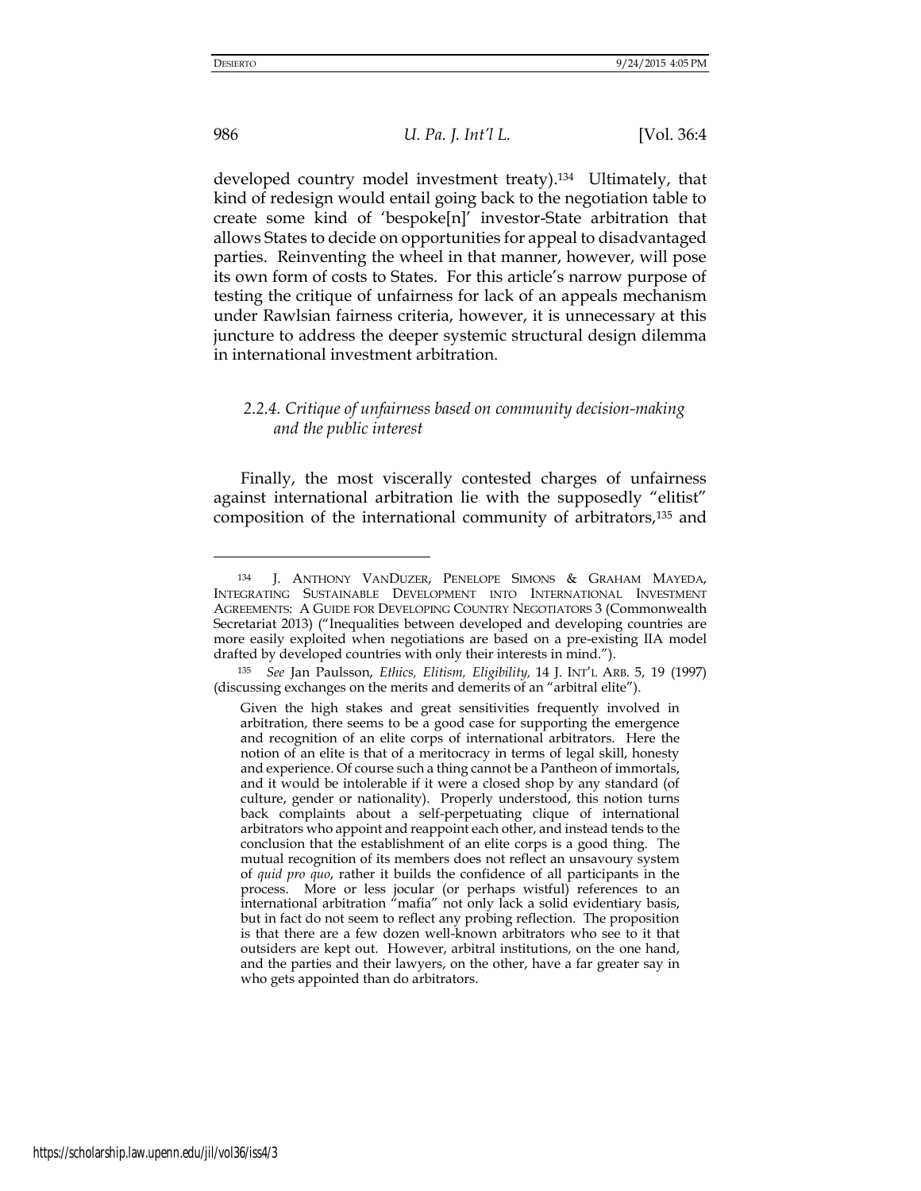developed country model investment treaty).[134] Ultimately, that kind of redesign would entail going back to the negotiation table to create some kind of 'bespoke[n]' investor-State arbitration that allows States to decide on opportunities for appeal to disadvantaged parties. Reinventing the wheel in that manner, however, will pose its own form of costs to States. For this article's narrow purpose of testing the critique of unfairness for lack of an appeals mechanism under Rawlsian fairness criteria, however, it is unnecessary at this juncture to address the deeper systemic structural design dilemma in international investment arbitration.

### 2.2.4. *Critique of unfairness based on community decision-making and the public interest*

Finally, the most viscerally contested charges of unfairness against international arbitration lie with the supposedly "elitist" composition of the international community of arbitrators,[135] and

---

[134] J. ANTHONY VANDUZER, PENELOPE SIMONS & GRAHAM MAYEDA, INTEGRATING SUSTAINABLE DEVELOPMENT INTO INTERNATIONAL INVESTMENT AGREEMENTS: A GUIDE FOR DEVELOPING COUNTRY NEGOTIATORS 3 (Commonwealth Secretariat 2013) ("Inequalities between developed and developing countries are more easily exploited when negotiations are based on a pre-existing IIA model drafted by developed countries with only their interests in mind.").

[135] *See* Jan Paulsson, *Ethics, Elitism, Eligibility,* 14 J. INT'L ARB. 5, 19 (1997) (discussing exchanges on the merits and demerits of an "arbitral elite").

> Given the high stakes and great sensitivities frequently involved in arbitration, there seems to be a good case for supporting the emergence and recognition of an elite corps of international arbitrators. Here the notion of an elite is that of a meritocracy in terms of legal skill, honesty and experience. Of course such a thing cannot be a Pantheon of immortals, and it would be intolerable if it were a closed shop by any standard (of culture, gender or nationality). Properly understood, this notion turns back complaints about a self-perpetuating clique of international arbitrators who appoint and reappoint each other, and instead tends to the conclusion that the establishment of an elite corps is a good thing. The mutual recognition of its members does not reflect an unsavoury system of *quid pro quo*, rather it builds the confidence of all participants in the process. More or less jocular (or perhaps wistful) references to an international arbitration "mafia" not only lack a solid evidentiary basis, but in fact do not seem to reflect any probing reflection. The proposition is that there are a few dozen well-known arbitrators who see to it that outsiders are kept out. However, arbitral institutions, on the one hand, and the parties and their lawyers, on the other, have a far greater say in who gets appointed than do arbitrators.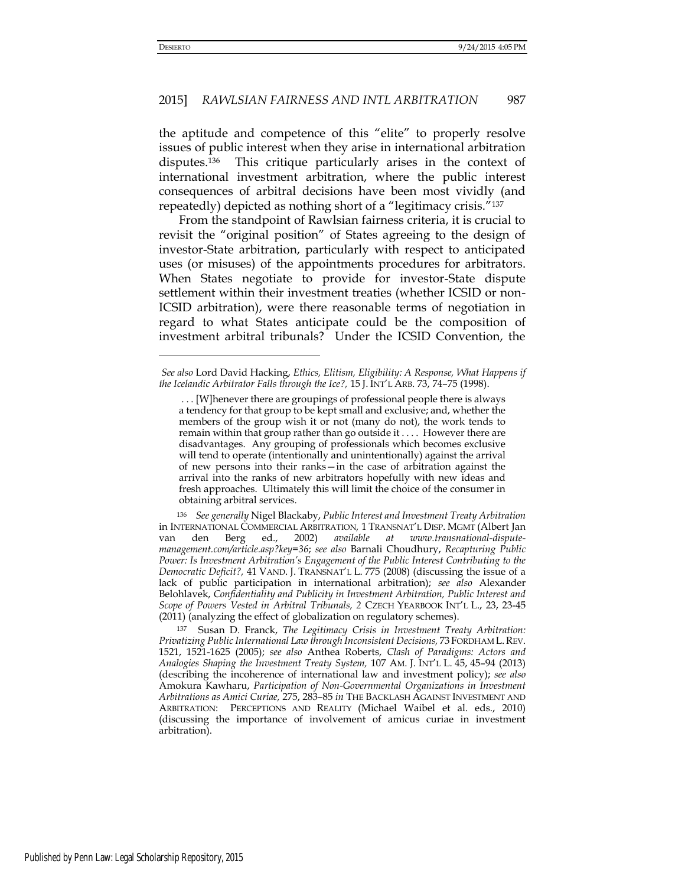the aptitude and competence of this "elite" to properly resolve issues of public interest when they arise in international arbitration disputes.[136] This critique particularly arises in the context of international investment arbitration, where the public interest consequences of arbitral decisions have been most vividly (and repeatedly) depicted as nothing short of a "legitimacy crisis."[137]

From the standpoint of Rawlsian fairness criteria, it is crucial to revisit the "original position" of States agreeing to the design of investor-State arbitration, particularly with respect to anticipated uses (or misuses) of the appointments procedures for arbitrators. When States negotiate to provide for investor-State dispute settlement within their investment treaties (whether ICSID or non-ICSID arbitration), were there reasonable terms of negotiation in regard to what States anticipate could be the composition of investment arbitral tribunals? Under the ICSID Convention, the

---

*See also* Lord David Hacking, *Ethics, Elitism, Eligibility: A Response, What Happens if the Icelandic Arbitrator Falls through the Ice?,* 15 J. INT'L ARB. 73, 74–75 (1998).

> . . . [W]henever there are groupings of professional people there is always a tendency for that group to be kept small and exclusive; and, whether the members of the group wish it or not (many do not), the work tends to remain within that group rather than go outside it . . . . However there are disadvantages. Any grouping of professionals which becomes exclusive will tend to operate (intentionally and unintentionally) against the arrival of new persons into their ranks—in the case of arbitration against the arrival into the ranks of new arbitrators hopefully with new ideas and fresh approaches. Ultimately this will limit the choice of the consumer in obtaining arbitral services.

[136] *See generally* Nigel Blackaby, *Public Interest and Investment Treaty Arbitration* in INTERNATIONAL COMMERCIAL ARBITRATION, 1 TRANSNAT'L DISP. MGMT (Albert Jan van den Berg ed., 2002) *available at www.transnational-dispute-management.com/article.asp?key=36*; *see also* Barnali Choudhury, *Recapturing Public Power: Is Investment Arbitration's Engagement of the Public Interest Contributing to the Democratic Deficit?,* 41 VAND. J. TRANSNAT'L L. 775 (2008) (discussing the issue of a lack of public participation in international arbitration); *see also* Alexander Belohlavek, *Confidentiality and Publicity in Investment Arbitration, Public Interest and Scope of Powers Vested in Arbitral Tribunals,* 2 CZECH YEARBOOK INT'L L., 23, 23-45 (2011) (analyzing the effect of globalization on regulatory schemes).

[137] Susan D. Franck, *The Legitimacy Crisis in Investment Treaty Arbitration: Privatizing Public International Law through Inconsistent Decisions,* 73 FORDHAM L. REV. 1521, 1521-1625 (2005); *see also* Anthea Roberts, *Clash of Paradigms: Actors and Analogies Shaping the Investment Treaty System,* 107 AM. J. INT'L L. 45, 45–94 (2013) (describing the incoherence of international law and investment policy); *see also* Amokura Kawharu, *Participation of Non-Governmental Organizations in Investment Arbitrations as Amici Curiae,* 275, 283–85 *in* THE BACKLASH AGAINST INVESTMENT AND ARBITRATION: PERCEPTIONS AND REALITY (Michael Waibel et al. eds., 2010) (discussing the importance of involvement of amicus curiae in investment arbitration).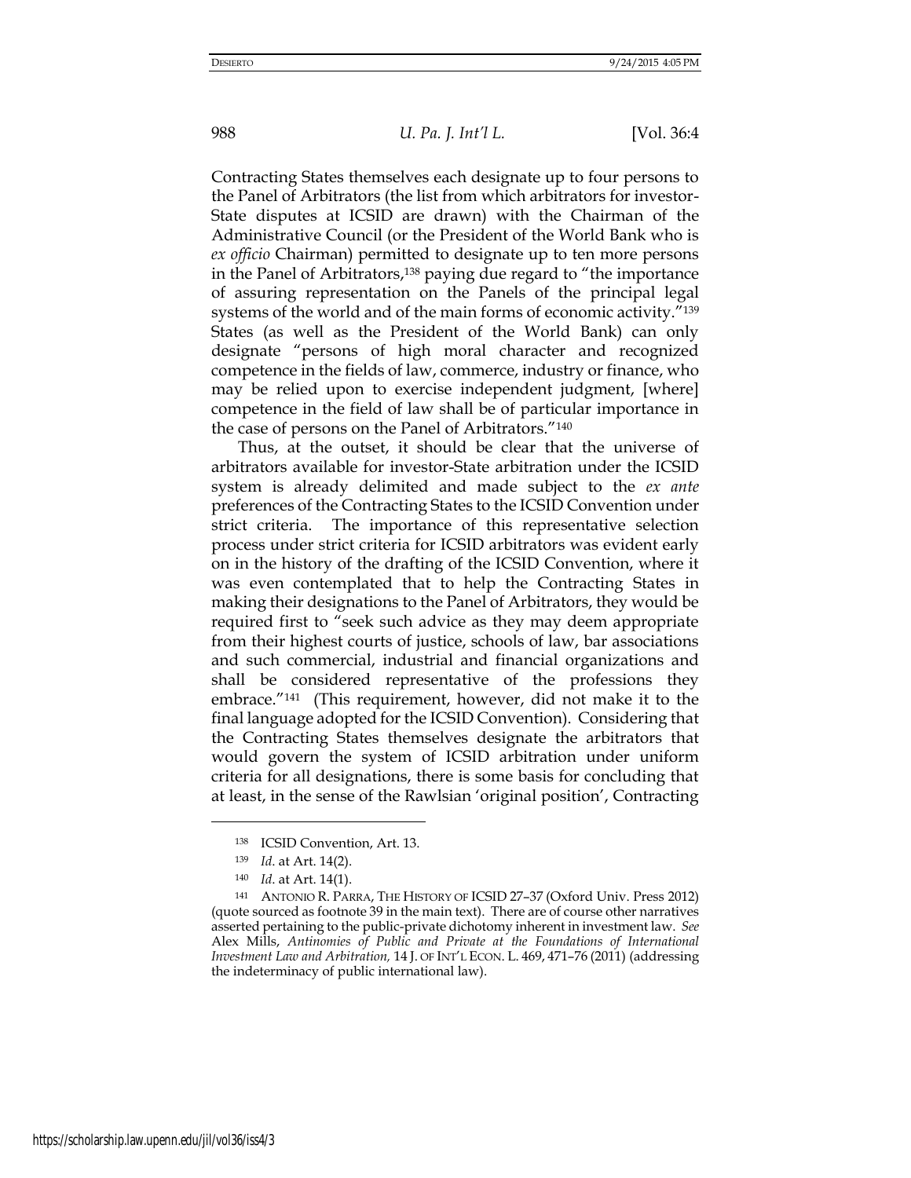Contracting States themselves each designate up to four persons to the Panel of Arbitrators (the list from which arbitrators for investor-State disputes at ICSID are drawn) with the Chairman of the Administrative Council (or the President of the World Bank who is *ex officio* Chairman) permitted to designate up to ten more persons in the Panel of Arbitrators,[138] paying due regard to "the importance of assuring representation on the Panels of the principal legal systems of the world and of the main forms of economic activity."[139] States (as well as the President of the World Bank) can only designate "persons of high moral character and recognized competence in the fields of law, commerce, industry or finance, who may be relied upon to exercise independent judgment, [where] competence in the field of law shall be of particular importance in the case of persons on the Panel of Arbitrators."[140]

Thus, at the outset, it should be clear that the universe of arbitrators available for investor-State arbitration under the ICSID system is already delimited and made subject to the *ex ante* preferences of the Contracting States to the ICSID Convention under strict criteria. The importance of this representative selection process under strict criteria for ICSID arbitrators was evident early on in the history of the drafting of the ICSID Convention, where it was even contemplated that to help the Contracting States in making their designations to the Panel of Arbitrators, they would be required first to "seek such advice as they may deem appropriate from their highest courts of justice, schools of law, bar associations and such commercial, industrial and financial organizations and shall be considered representative of the professions they embrace."[141] (This requirement, however, did not make it to the final language adopted for the ICSID Convention). Considering that the Contracting States themselves designate the arbitrators that would govern the system of ICSID arbitration under uniform criteria for all designations, there is some basis for concluding that at least, in the sense of the Rawlsian 'original position', Contracting

---

[138] ICSID Convention, Art. 13.

[139] *Id*. at Art. 14(2).

[140] *Id*. at Art. 14(1).

[141] ANTONIO R. PARRA, THE HISTORY OF ICSID 27–37 (Oxford Univ. Press 2012) (quote sourced as footnote 39 in the main text). There are of course other narratives asserted pertaining to the public-private dichotomy inherent in investment law. *See* Alex Mills, *Antinomies of Public and Private at the Foundations of International Investment Law and Arbitration,* 14 J. OF INT'L ECON. L. 469, 471–76 (2011) (addressing the indeterminacy of public international law).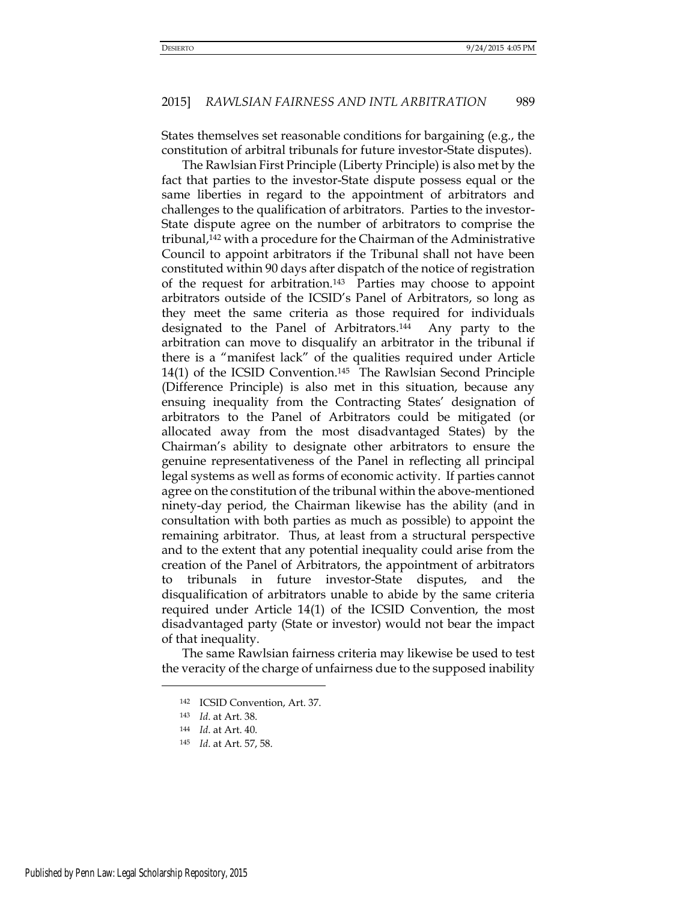States themselves set reasonable conditions for bargaining (e.g., the constitution of arbitral tribunals for future investor-State disputes).

The Rawlsian First Principle (Liberty Principle) is also met by the fact that parties to the investor-State dispute possess equal or the same liberties in regard to the appointment of arbitrators and challenges to the qualification of arbitrators. Parties to the investor-State dispute agree on the number of arbitrators to comprise the tribunal,[142] with a procedure for the Chairman of the Administrative Council to appoint arbitrators if the Tribunal shall not have been constituted within 90 days after dispatch of the notice of registration of the request for arbitration.[143] Parties may choose to appoint arbitrators outside of the ICSID's Panel of Arbitrators, so long as they meet the same criteria as those required for individuals designated to the Panel of Arbitrators.[144] Any party to the arbitration can move to disqualify an arbitrator in the tribunal if there is a "manifest lack" of the qualities required under Article 14(1) of the ICSID Convention.[145] The Rawlsian Second Principle (Difference Principle) is also met in this situation, because any ensuing inequality from the Contracting States' designation of arbitrators to the Panel of Arbitrators could be mitigated (or allocated away from the most disadvantaged States) by the Chairman's ability to designate other arbitrators to ensure the genuine representativeness of the Panel in reflecting all principal legal systems as well as forms of economic activity. If parties cannot agree on the constitution of the tribunal within the above-mentioned ninety-day period, the Chairman likewise has the ability (and in consultation with both parties as much as possible) to appoint the remaining arbitrator. Thus, at least from a structural perspective and to the extent that any potential inequality could arise from the creation of the Panel of Arbitrators, the appointment of arbitrators to tribunals in future investor-State disputes, and the disqualification of arbitrators unable to abide by the same criteria required under Article 14(1) of the ICSID Convention, the most disadvantaged party (State or investor) would not bear the impact of that inequality.

The same Rawlsian fairness criteria may likewise be used to test the veracity of the charge of unfairness due to the supposed inability

---

[142] ICSID Convention, Art. 37.

[143] *Id.* at Art. 38.

[144] *Id.* at Art. 40.

[145] *Id.* at Art. 57, 58.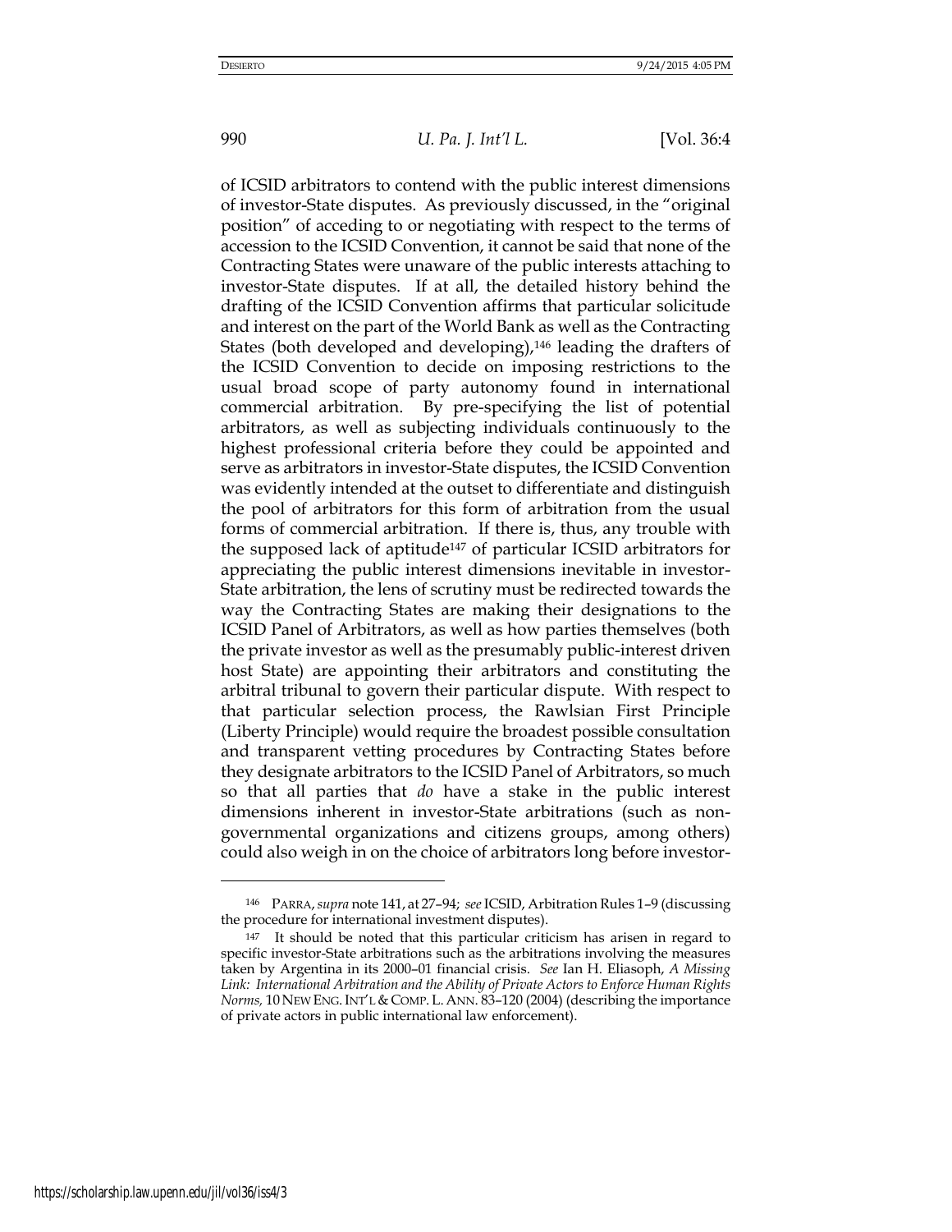of ICSID arbitrators to contend with the public interest dimensions of investor-State disputes. As previously discussed, in the "original position" of acceding to or negotiating with respect to the terms of accession to the ICSID Convention, it cannot be said that none of the Contracting States were unaware of the public interests attaching to investor-State disputes. If at all, the detailed history behind the drafting of the ICSID Convention affirms that particular solicitude and interest on the part of the World Bank as well as the Contracting States (both developed and developing),[146] leading the drafters of the ICSID Convention to decide on imposing restrictions to the usual broad scope of party autonomy found in international commercial arbitration. By pre-specifying the list of potential arbitrators, as well as subjecting individuals continuously to the highest professional criteria before they could be appointed and serve as arbitrators in investor-State disputes, the ICSID Convention was evidently intended at the outset to differentiate and distinguish the pool of arbitrators for this form of arbitration from the usual forms of commercial arbitration. If there is, thus, any trouble with the supposed lack of aptitude[147] of particular ICSID arbitrators for appreciating the public interest dimensions inevitable in investor-State arbitration, the lens of scrutiny must be redirected towards the way the Contracting States are making their designations to the ICSID Panel of Arbitrators, as well as how parties themselves (both the private investor as well as the presumably public-interest driven host State) are appointing their arbitrators and constituting the arbitral tribunal to govern their particular dispute. With respect to that particular selection process, the Rawlsian First Principle (Liberty Principle) would require the broadest possible consultation and transparent vetting procedures by Contracting States before they designate arbitrators to the ICSID Panel of Arbitrators, so much so that all parties that *do* have a stake in the public interest dimensions inherent in investor-State arbitrations (such as non-governmental organizations and citizens groups, among others) could also weigh in on the choice of arbitrators long before investor-

---

[146] PARRA, *supra* note 141, at 27–94; *see* ICSID, Arbitration Rules 1–9 (discussing the procedure for international investment disputes).

[147] It should be noted that this particular criticism has arisen in regard to specific investor-State arbitrations such as the arbitrations involving the measures taken by Argentina in its 2000–01 financial crisis. *See* Ian H. Eliasoph, *A Missing Link: International Arbitration and the Ability of Private Actors to Enforce Human Rights Norms,* 10 NEW ENG. INT'L & COMP. L. ANN. 83–120 (2004) (describing the importance of private actors in public international law enforcement).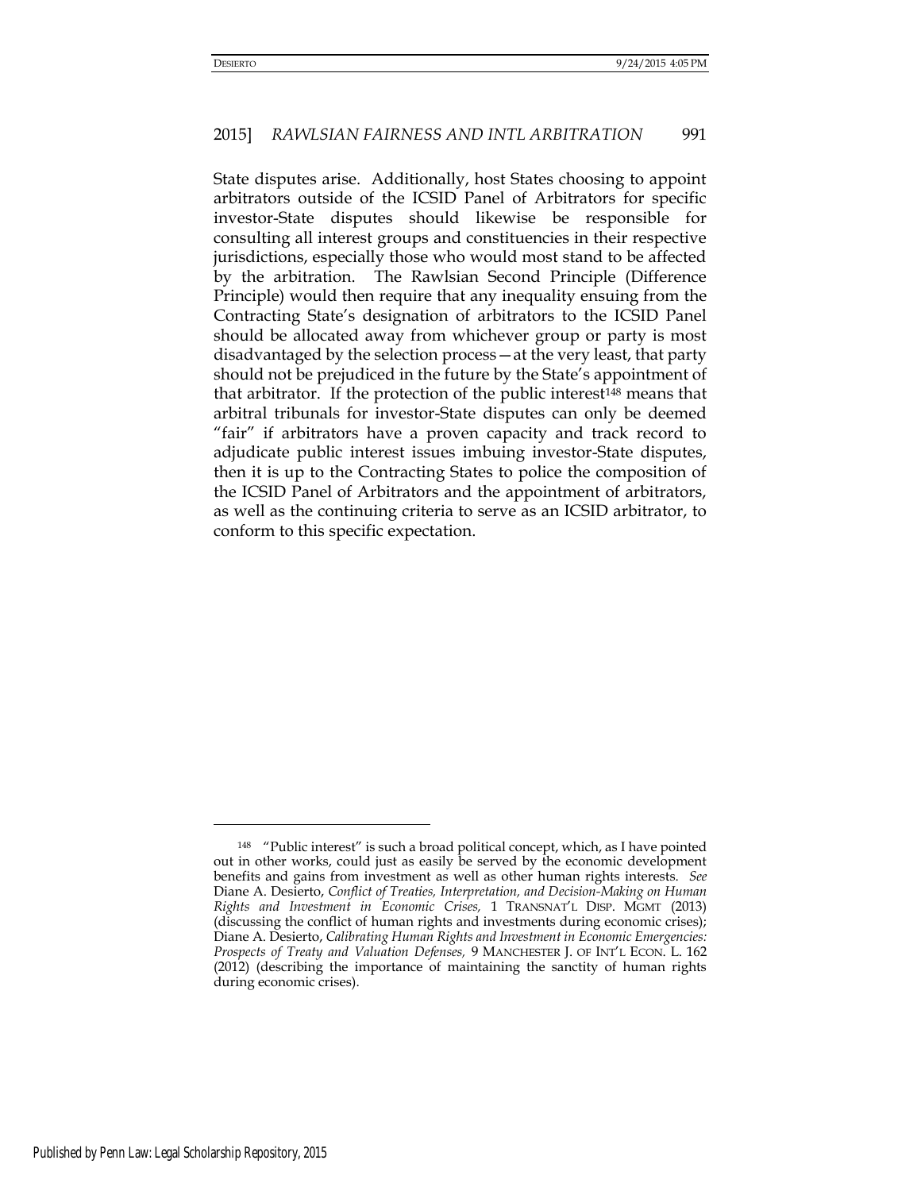State disputes arise. Additionally, host States choosing to appoint arbitrators outside of the ICSID Panel of Arbitrators for specific investor-State disputes should likewise be responsible for consulting all interest groups and constituencies in their respective jurisdictions, especially those who would most stand to be affected by the arbitration. The Rawlsian Second Principle (Difference Principle) would then require that any inequality ensuing from the Contracting State's designation of arbitrators to the ICSID Panel should be allocated away from whichever group or party is most disadvantaged by the selection process—at the very least, that party should not be prejudiced in the future by the State's appointment of that arbitrator. If the protection of the public interest[148] means that arbitral tribunals for investor-State disputes can only be deemed "fair" if arbitrators have a proven capacity and track record to adjudicate public interest issues imbuing investor-State disputes, then it is up to the Contracting States to police the composition of the ICSID Panel of Arbitrators and the appointment of arbitrators, as well as the continuing criteria to serve as an ICSID arbitrator, to conform to this specific expectation.

---

[148] "Public interest" is such a broad political concept, which, as I have pointed out in other works, could just as easily be served by the economic development benefits and gains from investment as well as other human rights interests. *See* Diane A. Desierto, *Conflict of Treaties, Interpretation, and Decision-Making on Human Rights and Investment in Economic Crises,* 1 TRANSNAT'L DISP. MGMT (2013) (discussing the conflict of human rights and investments during economic crises); Diane A. Desierto, *Calibrating Human Rights and Investment in Economic Emergencies: Prospects of Treaty and Valuation Defenses,* 9 MANCHESTER J. OF INT'L ECON. L. 162 (2012) (describing the importance of maintaining the sanctity of human rights during economic crises).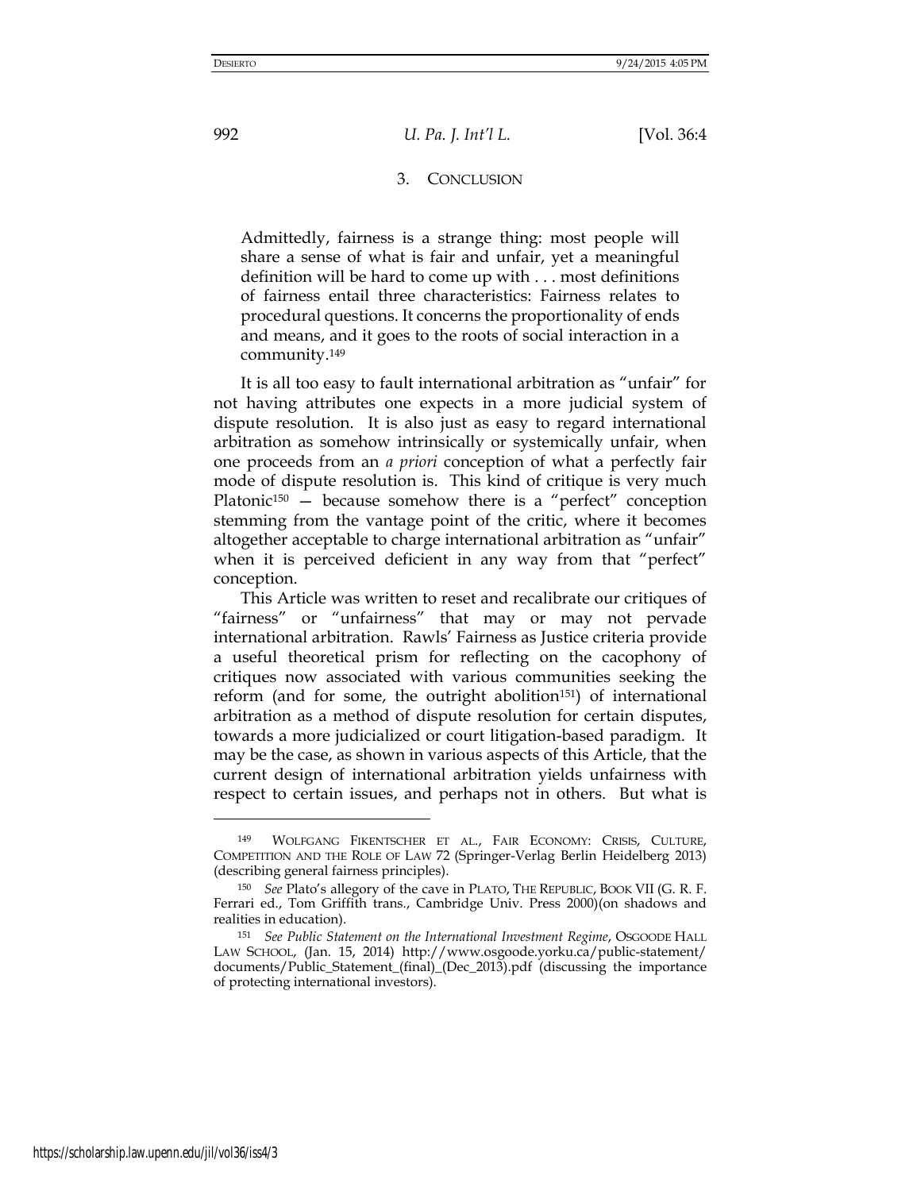### 3. Conclusion

> Admittedly, fairness is a strange thing: most people will share a sense of what is fair and unfair, yet a meaningful definition will be hard to come up with . . . most definitions of fairness entail three characteristics: Fairness relates to procedural questions. It concerns the proportionality of ends and means, and it goes to the roots of social interaction in a community.[149]

It is all too easy to fault international arbitration as "unfair" for not having attributes one expects in a more judicial system of dispute resolution. It is also just as easy to regard international arbitration as somehow intrinsically or systemically unfair, when one proceeds from an *a priori* conception of what a perfectly fair mode of dispute resolution is. This kind of critique is very much Platonic[150] — because somehow there is a "perfect" conception stemming from the vantage point of the critic, where it becomes altogether acceptable to charge international arbitration as "unfair" when it is perceived deficient in any way from that "perfect" conception.

This Article was written to reset and recalibrate our critiques of "fairness" or "unfairness" that may or may not pervade international arbitration. Rawls' Fairness as Justice criteria provide a useful theoretical prism for reflecting on the cacophony of critiques now associated with various communities seeking the reform (and for some, the outright abolition[151]) of international arbitration as a method of dispute resolution for certain disputes, towards a more judicialized or court litigation-based paradigm. It may be the case, as shown in various aspects of this Article, that the current design of international arbitration yields unfairness with respect to certain issues, and perhaps not in others. But what is

---

[149] Wolfgang Fikentscher et al., Fair Economy: Crisis, Culture, Competition and the Role of Law 72 (Springer-Verlag Berlin Heidelberg 2013) (describing general fairness principles).

[150] *See* Plato's allegory of the cave in Plato, The Republic, Book VII (G. R. F. Ferrari ed., Tom Griffith trans., Cambridge Univ. Press 2000)(on shadows and realities in education).

[151] *See Public Statement on the International Investment Regime*, Osgoode Hall Law School, (Jan. 15, 2014) http://www.osgoode.yorku.ca/public-statement/documents/Public_Statement_(final)_(Dec_2013).pdf (discussing the importance of protecting international investors).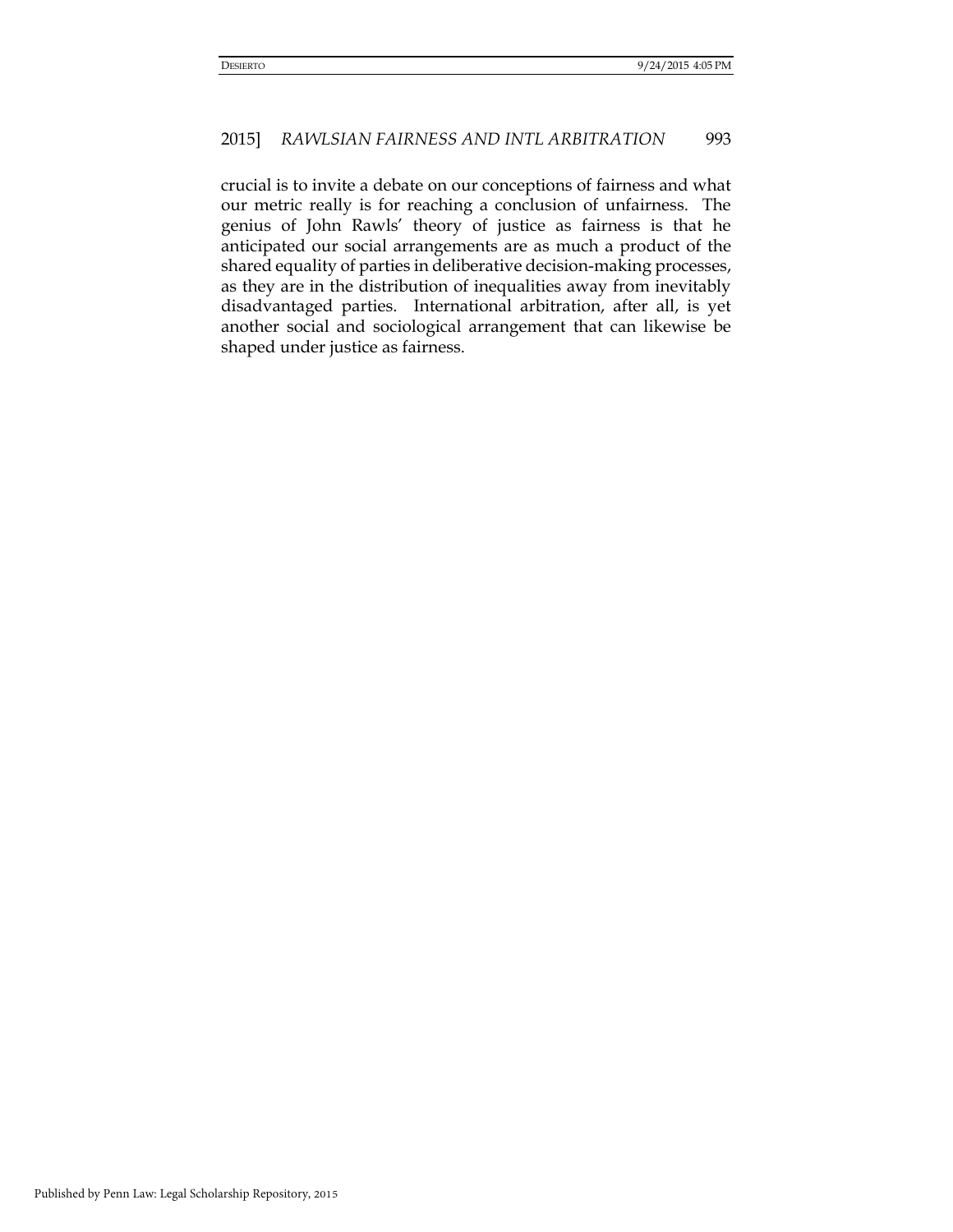crucial is to invite a debate on our conceptions of fairness and what our metric really is for reaching a conclusion of unfairness. The genius of John Rawls' theory of justice as fairness is that he anticipated our social arrangements are as much a product of the shared equality of parties in deliberative decision-making processes, as they are in the distribution of inequalities away from inevitably disadvantaged parties. International arbitration, after all, is yet another social and sociological arrangement that can likewise be shaped under justice as fairness.